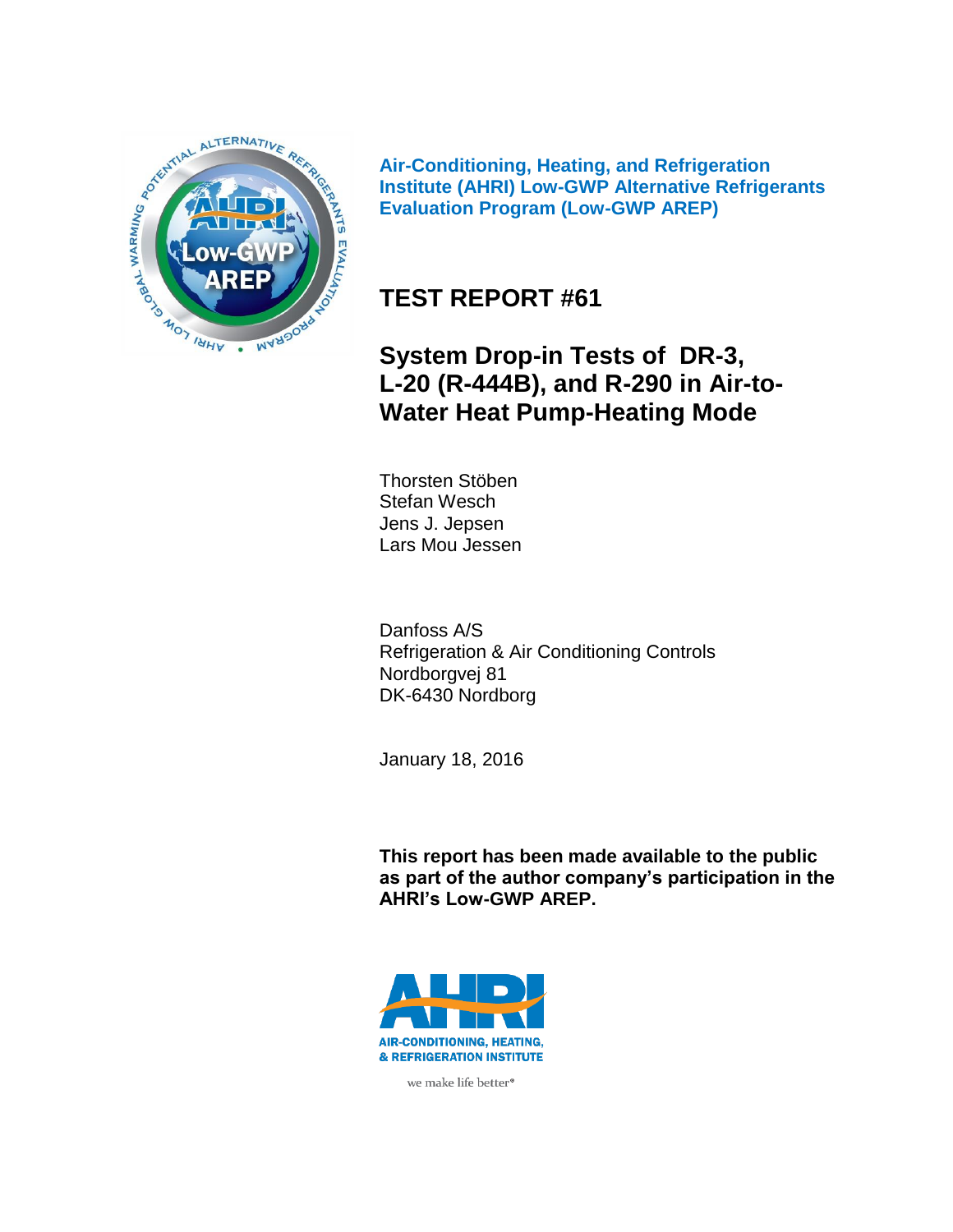**Air-Conditioning, Heating, and Refrigeration Institute (AHRI) Low-GWP Alternative Refrigerants Evaluation Program (Low-GWP AREP)**

# TEST REPORT #61

## System Drop-in Tests of DR-3, L-20 (R-444B), and R-290 in Air-to-Water Heat Pump-Heating Mode

Thorsten Stöben
Stefan Wesch
Jens J. Jepsen
Lars Mou Jessen

Danfoss A/S
Refrigeration & Air Conditioning Controls
Nordborgvej 81
DK-6430 Nordborg

January 18, 2016

**This report has been made available to the public as part of the author company's participation in the AHRI's Low-GWP AREP.**

AIR-CONDITIONING, HEATING, & REFRIGERATION INSTITUTE

we make life better®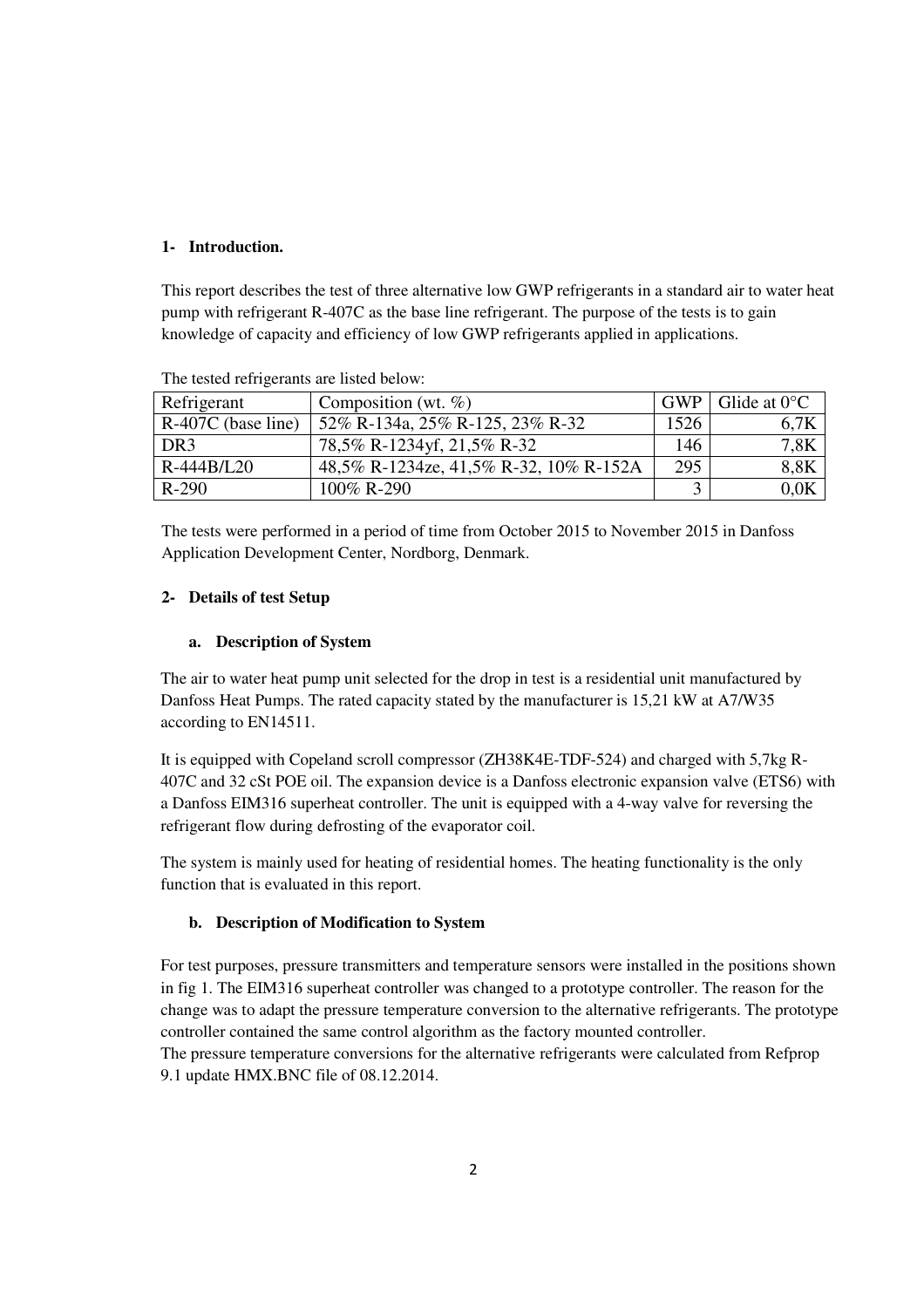## 1- Introduction.

This report describes the test of three alternative low GWP refrigerants in a standard air to water heat pump with refrigerant R-407C as the base line refrigerant. The purpose of the tests is to gain knowledge of capacity and efficiency of low GWP refrigerants applied in applications.

The tested refrigerants are listed below:

| Refrigerant | Composition (wt. %) | GWP | Glide at 0°C |
|---|---|---|---|
| R-407C (base line) | 52% R-134a, 25% R-125, 23% R-32 | 1526 | 6,7K |
| DR3 | 78,5% R-1234yf, 21,5% R-32 | 146 | 7,8K |
| R-444B/L20 | 48,5% R-1234ze, 41,5% R-32, 10% R-152A | 295 | 8,8K |
| R-290 | 100% R-290 | 3 | 0,0K |

The tests were performed in a period of time from October 2015 to November 2015 in Danfoss Application Development Center, Nordborg, Denmark.

## 2- Details of test Setup

### a. Description of System

The air to water heat pump unit selected for the drop in test is a residential unit manufactured by Danfoss Heat Pumps. The rated capacity stated by the manufacturer is 15,21 kW at A7/W35 according to EN14511.

It is equipped with Copeland scroll compressor (ZH38K4E-TDF-524) and charged with 5,7kg R-407C and 32 cSt POE oil. The expansion device is a Danfoss electronic expansion valve (ETS6) with a Danfoss EIM316 superheat controller. The unit is equipped with a 4-way valve for reversing the refrigerant flow during defrosting of the evaporator coil.

The system is mainly used for heating of residential homes. The heating functionality is the only function that is evaluated in this report.

### b. Description of Modification to System

For test purposes, pressure transmitters and temperature sensors were installed in the positions shown in fig 1. The EIM316 superheat controller was changed to a prototype controller. The reason for the change was to adapt the pressure temperature conversion to the alternative refrigerants. The prototype controller contained the same control algorithm as the factory mounted controller.
The pressure temperature conversions for the alternative refrigerants were calculated from Refprop 9.1 update HMX.BNC file of 08.12.2014.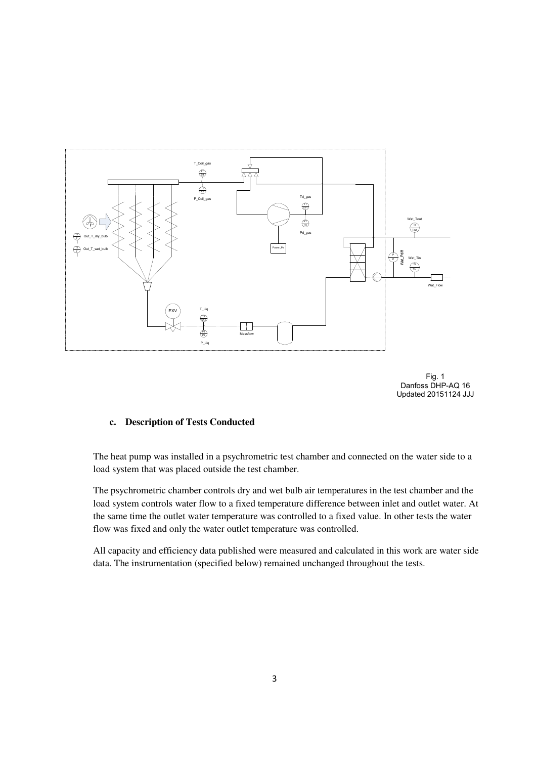Fig. 1
Danfoss DHP-AQ 16
Updated 20151124 JJJ

### c. Description of Tests Conducted

The heat pump was installed in a psychrometric test chamber and connected on the water side to a load system that was placed outside the test chamber.

The psychrometric chamber controls dry and wet bulb air temperatures in the test chamber and the load system controls water flow to a fixed temperature difference between inlet and outlet water. At the same time the outlet water temperature was controlled to a fixed value. In other tests the water flow was fixed and only the water outlet temperature was controlled.

All capacity and efficiency data published were measured and calculated in this work are water side data. The instrumentation (specified below) remained unchanged throughout the tests.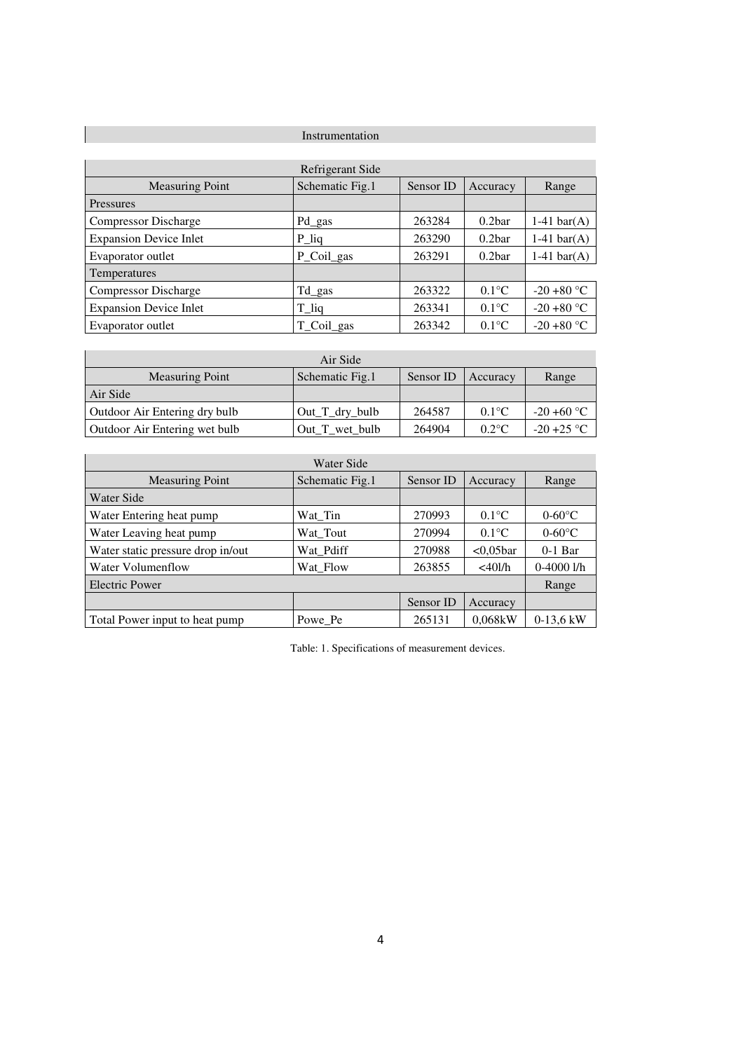Instrumentation

| Refrigerant Side | | | | |
|---|---|---|---|---|
| Measuring Point | Schematic Fig.1 | Sensor ID | Accuracy | Range |
| Pressures | | | | |
| Compressor Discharge | Pd_gas | 263284 | 0.2bar | 1-41 bar(A) |
| Expansion Device Inlet | P_liq | 263290 | 0.2bar | 1-41 bar(A) |
| Evaporator outlet | P_Coil_gas | 263291 | 0.2bar | 1-41 bar(A) |
| Temperatures | | | | |
| Compressor Discharge | Td_gas | 263322 | 0.1°C | -20 +80 °C |
| Expansion Device Inlet | T_liq | 263341 | 0.1°C | -20 +80 °C |
| Evaporator outlet | T_Coil_gas | 263342 | 0.1°C | -20 +80 °C |

| Air Side | | | | |
|---|---|---|---|---|
| Measuring Point | Schematic Fig.1 | Sensor ID | Accuracy | Range |
| Air Side | | | | |
| Outdoor Air Entering dry bulb | Out_T_dry_bulb | 264587 | 0.1°C | -20 +60 °C |
| Outdoor Air Entering wet bulb | Out_T_wet_bulb | 264904 | 0.2°C | -20 +25 °C |

| Water Side | | | | |
|---|---|---|---|---|
| Measuring Point | Schematic Fig.1 | Sensor ID | Accuracy | Range |
| Water Side | | | | |
| Water Entering heat pump | Wat_Tin | 270993 | 0.1°C | 0-60°C |
| Water Leaving heat pump | Wat_Tout | 270994 | 0.1°C | 0-60°C |
| Water static pressure drop in/out | Wat_Pdiff | 270988 | <0,05bar | 0-1 Bar |
| Water Volumenflow | Wat_Flow | 263855 | <40l/h | 0-4000 l/h |
| Electric Power | | | | Range |
| | | Sensor ID | Accuracy | |
| Total Power input to heat pump | Powe_Pe | 265131 | 0,068kW | 0-13,6 kW |

Table: 1. Specifications of measurement devices.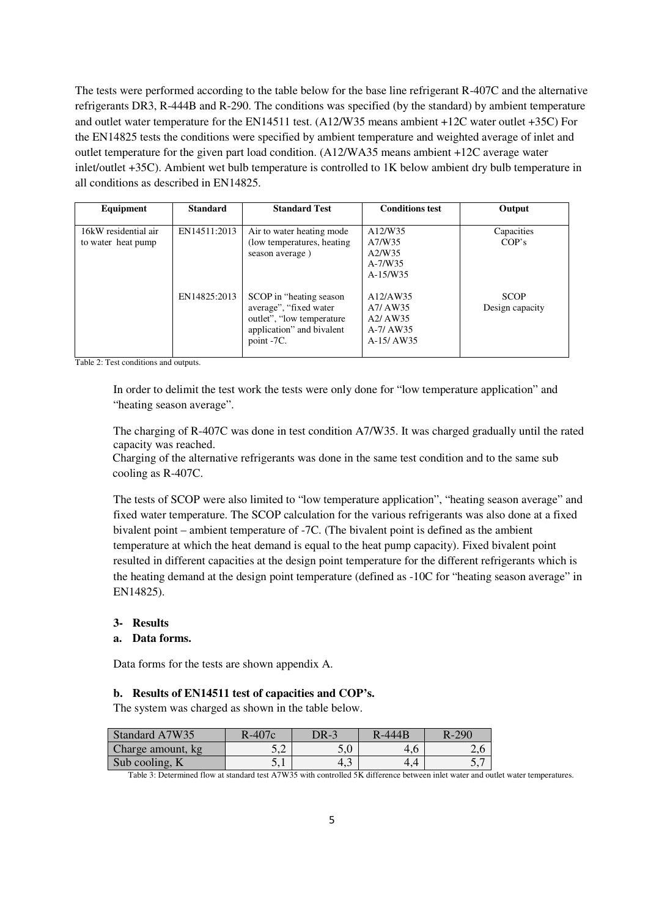The tests were performed according to the table below for the base line refrigerant R-407C and the alternative refrigerants DR3, R-444B and R-290. The conditions was specified (by the standard) by ambient temperature and outlet water temperature for the EN14511 test. (A12/W35 means ambient +12C water outlet +35C) For the EN14825 tests the conditions were specified by ambient temperature and weighted average of inlet and outlet temperature for the given part load condition. (A12/WA35 means ambient +12C average water inlet/outlet +35C). Ambient wet bulb temperature is controlled to 1K below ambient dry bulb temperature in all conditions as described in EN14825.

| Equipment | Standard | Standard Test | Conditions test | Output |
|---|---|---|---|---|
| 16kW residential air to water heat pump | EN14511:2013 | Air to water heating mode (low temperatures, heating season average ) | A12/W35<br>A7/W35<br>A2/W35<br>A-7/W35<br>A-15/W35 | Capacities<br>COP's |
| | EN14825:2013 | SCOP in "heating season average", "fixed water outlet", "low temperature application" and bivalent point -7C. | A12/AW35<br>A7/ AW35<br>A2/ AW35<br>A-7/ AW35<br>A-15/ AW35 | SCOP<br>Design capacity |

Table 2: Test conditions and outputs.

In order to delimit the test work the tests were only done for "low temperature application" and "heating season average".

The charging of R-407C was done in test condition A7/W35. It was charged gradually until the rated capacity was reached.
Charging of the alternative refrigerants was done in the same test condition and to the same sub cooling as R-407C.

The tests of SCOP were also limited to "low temperature application", "heating season average" and fixed water temperature. The SCOP calculation for the various refrigerants was also done at a fixed bivalent point – ambient temperature of -7C. (The bivalent point is defined as the ambient temperature at which the heat demand is equal to the heat pump capacity). Fixed bivalent point resulted in different capacities at the design point temperature for the different refrigerants which is the heating demand at the design point temperature (defined as -10C for "heating season average" in EN14825).

### 3- Results

#### a. Data forms.

Data forms for the tests are shown appendix A.

#### b. Results of EN14511 test of capacities and COP's.

The system was charged as shown in the table below.

| Standard A7W35 | R-407c | DR-3 | R-444B | R-290 |
|---|---|---|---|---|
| Charge amount, kg | 5,2 | 5,0 | 4,6 | 2,6 |
| Sub cooling, K | 5,1 | 4,3 | 4,4 | 5,7 |

Table 3: Determined flow at standard test A7W35 with controlled 5K difference between inlet water and outlet water temperatures.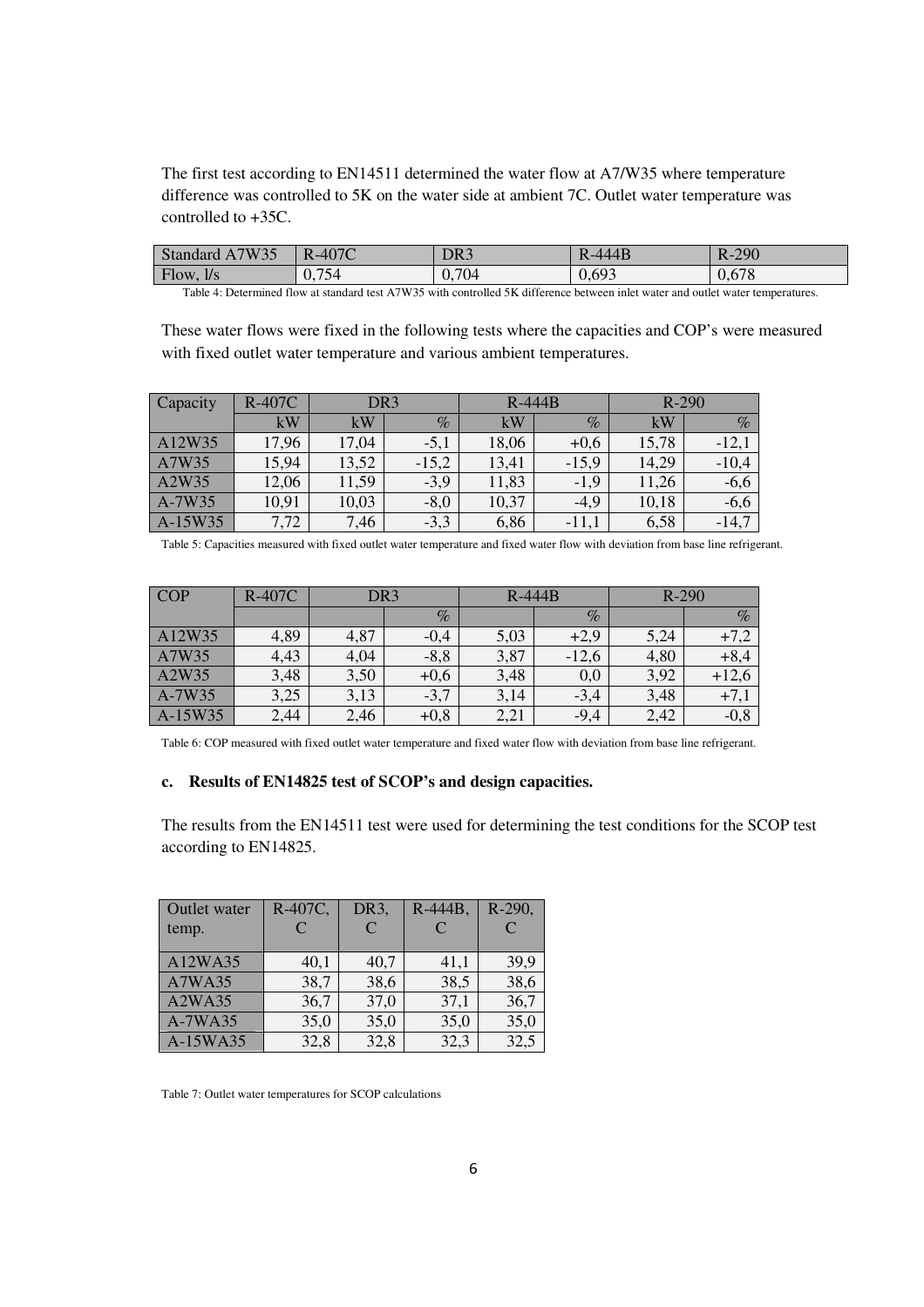The first test according to EN14511 determined the water flow at A7/W35 where temperature difference was controlled to 5K on the water side at ambient 7C. Outlet water temperature was controlled to +35C.

| Standard A7W35 | R-407C | DR3 | R-444B | R-290 |
|---|---|---|---|---|
| Flow, l/s | 0,754 | 0,704 | 0,693 | 0,678 |

Table 4: Determined flow at standard test A7W35 with controlled 5K difference between inlet water and outlet water temperatures.

These water flows were fixed in the following tests where the capacities and COP's were measured with fixed outlet water temperature and various ambient temperatures.

| Capacity | R-407C | DR3 | | R-444B | | R-290 | |
|---|---|---|---|---|---|---|---|
| | kW | kW | % | kW | % | kW | % |
| A12W35 | 17,96 | 17,04 | -5,1 | 18,06 | +0,6 | 15,78 | -12,1 |
| A7W35 | 15,94 | 13,52 | -15,2 | 13,41 | -15,9 | 14,29 | -10,4 |
| A2W35 | 12,06 | 11,59 | -3,9 | 11,83 | -1,9 | 11,26 | -6,6 |
| A-7W35 | 10,91 | 10,03 | -8,0 | 10,37 | -4,9 | 10,18 | -6,6 |
| A-15W35 | 7,72 | 7,46 | -3,3 | 6,86 | -11,1 | 6,58 | -14,7 |

Table 5: Capacities measured with fixed outlet water temperature and fixed water flow with deviation from base line refrigerant.

| COP | R-407C | DR3 | | R-444B | | R-290 | |
|---|---|---|---|---|---|---|---|
| | | | % | | % | | % |
| A12W35 | 4,89 | 4,87 | -0,4 | 5,03 | +2,9 | 5,24 | +7,2 |
| A7W35 | 4,43 | 4,04 | -8,8 | 3,87 | -12,6 | 4,80 | +8,4 |
| A2W35 | 3,48 | 3,50 | +0,6 | 3,48 | 0,0 | 3,92 | +12,6 |
| A-7W35 | 3,25 | 3,13 | -3,7 | 3,14 | -3,4 | 3,48 | +7,1 |
| A-15W35 | 2,44 | 2,46 | +0,8 | 2,21 | -9,4 | 2,42 | -0,8 |

Table 6: COP measured with fixed outlet water temperature and fixed water flow with deviation from base line refrigerant.

### c. Results of EN14825 test of SCOP's and design capacities.

The results from the EN14511 test were used for determining the test conditions for the SCOP test according to EN14825.

| Outlet water temp. | R-407C, C | DR3, C | R-444B, C | R-290, C |
|---|---|---|---|---|
| A12WA35 | 40,1 | 40,7 | 41,1 | 39,9 |
| A7WA35 | 38,7 | 38,6 | 38,5 | 38,6 |
| A2WA35 | 36,7 | 37,0 | 37,1 | 36,7 |
| A-7WA35 | 35,0 | 35,0 | 35,0 | 35,0 |
| A-15WA35 | 32,8 | 32,8 | 32,3 | 32,5 |

Table 7: Outlet water temperatures for SCOP calculations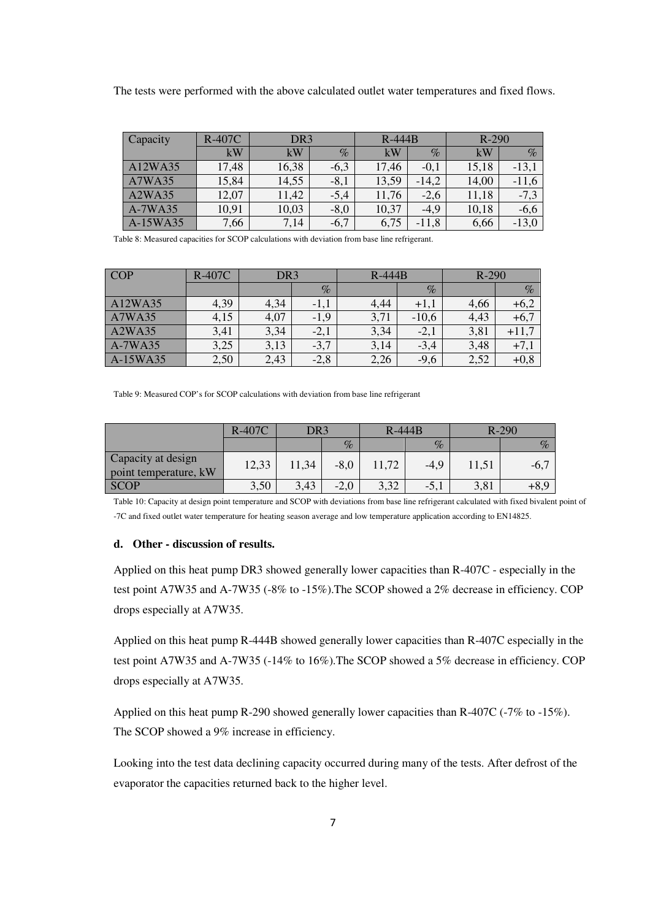The tests were performed with the above calculated outlet water temperatures and fixed flows.

| Capacity | R-407C | DR3 | | R-444B | | R-290 | |
|---|---|---|---|---|---|---|---|
| | kW | kW | % | kW | % | kW | % |
| A12WA35 | 17,48 | 16,38 | -6,3 | 17,46 | -0,1 | 15,18 | -13,1 |
| A7WA35 | 15,84 | 14,55 | -8,1 | 13,59 | -14,2 | 14,00 | -11,6 |
| A2WA35 | 12,07 | 11,42 | -5,4 | 11,76 | -2,6 | 11,18 | -7,3 |
| A-7WA35 | 10,91 | 10,03 | -8,0 | 10,37 | -4,9 | 10,18 | -6,6 |
| A-15WA35 | 7,66 | 7,14 | -6,7 | 6,75 | -11,8 | 6,66 | -13,0 |

Table 8: Measured capacities for SCOP calculations with deviation from base line refrigerant.

| COP | R-407C | DR3 | | R-444B | | R-290 | |
|---|---|---|---|---|---|---|---|
| | | | % | | % | | % |
| A12WA35 | 4,39 | 4,34 | -1,1 | 4,44 | +1,1 | 4,66 | +6,2 |
| A7WA35 | 4,15 | 4,07 | -1,9 | 3,71 | -10,6 | 4,43 | +6,7 |
| A2WA35 | 3,41 | 3,34 | -2,1 | 3,34 | -2,1 | 3,81 | +11,7 |
| A-7WA35 | 3,25 | 3,13 | -3,7 | 3,14 | -3,4 | 3,48 | +7,1 |
| A-15WA35 | 2,50 | 2,43 | -2,8 | 2,26 | -9,6 | 2,52 | +0,8 |

Table 9: Measured COP's for SCOP calculations with deviation from base line refrigerant

| | R-407C | DR3 | | R-444B | | R-290 | |
|---|---|---|---|---|---|---|---|
| | | | % | | % | | % |
| Capacity at design point temperature, kW | 12,33 | 11,34 | -8,0 | 11,72 | -4,9 | 11,51 | -6,7 |
| SCOP | 3,50 | 3,43 | -2,0 | 3,32 | -5,1 | 3,81 | +8,9 |

Table 10: Capacity at design point temperature and SCOP with deviations from base line refrigerant calculated with fixed bivalent point of -7C and fixed outlet water temperature for heating season average and low temperature application according to EN14825.

#### d. Other - discussion of results.

Applied on this heat pump DR3 showed generally lower capacities than R-407C - especially in the test point A7W35 and A-7W35 (-8% to -15%).The SCOP showed a 2% decrease in efficiency. COP drops especially at A7W35.

Applied on this heat pump R-444B showed generally lower capacities than R-407C especially in the test point A7W35 and A-7W35 (-14% to 16%).The SCOP showed a 5% decrease in efficiency. COP drops especially at A7W35.

Applied on this heat pump R-290 showed generally lower capacities than R-407C (-7% to -15%). The SCOP showed a 9% increase in efficiency.

Looking into the test data declining capacity occurred during many of the tests. After defrost of the evaporator the capacities returned back to the higher level.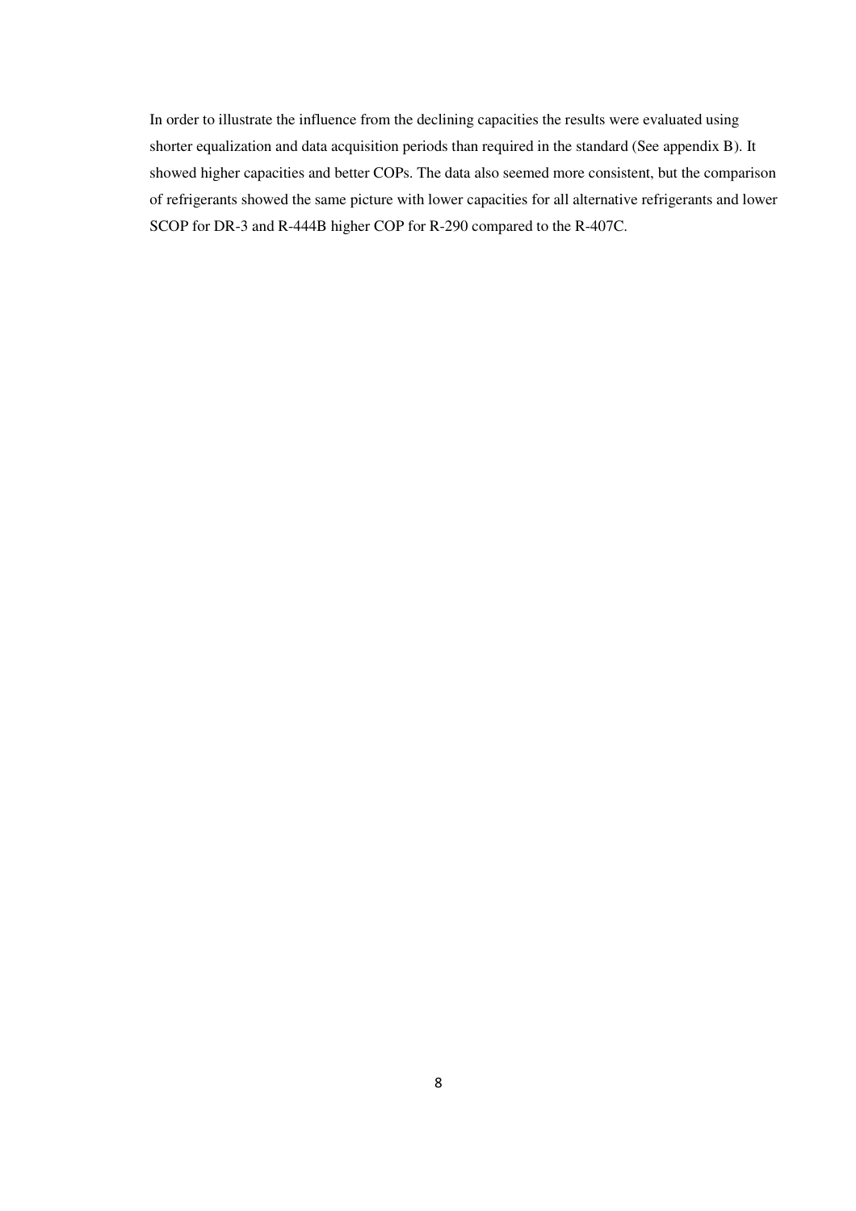In order to illustrate the influence from the declining capacities the results were evaluated using shorter equalization and data acquisition periods than required in the standard (See appendix B). It showed higher capacities and better COPs. The data also seemed more consistent, but the comparison of refrigerants showed the same picture with lower capacities for all alternative refrigerants and lower SCOP for DR-3 and R-444B higher COP for R-290 compared to the R-407C.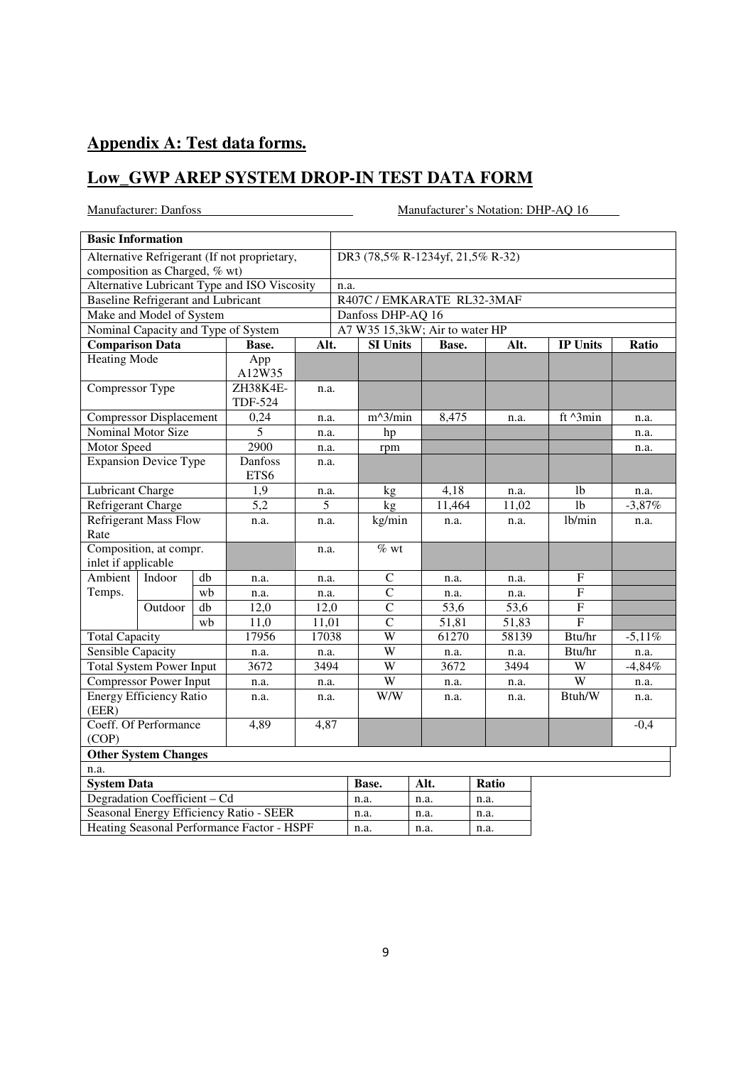## Appendix A: Test data forms.

## Low_GWP AREP SYSTEM DROP-IN TEST DATA FORM

Manufacturer: Danfoss Manufacturer's Notation: DHP-AQ 16

| Basic Information | | | | | | | | | |
|---|---|---|---|---|---|---|---|---|---|
| Alternative Refrigerant (If not proprietary, composition as Charged, % wt) | | | | DR3 (78,5% R-1234yf, 21,5% R-32) | | | | | |
| Alternative Lubricant Type and ISO Viscosity | | | | n.a. | | | | | |
| Baseline Refrigerant and Lubricant | | | | R407C / EMKARATE RL32-3MAF | | | | | |
| Make and Model of System | | | | Danfoss DHP-AQ 16 | | | | | |
| Nominal Capacity and Type of System | | | | A7 W35 15,3kW; Air to water HP | | | | | |
| **Comparison Data** | | | **Base.** | **Alt.** | **SI Units** | **Base.** | **Alt.** | **IP Units** | **Ratio** |
| Heating Mode | | | App A12W35 | | | | | | |
| Compressor Type | | | ZH38K4E-TDF-524 | n.a. | | | | | |
| Compressor Displacement | | | 0,24 | n.a. | m^3/min | 8,475 | n.a. | ft ^3min | n.a. |
| Nominal Motor Size | | | 5 | n.a. | hp | | | | n.a. |
| Motor Speed | | | 2900 | n.a. | rpm | | | | n.a. |
| Expansion Device Type | | | Danfoss ETS6 | n.a. | | | | | |
| Lubricant Charge | | | 1,9 | n.a. | kg | 4,18 | n.a. | lb | n.a. |
| Refrigerant Charge | | | 5,2 | 5 | kg | 11,464 | 11,02 | lb | -3,87% |
| Refrigerant Mass Flow Rate | | | n.a. | n.a. | kg/min | n.a. | n.a. | lb/min | n.a. |
| Composition, at compr. inlet if applicable | | | | n.a. | % wt | | | | |
| Ambient Temps. | Indoor | db | n.a. | n.a. | C | n.a. | n.a. | F | |
| | | wb | n.a. | n.a. | C | n.a. | n.a. | F | |
| | Outdoor | db | 12,0 | 12,0 | C | 53,6 | 53,6 | F | |
| | | wb | 11,0 | 11,01 | C | 51,81 | 51,83 | F | |
| Total Capacity | | | 17956 | 17038 | W | 61270 | 58139 | Btu/hr | -5,11% |
| Sensible Capacity | | | n.a. | n.a. | W | n.a. | n.a. | Btu/hr | n.a. |
| Total System Power Input | | | 3672 | 3494 | W | 3672 | 3494 | W | -4,84% |
| Compressor Power Input | | | n.a. | n.a. | W | n.a. | n.a. | W | n.a. |
| Energy Efficiency Ratio (EER) | | | n.a. | n.a. | W/W | n.a. | n.a. | Btuh/W | n.a. |
| Coeff. Of Performance (COP) | | | 4,89 | 4,87 | | | | | -0,4 |
| **Other System Changes** | | | | | | | | | |
| n.a. | | | | | | | | | |

| System Data | Base. | Alt. | Ratio |
|---|---|---|---|
| Degradation Coefficient – Cd | n.a. | n.a. | n.a. |
| Seasonal Energy Efficiency Ratio - SEER | n.a. | n.a. | n.a. |
| Heating Seasonal Performance Factor - HSPF | n.a. | n.a. | n.a. |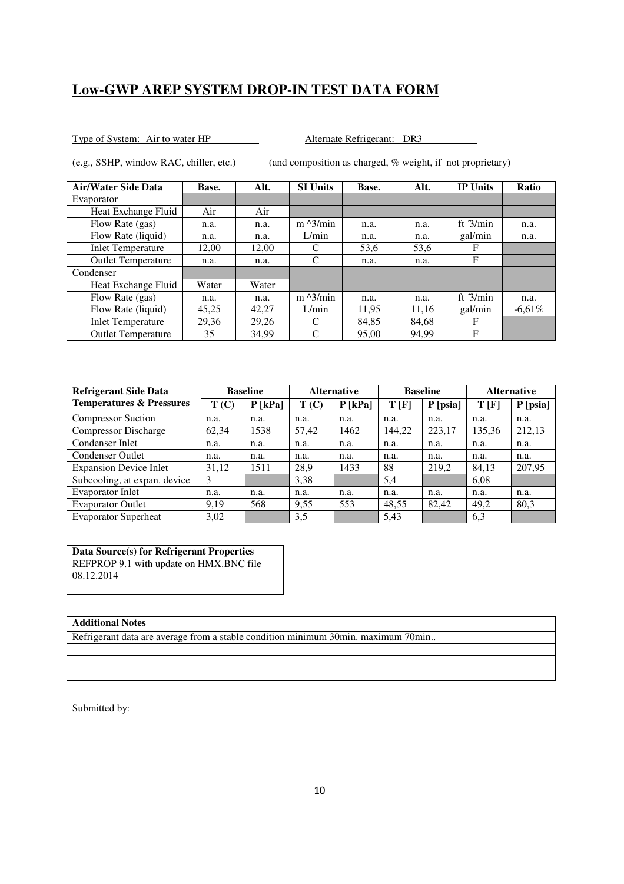## Low-GWP AREP SYSTEM DROP-IN TEST DATA FORM

Type of System: Air to water HP Alternate Refrigerant: DR3

(e.g., SSHP, window RAC, chiller, etc.) (and composition as charged, % weight, if not proprietary)

| Air/Water Side Data | Base. | Alt. | SI Units | Base. | Alt. | IP Units | Ratio |
|---|---|---|---|---|---|---|---|
| Evaporator | | | | | | | |
| Heat Exchange Fluid | Air | Air | | | | | |
| Flow Rate (gas) | n.a. | n.a. | m ^3/min | n.a. | n.a. | ft ^3/min | n.a. |
| Flow Rate (liquid) | n.a. | n.a. | L/min | n.a. | n.a. | gal/min | n.a. |
| Inlet Temperature | 12,00 | 12,00 | C | 53,6 | 53,6 | F | |
| Outlet Temperature | n.a. | n.a. | C | n.a. | n.a. | F | |
| Condenser | | | | | | | |
| Heat Exchange Fluid | Water | Water | | | | | |
| Flow Rate (gas) | n.a. | n.a. | m ^3/min | n.a. | n.a. | ft ^3/min | n.a. |
| Flow Rate (liquid) | 45,25 | 42,27 | L/min | 11,95 | 11,16 | gal/min | -6,61% |
| Inlet Temperature | 29,36 | 29,26 | C | 84,85 | 84,68 | F | |
| Outlet Temperature | 35 | 34,99 | C | 95,00 | 94,99 | F | |

| Refrigerant Side Data | Baseline | | Alternative | | Baseline | | Alternative | |
|---|---|---|---|---|---|---|---|---|
| Temperatures & Pressures | T (C) | P [kPa] | T (C) | P [kPa] | T [F] | P [psia] | T [F] | P [psia] |
| Compressor Suction | n.a. | n.a. | n.a. | n.a. | n.a. | n.a. | n.a. | n.a. |
| Compressor Discharge | 62,34 | 1538 | 57,42 | 1462 | 144,22 | 223,17 | 135,36 | 212,13 |
| Condenser Inlet | n.a. | n.a. | n.a. | n.a. | n.a. | n.a. | n.a. | n.a. |
| Condenser Outlet | n.a. | n.a. | n.a. | n.a. | n.a. | n.a. | n.a. | n.a. |
| Expansion Device Inlet | 31,12 | 1511 | 28,9 | 1433 | 88 | 219,2 | 84,13 | 207,95 |
| Subcooling, at expan. device | 3 | | 3,38 | | 5,4 | | 6,08 | |
| Evaporator Inlet | n.a. | n.a. | n.a. | n.a. | n.a. | n.a. | n.a. | n.a. |
| Evaporator Outlet | 9,19 | 568 | 9,55 | 553 | 48,55 | 82,42 | 49,2 | 80,3 |
| Evaporator Superheat | 3,02 | | 3,5 | | 5,43 | | 6,3 | |

| Data Source(s) for Refrigerant Properties |
|---|
| REFPROP 9.1 with update on HMX.BNC file 08.12.2014 |
| |

| Additional Notes |
|---|
| Refrigerant data are average from a stable condition minimum 30min. maximum 70min.. |
| |
| |
| |

Submitted by: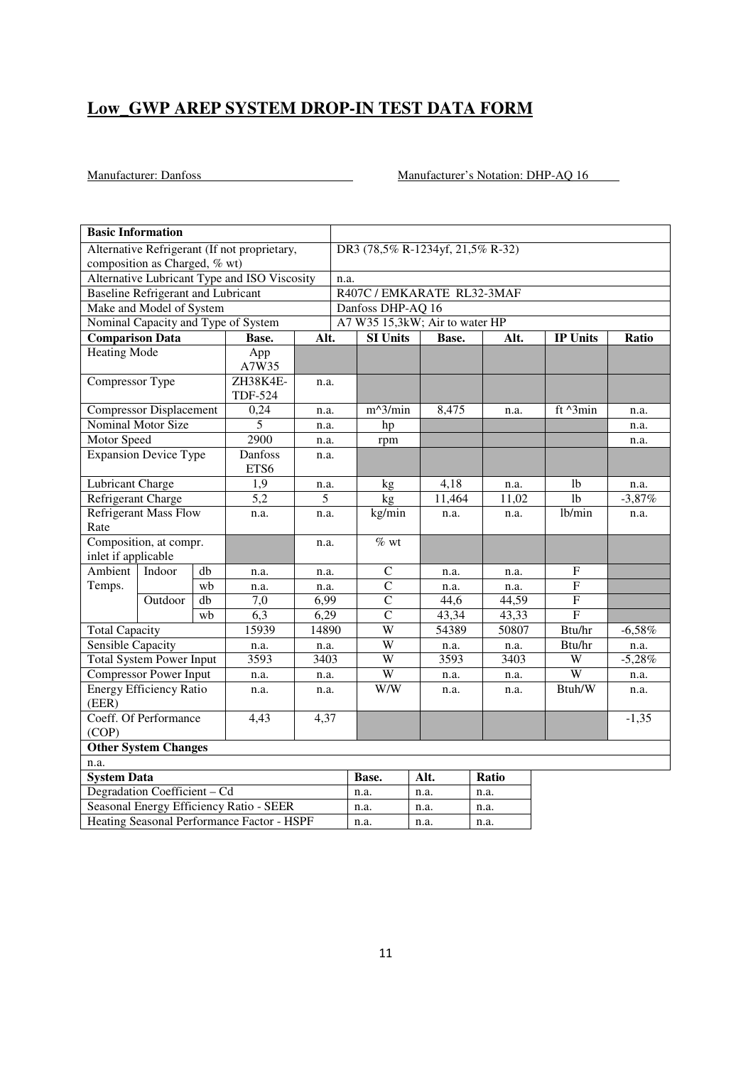## Low_GWP AREP SYSTEM DROP-IN TEST DATA FORM

Manufacturer: Danfoss

Manufacturer's Notation: DHP-AQ 16

| Basic Information | | | | | | | | | |
|---|---|---|---|---|---|---|---|---|---|
| Alternative Refrigerant (If not proprietary, composition as Charged, % wt) | | | | | DR3 (78,5% R-1234yf, 21,5% R-32) | | | | |
| Alternative Lubricant Type and ISO Viscosity | | | | | n.a. | | | | |
| Baseline Refrigerant and Lubricant | | | | | R407C / EMKARATE RL32-3MAF | | | | |
| Make and Model of System | | | | | Danfoss DHP-AQ 16 | | | | |
| Nominal Capacity and Type of System | | | | | A7 W35 15,3kW; Air to water HP | | | | |
| **Comparison Data** | | | **Base.** | **Alt.** | **SI Units** | **Base.** | **Alt.** | **IP Units** | **Ratio** |
| Heating Mode | | | App A7W35 | | | | | | |
| Compressor Type | | | ZH38K4E-TDF-524 | n.a. | | | | | |
| Compressor Displacement | | | 0,24 | n.a. | m^3/min | 8,475 | n.a. | ft ^3min | n.a. |
| Nominal Motor Size | | | 5 | n.a. | hp | | | | n.a. |
| Motor Speed | | | 2900 | n.a. | rpm | | | | n.a. |
| Expansion Device Type | | | Danfoss ETS6 | n.a. | | | | | |
| Lubricant Charge | | | 1,9 | n.a. | kg | 4,18 | n.a. | lb | n.a. |
| Refrigerant Charge | | | 5,2 | 5 | kg | 11,464 | 11,02 | lb | -3,87% |
| Refrigerant Mass Flow Rate | | | n.a. | n.a. | kg/min | n.a. | n.a. | lb/min | n.a. |
| Composition, at compr. inlet if applicable | | | | n.a. | % wt | | | | |
| Ambient Temps. | Indoor | db | n.a. | n.a. | C | n.a. | n.a. | F | |
| | | wb | n.a. | n.a. | C | n.a. | n.a. | F | |
| | Outdoor | db | 7,0 | 6,99 | C | 44,6 | 44,59 | F | |
| | | wb | 6,3 | 6,29 | C | 43,34 | 43,33 | F | |
| Total Capacity | | | 15939 | 14890 | W | 54389 | 50807 | Btu/hr | -6,58% |
| Sensible Capacity | | | n.a. | n.a. | W | n.a. | n.a. | Btu/hr | n.a. |
| Total System Power Input | | | 3593 | 3403 | W | 3593 | 3403 | W | -5,28% |
| Compressor Power Input | | | n.a. | n.a. | W | n.a. | n.a. | W | n.a. |
| Energy Efficiency Ratio (EER) | | | n.a. | n.a. | W/W | n.a. | n.a. | Btuh/W | n.a. |
| Coeff. Of Performance (COP) | | | 4,43 | 4,37 | | | | | -1,35 |
| **Other System Changes** | | | | | | | | | |
| n.a. | | | | | | | | | |

| System Data | Base. | Alt. | Ratio |
|---|---|---|---|
| Degradation Coefficient – Cd | n.a. | n.a. | n.a. |
| Seasonal Energy Efficiency Ratio - SEER | n.a. | n.a. | n.a. |
| Heating Seasonal Performance Factor - HSPF | n.a. | n.a. | n.a. |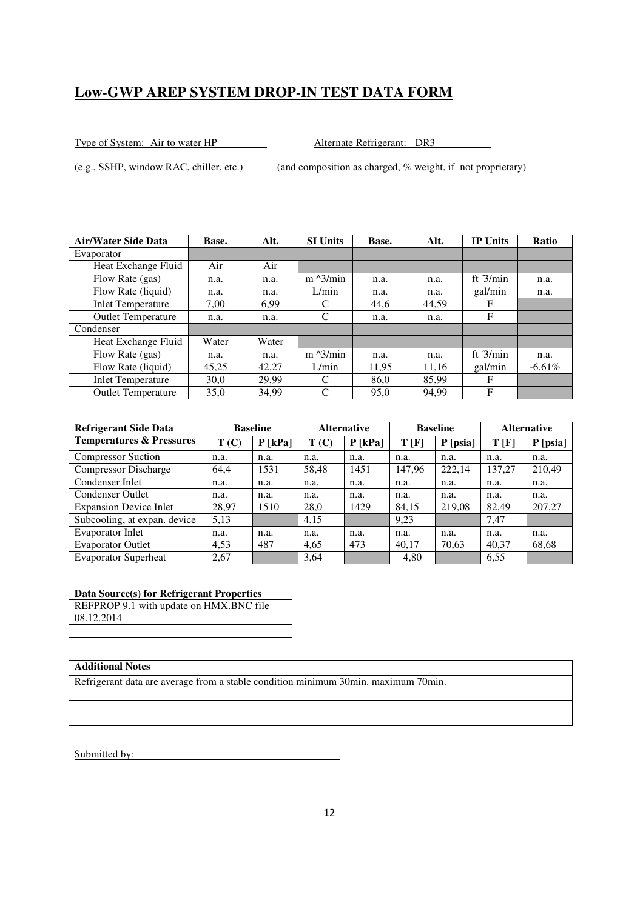## Low-GWP AREP SYSTEM DROP-IN TEST DATA FORM

Type of System: Air to water HP  Alternate Refrigerant: DR3

(e.g., SSHP, window RAC, chiller, etc.)  (and composition as charged, % weight, if not proprietary)

| Air/Water Side Data | Base. | Alt. | SI Units | Base. | Alt. | IP Units | Ratio |
|---|---|---|---|---|---|---|---|
| Evaporator | | | | | | | |
| Heat Exchange Fluid | Air | Air | | | | | |
| Flow Rate (gas) | n.a. | n.a. | m ^3/min | n.a. | n.a. | ft ^3/min | n.a. |
| Flow Rate (liquid) | n.a. | n.a. | L/min | n.a. | n.a. | gal/min | n.a. |
| Inlet Temperature | 7,00 | 6,99 | C | 44,6 | 44,59 | F | |
| Outlet Temperature | n.a. | n.a. | C | n.a. | n.a. | F | |
| Condenser | | | | | | | |
| Heat Exchange Fluid | Water | Water | | | | | |
| Flow Rate (gas) | n.a. | n.a. | m ^3/min | n.a. | n.a. | ft ^3/min | n.a. |
| Flow Rate (liquid) | 45,25 | 42,27 | L/min | 11,95 | 11,16 | gal/min | -6,61% |
| Inlet Temperature | 30,0 | 29,99 | C | 86,0 | 85,99 | F | |
| Outlet Temperature | 35,0 | 34,99 | C | 95,0 | 94,99 | F | |

| Refrigerant Side Data | Baseline | | Alternative | | Baseline | | Alternative | |
|---|---|---|---|---|---|---|---|---|
| Temperatures & Pressures | T (C) | P [kPa] | T (C) | P [kPa] | T [F] | P [psia] | T [F] | P [psia] |
| Compressor Suction | n.a. | n.a. | n.a. | n.a. | n.a. | n.a. | n.a. | n.a. |
| Compressor Discharge | 64,4 | 1531 | 58,48 | 1451 | 147,96 | 222,14 | 137,27 | 210,49 |
| Condenser Inlet | n.a. | n.a. | n.a. | n.a. | n.a. | n.a. | n.a. | n.a. |
| Condenser Outlet | n.a. | n.a. | n.a. | n.a. | n.a. | n.a. | n.a. | n.a. |
| Expansion Device Inlet | 28,97 | 1510 | 28,0 | 1429 | 84,15 | 219,08 | 82,49 | 207,27 |
| Subcooling, at expan. device | 5,13 | | 4,15 | | 9,23 | | 7,47 | |
| Evaporator Inlet | n.a. | n.a. | n.a. | n.a. | n.a. | n.a. | n.a. | n.a. |
| Evaporator Outlet | 4,53 | 487 | 4,65 | 473 | 40,17 | 70,63 | 40,37 | 68,68 |
| Evaporator Superheat | 2,67 | | 3,64 | | 4,80 | | 6,55 | |

| Data Source(s) for Refrigerant Properties |
|---|
| REFPROP 9.1 with update on HMX.BNC file 08.12.2014 |

| Additional Notes |
|---|
| Refrigerant data are average from a stable condition minimum 30min. maximum 70min. |

Submitted by: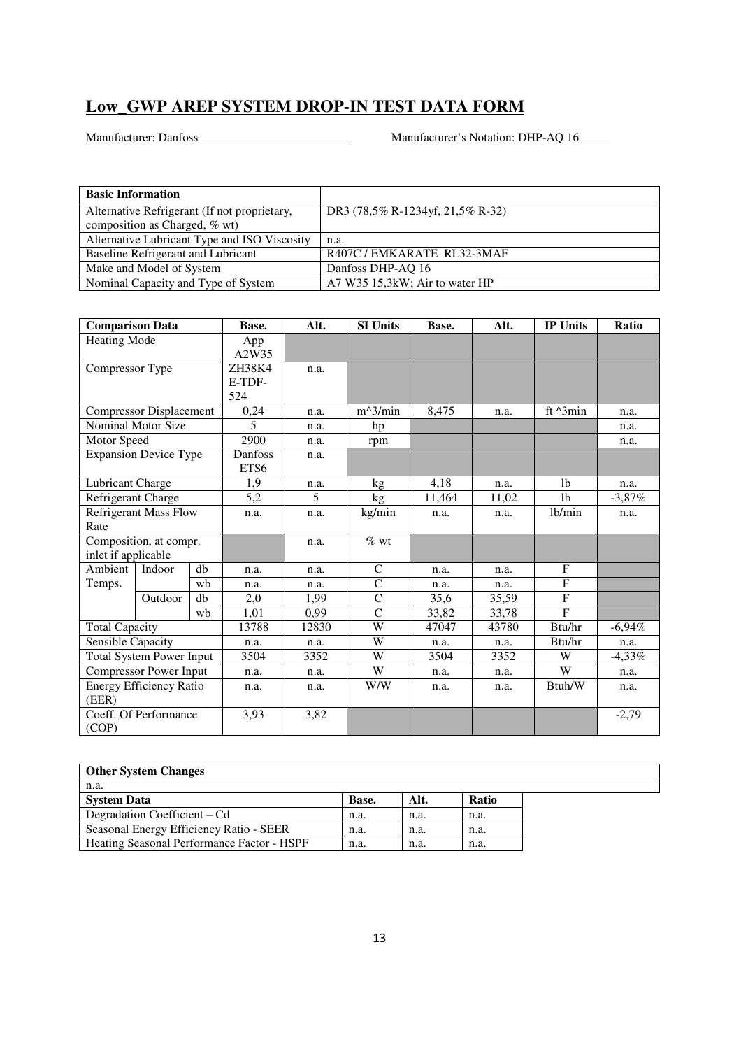## Low_GWP AREP SYSTEM DROP-IN TEST DATA FORM

Manufacturer: Danfoss Manufacturer's Notation: DHP-AQ 16

| Basic Information | |
|---|---|
| Alternative Refrigerant (If not proprietary, composition as Charged, % wt) | DR3 (78,5% R-1234yf, 21,5% R-32) |
| Alternative Lubricant Type and ISO Viscosity | n.a. |
| Baseline Refrigerant and Lubricant | R407C / EMKARATE RL32-3MAF |
| Make and Model of System | Danfoss DHP-AQ 16 |
| Nominal Capacity and Type of System | A7 W35 15,3kW; Air to water HP |

| Comparison Data | | | Base. | Alt. | SI Units | Base. | Alt. | IP Units | Ratio |
|---|---|---|---|---|---|---|---|---|---|
| Heating Mode | | | App A2W35 | | | | | | |
| Compressor Type | | | ZH38K4 E-TDF-524 | n.a. | | | | | |
| Compressor Displacement | | | 0,24 | n.a. | m^3/min | 8,475 | n.a. | ft ^3min | n.a. |
| Nominal Motor Size | | | 5 | n.a. | hp | | | | n.a. |
| Motor Speed | | | 2900 | n.a. | rpm | | | | n.a. |
| Expansion Device Type | | | Danfoss ETS6 | n.a. | | | | | |
| Lubricant Charge | | | 1,9 | n.a. | kg | 4,18 | n.a. | lb | n.a. |
| Refrigerant Charge | | | 5,2 | 5 | kg | 11,464 | 11,02 | lb | -3,87% |
| Refrigerant Mass Flow Rate | | | n.a. | n.a. | kg/min | n.a. | n.a. | lb/min | n.a. |
| Composition, at compr. inlet if applicable | | | | n.a. | % wt | | | | |
| Ambient Temps. | Indoor | db | n.a. | n.a. | C | n.a. | n.a. | F | |
| | | wb | n.a. | n.a. | C | n.a. | n.a. | F | |
| | Outdoor | db | 2,0 | 1,99 | C | 35,6 | 35,59 | F | |
| | | wb | 1,01 | 0,99 | C | 33,82 | 33,78 | F | |
| Total Capacity | | | 13788 | 12830 | W | 47047 | 43780 | Btu/hr | -6,94% |
| Sensible Capacity | | | n.a. | n.a. | W | n.a. | n.a. | Btu/hr | n.a. |
| Total System Power Input | | | 3504 | 3352 | W | 3504 | 3352 | W | -4,33% |
| Compressor Power Input | | | n.a. | n.a. | W | n.a. | n.a. | W | n.a. |
| Energy Efficiency Ratio (EER) | | | n.a. | n.a. | W/W | n.a. | n.a. | Btuh/W | n.a. |
| Coeff. Of Performance (COP) | | | 3,93 | 3,82 | | | | | -2,79 |

| Other System Changes |
|---|
| n.a. |

| System Data | Base. | Alt. | Ratio |
|---|---|---|---|
| Degradation Coefficient – Cd | n.a. | n.a. | n.a. |
| Seasonal Energy Efficiency Ratio - SEER | n.a. | n.a. | n.a. |
| Heating Seasonal Performance Factor - HSPF | n.a. | n.a. | n.a. |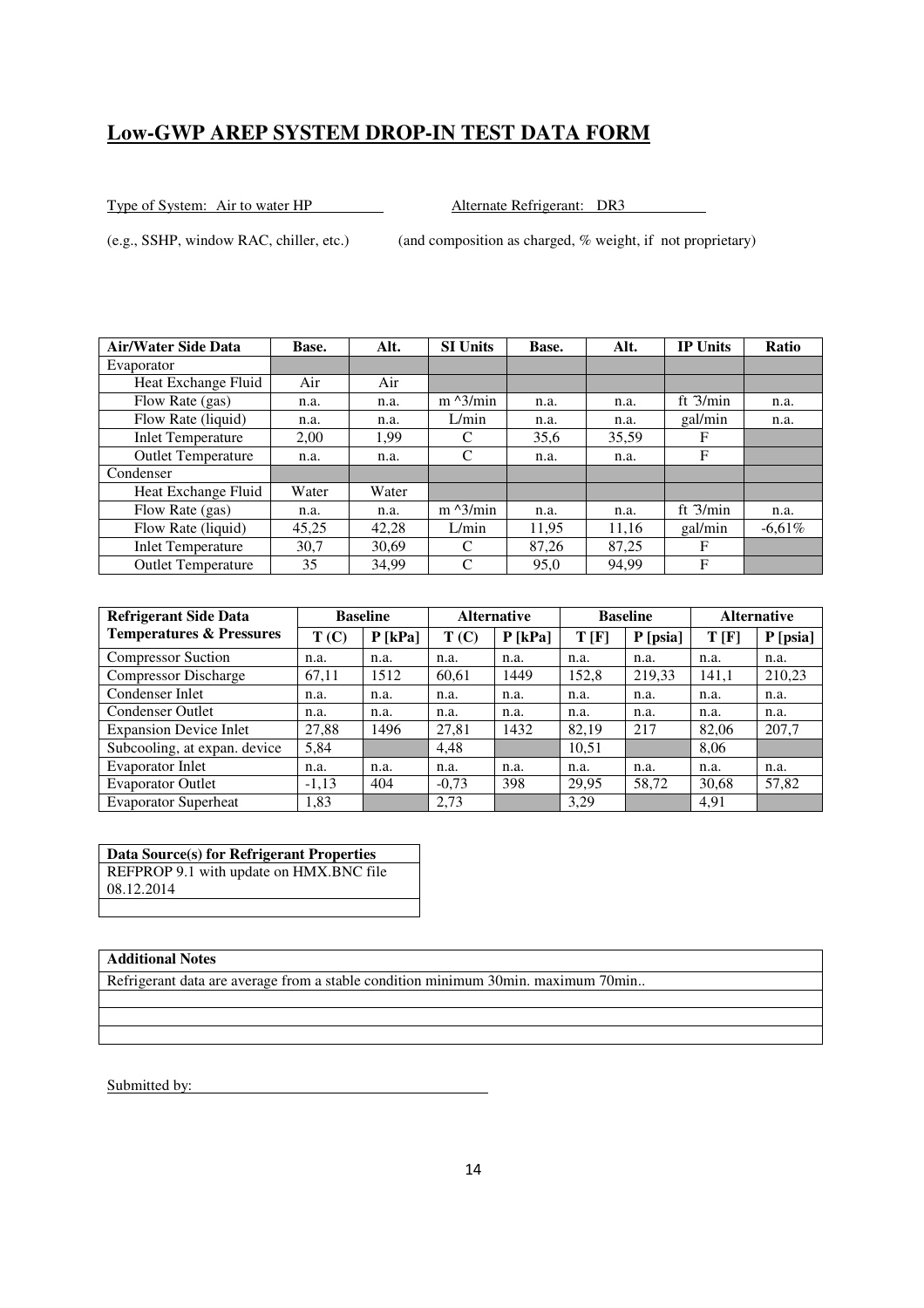## Low-GWP AREP SYSTEM DROP-IN TEST DATA FORM

Type of System: Air to water HP

(e.g., SSHP, window RAC, chiller, etc.)

Alternate Refrigerant: DR3

(and composition as charged, % weight, if not proprietary)

| Air/Water Side Data | Base. | Alt. | SI Units | Base. | Alt. | IP Units | Ratio |
|---|---|---|---|---|---|---|---|
| Evaporator | | | | | | | |
| Heat Exchange Fluid | Air | Air | | | | | |
| Flow Rate (gas) | n.a. | n.a. | m ^3/min | n.a. | n.a. | ft ³/min | n.a. |
| Flow Rate (liquid) | n.a. | n.a. | L/min | n.a. | n.a. | gal/min | n.a. |
| Inlet Temperature | 2,00 | 1,99 | C | 35,6 | 35,59 | F | |
| Outlet Temperature | n.a. | n.a. | C | n.a. | n.a. | F | |
| Condenser | | | | | | | |
| Heat Exchange Fluid | Water | Water | | | | | |
| Flow Rate (gas) | n.a. | n.a. | m ^3/min | n.a. | n.a. | ft ³/min | n.a. |
| Flow Rate (liquid) | 45,25 | 42,28 | L/min | 11,95 | 11,16 | gal/min | -6,61% |
| Inlet Temperature | 30,7 | 30,69 | C | 87,26 | 87,25 | F | |
| Outlet Temperature | 35 | 34,99 | C | 95,0 | 94,99 | F | |

| Refrigerant Side Data Temperatures & Pressures | Baseline | | Alternative | | Baseline | | Alternative | |
|---|---|---|---|---|---|---|---|---|
| | T (C) | P [kPa] | T (C) | P [kPa] | T [F] | P [psia] | T [F] | P [psia] |
| Compressor Suction | n.a. | n.a. | n.a. | n.a. | n.a. | n.a. | n.a. | n.a. |
| Compressor Discharge | 67,11 | 1512 | 60,61 | 1449 | 152,8 | 219,33 | 141,1 | 210,23 |
| Condenser Inlet | n.a. | n.a. | n.a. | n.a. | n.a. | n.a. | n.a. | n.a. |
| Condenser Outlet | n.a. | n.a. | n.a. | n.a. | n.a. | n.a. | n.a. | n.a. |
| Expansion Device Inlet | 27,88 | 1496 | 27,81 | 1432 | 82,19 | 217 | 82,06 | 207,7 |
| Subcooling, at expan. device | 5,84 | | 4,48 | | 10,51 | | 8,06 | |
| Evaporator Inlet | n.a. | n.a. | n.a. | n.a. | n.a. | n.a. | n.a. | n.a. |
| Evaporator Outlet | -1,13 | 404 | -0,73 | 398 | 29,95 | 58,72 | 30,68 | 57,82 |
| Evaporator Superheat | 1,83 | | 2,73 | | 3,29 | | 4,91 | |

| Data Source(s) for Refrigerant Properties |
|---|
| REFPROP 9.1 with update on HMX.BNC file 08.12.2014 |
| |

| Additional Notes |
|---|
| Refrigerant data are average from a stable condition minimum 30min. maximum 70min.. |
| |
| |
| |

Submitted by: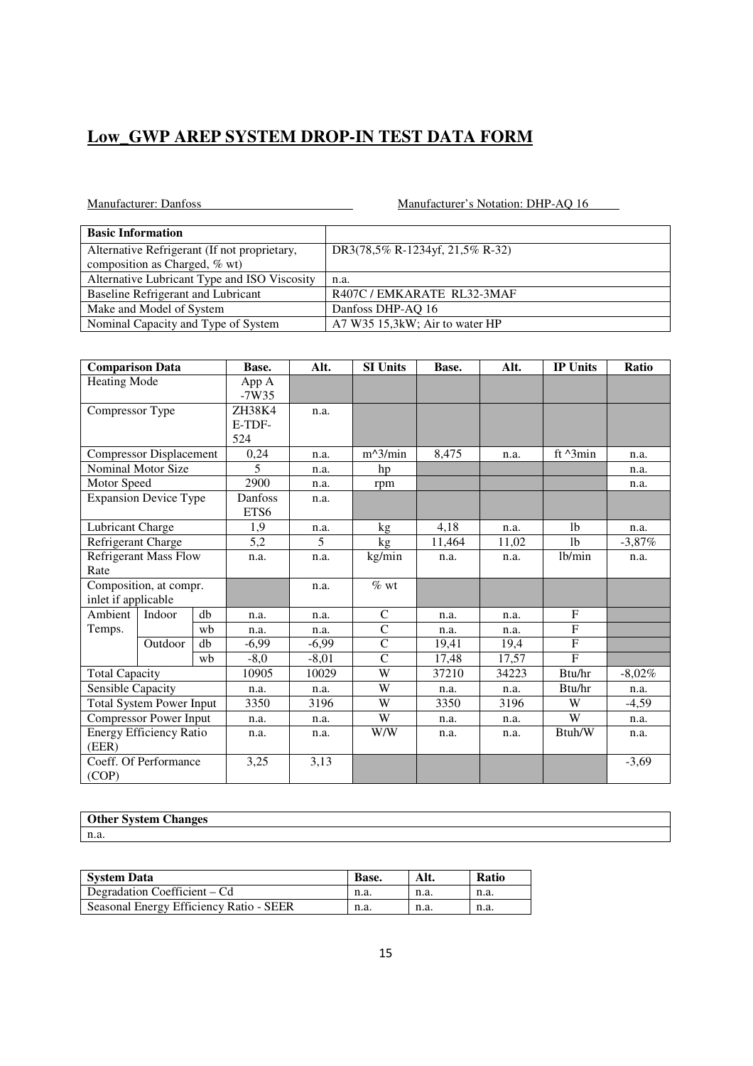# Low_GWP AREP SYSTEM DROP-IN TEST DATA FORM

Manufacturer: Danfoss

Manufacturer's Notation: DHP-AQ 16

| Basic Information | |
|---|---|
| Alternative Refrigerant (If not proprietary, composition as Charged, % wt) | DR3(78,5% R-1234yf, 21,5% R-32) |
| Alternative Lubricant Type and ISO Viscosity | n.a. |
| Baseline Refrigerant and Lubricant | R407C / EMKARATE RL32-3MAF |
| Make and Model of System | Danfoss DHP-AQ 16 |
| Nominal Capacity and Type of System | A7 W35 15,3kW; Air to water HP |

| Comparison Data | | | Base. | Alt. | SI Units | Base. | Alt. | IP Units | Ratio |
|---|---|---|---|---|---|---|---|---|---|
| Heating Mode | | | App A -7W35 | | | | | | |
| Compressor Type | | | ZH38K4 E-TDF-524 | n.a. | | | | | |
| Compressor Displacement | | | 0,24 | n.a. | m^3/min | 8,475 | n.a. | ft ^3min | n.a. |
| Nominal Motor Size | | | 5 | n.a. | hp | | | | n.a. |
| Motor Speed | | | 2900 | n.a. | rpm | | | | n.a. |
| Expansion Device Type | | | Danfoss ETS6 | n.a. | | | | | |
| Lubricant Charge | | | 1,9 | n.a. | kg | 4,18 | n.a. | lb | n.a. |
| Refrigerant Charge | | | 5,2 | 5 | kg | 11,464 | 11,02 | lb | -3,87% |
| Refrigerant Mass Flow Rate | | | n.a. | n.a. | kg/min | n.a. | n.a. | lb/min | n.a. |
| Composition, at compr. inlet if applicable | | | | n.a. | % wt | | | | |
| Ambient Temps. | Indoor | db | n.a. | n.a. | C | n.a. | n.a. | F | |
| | | wb | n.a. | n.a. | C | n.a. | n.a. | F | |
| | Outdoor | db | -6,99 | -6,99 | C | 19,41 | 19,4 | F | |
| | | wb | -8,0 | -8,01 | C | 17,48 | 17,57 | F | |
| Total Capacity | | | 10905 | 10029 | W | 37210 | 34223 | Btu/hr | -8,02% |
| Sensible Capacity | | | n.a. | n.a. | W | n.a. | n.a. | Btu/hr | n.a. |
| Total System Power Input | | | 3350 | 3196 | W | 3350 | 3196 | W | -4,59 |
| Compressor Power Input | | | n.a. | n.a. | W | n.a. | n.a. | W | n.a. |
| Energy Efficiency Ratio (EER) | | | n.a. | n.a. | W/W | n.a. | n.a. | Btuh/W | n.a. |
| Coeff. Of Performance (COP) | | | 3,25 | 3,13 | | | | | -3,69 |

| Other System Changes |
|---|
| n.a. |

| System Data | Base. | Alt. | Ratio |
|---|---|---|---|
| Degradation Coefficient – Cd | n.a. | n.a. | n.a. |
| Seasonal Energy Efficiency Ratio - SEER | n.a. | n.a. | n.a. |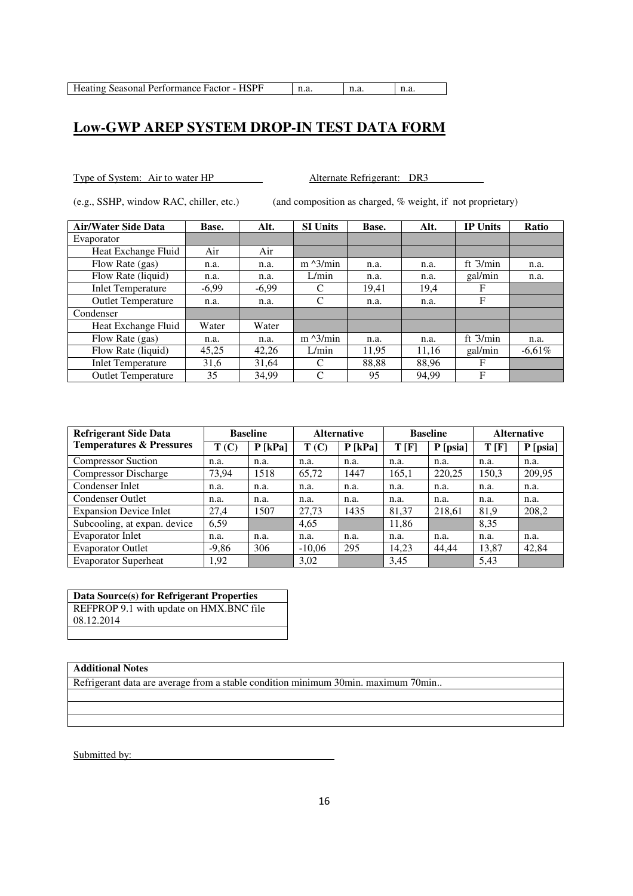| Heating Seasonal Performance Factor - HSPF | n.a. | n.a. | n.a. |
|---|---|---|---|

## Low-GWP AREP SYSTEM DROP-IN TEST DATA FORM

Type of System: Air to water HP Alternate Refrigerant: DR3

(e.g., SSHP, window RAC, chiller, etc.) (and composition as charged, % weight, if not proprietary)

| Air/Water Side Data | Base. | Alt. | SI Units | Base. | Alt. | IP Units | Ratio |
|---|---|---|---|---|---|---|---|
| Evaporator | | | | | | | |
| Heat Exchange Fluid | Air | Air | | | | | |
| Flow Rate (gas) | n.a. | n.a. | m ^3/min | n.a. | n.a. | ft ^3/min | n.a. |
| Flow Rate (liquid) | n.a. | n.a. | L/min | n.a. | n.a. | gal/min | n.a. |
| Inlet Temperature | -6,99 | -6,99 | C | 19,41 | 19,4 | F | |
| Outlet Temperature | n.a. | n.a. | C | n.a. | n.a. | F | |
| Condenser | | | | | | | |
| Heat Exchange Fluid | Water | Water | | | | | |
| Flow Rate (gas) | n.a. | n.a. | m ^3/min | n.a. | n.a. | ft ^3/min | n.a. |
| Flow Rate (liquid) | 45,25 | 42,26 | L/min | 11,95 | 11,16 | gal/min | -6,61% |
| Inlet Temperature | 31,6 | 31,64 | C | 88,88 | 88,96 | F | |
| Outlet Temperature | 35 | 34,99 | C | 95 | 94,99 | F | |

| Refrigerant Side Data Temperatures & Pressures | Baseline | | Alternative | | Baseline | | Alternative | |
|---|---|---|---|---|---|---|---|---|
| | T (C) | P [kPa] | T (C) | P [kPa] | T [F] | P [psia] | T [F] | P [psia] |
| Compressor Suction | n.a. | n.a. | n.a. | n.a. | n.a. | n.a. | n.a. | n.a. |
| Compressor Discharge | 73,94 | 1518 | 65,72 | 1447 | 165,1 | 220,25 | 150,3 | 209,95 |
| Condenser Inlet | n.a. | n.a. | n.a. | n.a. | n.a. | n.a. | n.a. | n.a. |
| Condenser Outlet | n.a. | n.a. | n.a. | n.a. | n.a. | n.a. | n.a. | n.a. |
| Expansion Device Inlet | 27,4 | 1507 | 27,73 | 1435 | 81,37 | 218,61 | 81,9 | 208,2 |
| Subcooling, at expan. device | 6,59 | | 4,65 | | 11,86 | | 8,35 | |
| Evaporator Inlet | n.a. | n.a. | n.a. | n.a. | n.a. | n.a. | n.a. | n.a. |
| Evaporator Outlet | -9,86 | 306 | -10,06 | 295 | 14,23 | 44,44 | 13,87 | 42,84 |
| Evaporator Superheat | 1,92 | | 3,02 | | 3,45 | | 5,43 | |

| Data Source(s) for Refrigerant Properties |
|---|
| REFPROP 9.1 with update on HMX.BNC file 08.12.2014 |
| |

| Additional Notes |
|---|
| Refrigerant data are average from a stable condition minimum 30min. maximum 70min.. |
| |
| |
| |

Submitted by: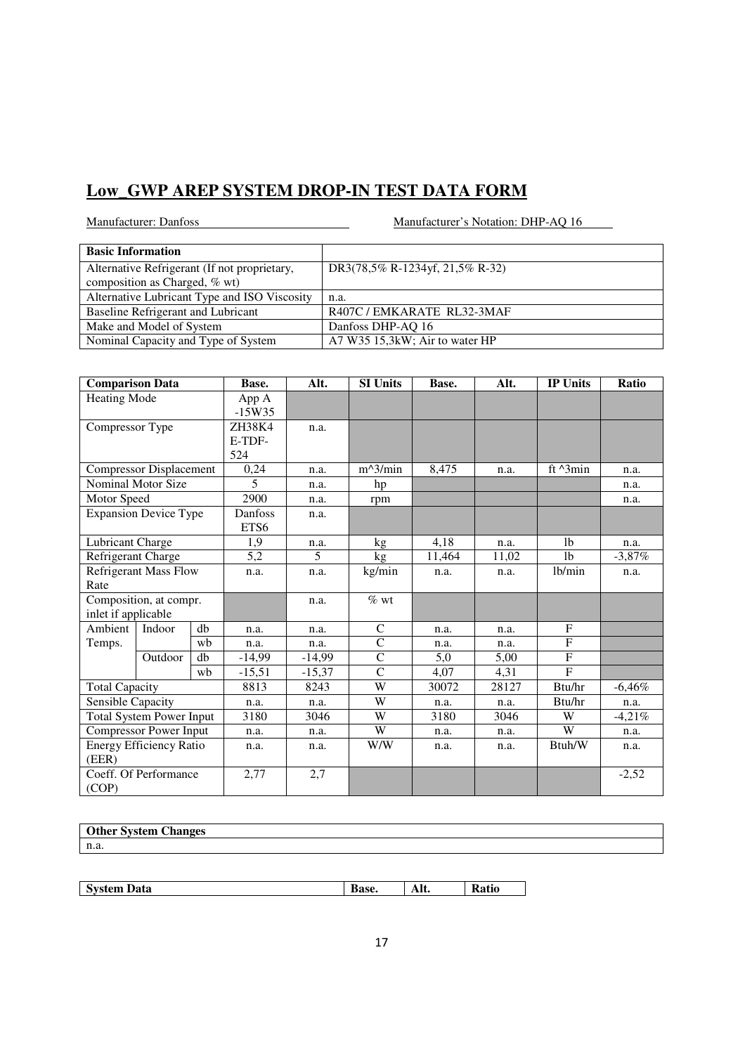## Low_GWP AREP SYSTEM DROP-IN TEST DATA FORM

Manufacturer: Danfoss

Manufacturer's Notation: DHP-AQ 16

| Basic Information | |
|---|---|
| Alternative Refrigerant (If not proprietary, composition as Charged, % wt) | DR3(78,5% R-1234yf, 21,5% R-32) |
| Alternative Lubricant Type and ISO Viscosity | n.a. |
| Baseline Refrigerant and Lubricant | R407C / EMKARATE RL32-3MAF |
| Make and Model of System | Danfoss DHP-AQ 16 |
| Nominal Capacity and Type of System | A7 W35 15,3kW; Air to water HP |

| Comparison Data | | | Base. | Alt. | SI Units | Base. | Alt. | IP Units | Ratio |
|---|---|---|---|---|---|---|---|---|---|
| Heating Mode | | | App A -15W35 | | | | | | |
| Compressor Type | | | ZH38K4 E-TDF-524 | n.a. | | | | | |
| Compressor Displacement | | | 0,24 | n.a. | m^3/min | 8,475 | n.a. | ft ^3min | n.a. |
| Nominal Motor Size | | | 5 | n.a. | hp | | | | n.a. |
| Motor Speed | | | 2900 | n.a. | rpm | | | | n.a. |
| Expansion Device Type | | | Danfoss ETS6 | n.a. | | | | | |
| Lubricant Charge | | | 1,9 | n.a. | kg | 4,18 | n.a. | lb | n.a. |
| Refrigerant Charge | | | 5,2 | 5 | kg | 11,464 | 11,02 | lb | -3,87% |
| Refrigerant Mass Flow Rate | | | n.a. | n.a. | kg/min | n.a. | n.a. | lb/min | n.a. |
| Composition, at compr. inlet if applicable | | | | n.a. | % wt | | | | |
| Ambient Temps. | Indoor | db | n.a. | n.a. | C | n.a. | n.a. | F | |
| | | wb | n.a. | n.a. | C | n.a. | n.a. | F | |
| | Outdoor | db | -14,99 | -14,99 | C | 5,0 | 5,00 | F | |
| | | wb | -15,51 | -15,37 | C | 4,07 | 4,31 | F | |
| Total Capacity | | | 8813 | 8243 | W | 30072 | 28127 | Btu/hr | -6,46% |
| Sensible Capacity | | | n.a. | n.a. | W | n.a. | n.a. | Btu/hr | n.a. |
| Total System Power Input | | | 3180 | 3046 | W | 3180 | 3046 | W | -4,21% |
| Compressor Power Input | | | n.a. | n.a. | W | n.a. | n.a. | W | n.a. |
| Energy Efficiency Ratio (EER) | | | n.a. | n.a. | W/W | n.a. | n.a. | Btuh/W | n.a. |
| Coeff. Of Performance (COP) | | | 2,77 | 2,7 | | | | | -2,52 |

| Other System Changes |
|---|
| n.a. |

| System Data | Base. | Alt. | Ratio |
|---|---|---|---|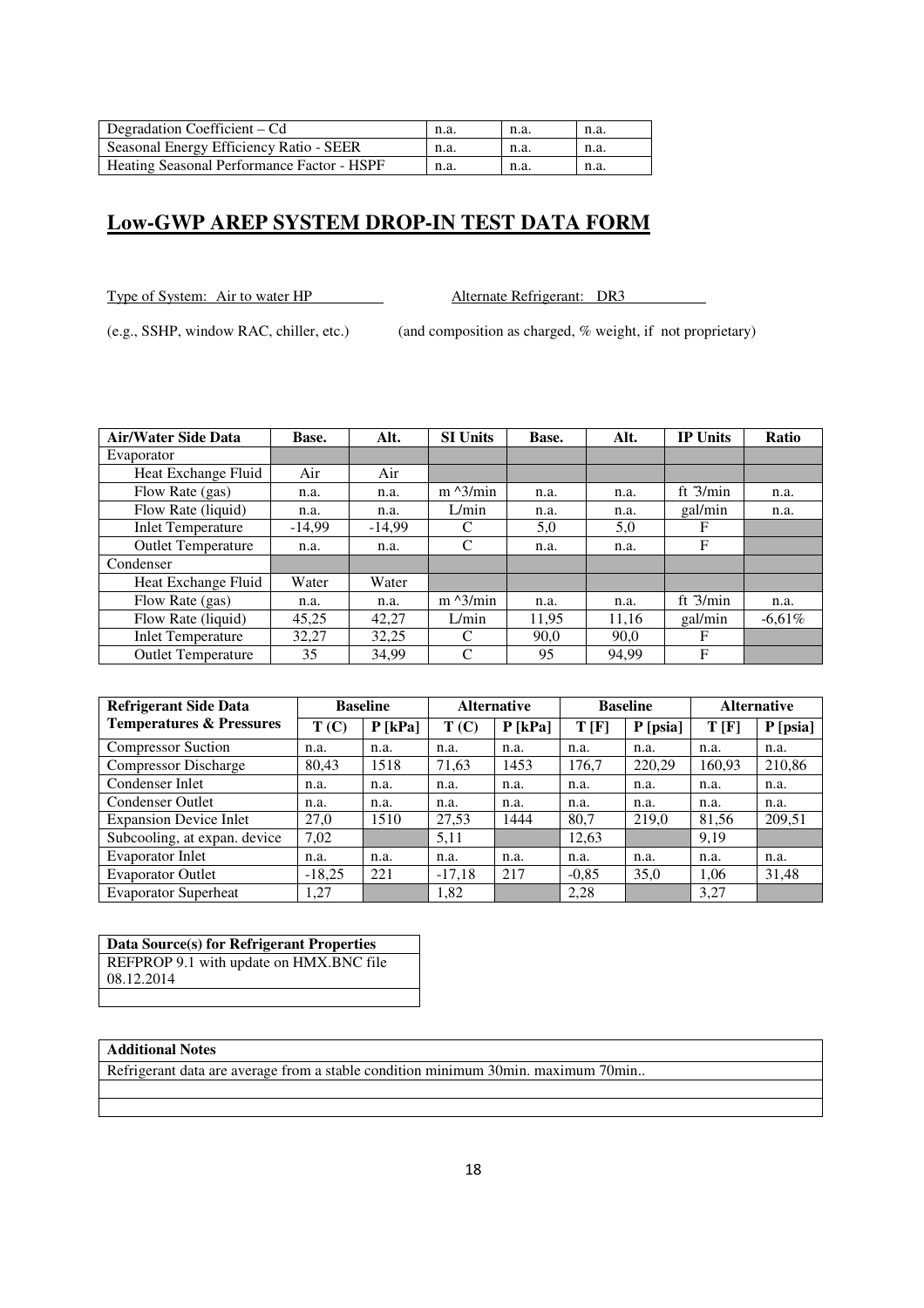| Degradation Coefficient – Cd | n.a. | n.a. | n.a. |
|---|---|---|---|
| Seasonal Energy Efficiency Ratio - SEER | n.a. | n.a. | n.a. |
| Heating Seasonal Performance Factor - HSPF | n.a. | n.a. | n.a. |

## Low-GWP AREP SYSTEM DROP-IN TEST DATA FORM

Type of System: Air to water HP Alternate Refrigerant: DR3

(e.g., SSHP, window RAC, chiller, etc.) (and composition as charged, % weight, if not proprietary)

| Air/Water Side Data | Base. | Alt. | SI Units | Base. | Alt. | IP Units | Ratio |
|---|---|---|---|---|---|---|---|
| Evaporator | | | | | | | |
| Heat Exchange Fluid | Air | Air | | | | | |
| Flow Rate (gas) | n.a. | n.a. | m ^3/min | n.a. | n.a. | ft ^3/min | n.a. |
| Flow Rate (liquid) | n.a. | n.a. | L/min | n.a. | n.a. | gal/min | n.a. |
| Inlet Temperature | -14,99 | -14,99 | C | 5,0 | 5,0 | F | |
| Outlet Temperature | n.a. | n.a. | C | n.a. | n.a. | F | |
| Condenser | | | | | | | |
| Heat Exchange Fluid | Water | Water | | | | | |
| Flow Rate (gas) | n.a. | n.a. | m ^3/min | n.a. | n.a. | ft ^3/min | n.a. |
| Flow Rate (liquid) | 45,25 | 42,27 | L/min | 11,95 | 11,16 | gal/min | -6,61% |
| Inlet Temperature | 32,27 | 32,25 | C | 90,0 | 90,0 | F | |
| Outlet Temperature | 35 | 34,99 | C | 95 | 94,99 | F | |

| Refrigerant Side Data | Baseline | | Alternative | | Baseline | | Alternative | |
|---|---|---|---|---|---|---|---|---|
| Temperatures & Pressures | T (C) | P [kPa] | T (C) | P [kPa] | T [F] | P [psia] | T [F] | P [psia] |
| Compressor Suction | n.a. | n.a. | n.a. | n.a. | n.a. | n.a. | n.a. | n.a. |
| Compressor Discharge | 80,43 | 1518 | 71,63 | 1453 | 176,7 | 220,29 | 160,93 | 210,86 |
| Condenser Inlet | n.a. | n.a. | n.a. | n.a. | n.a. | n.a. | n.a. | n.a. |
| Condenser Outlet | n.a. | n.a. | n.a. | n.a. | n.a. | n.a. | n.a. | n.a. |
| Expansion Device Inlet | 27,0 | 1510 | 27,53 | 1444 | 80,7 | 219,0 | 81,56 | 209,51 |
| Subcooling, at expan. device | 7,02 | | 5,11 | | 12,63 | | 9,19 | |
| Evaporator Inlet | n.a. | n.a. | n.a. | n.a. | n.a. | n.a. | n.a. | n.a. |
| Evaporator Outlet | -18,25 | 221 | -17,18 | 217 | -0,85 | 35,0 | 1,06 | 31,48 |
| Evaporator Superheat | 1,27 | | 1,82 | | 2,28 | | 3,27 | |

| Data Source(s) for Refrigerant Properties |
|---|
| REFPROP 9.1 with update on HMX.BNC file 08.12.2014 |
| |

| Additional Notes |
|---|
| Refrigerant data are average from a stable condition minimum 30min. maximum 70min.. |
| |
| |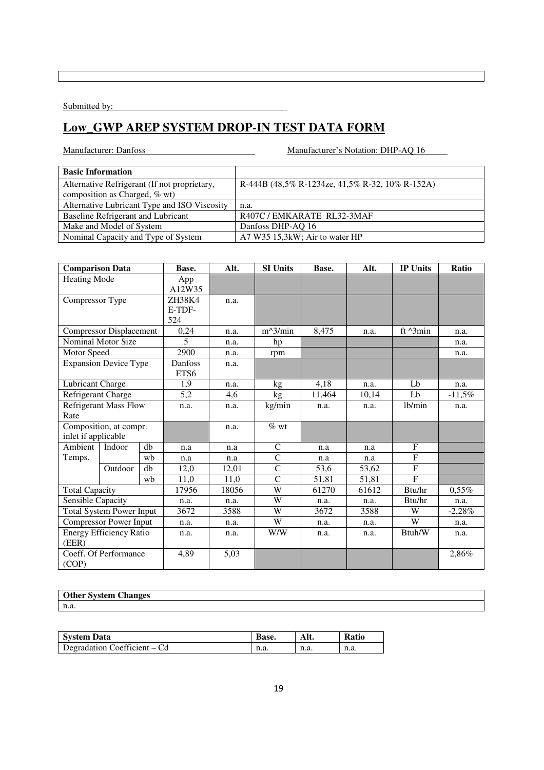Submitted by:

# Low_GWP AREP SYSTEM DROP-IN TEST DATA FORM

Manufacturer: Danfoss

Manufacturer's Notation: DHP-AQ 16

| Basic Information | |
|---|---|
| Alternative Refrigerant (If not proprietary, composition as Charged, % wt) | R-444B (48,5% R-1234ze, 41,5% R-32, 10% R-152A) |
| Alternative Lubricant Type and ISO Viscosity | n.a. |
| Baseline Refrigerant and Lubricant | R407C / EMKARATE RL32-3MAF |
| Make and Model of System | Danfoss DHP-AQ 16 |
| Nominal Capacity and Type of System | A7 W35 15,3kW; Air to water HP |

| Comparison Data | | | Base. | Alt. | SI Units | Base. | Alt. | IP Units | Ratio |
|---|---|---|---|---|---|---|---|---|---|
| Heating Mode | | | App A12W35 | | | | | | |
| Compressor Type | | | ZH38K4 E-TDF-524 | n.a. | | | | | |
| Compressor Displacement | | | 0,24 | n.a. | m^3/min | 8,475 | n.a. | ft ^3min | n.a. |
| Nominal Motor Size | | | 5 | n.a. | hp | | | | n.a. |
| Motor Speed | | | 2900 | n.a. | rpm | | | | n.a. |
| Expansion Device Type | | | Danfoss ETS6 | n.a. | | | | | |
| Lubricant Charge | | | 1,9 | n.a. | kg | 4,18 | n.a. | Lb | n.a. |
| Refrigerant Charge | | | 5,2 | 4,6 | kg | 11,464 | 10,14 | Lb | -11,5% |
| Refrigerant Mass Flow Rate | | | n.a. | n.a. | kg/min | n.a. | n.a. | lb/min | n.a. |
| Composition, at compr. inlet if applicable | | | | n.a. | % wt | | | | |
| Ambient Temps. | Indoor | db | n.a | n.a | C | n.a | n.a | F | |
| | | wb | n.a | n.a | C | n.a | n.a | F | |
| | Outdoor | db | 12,0 | 12,01 | C | 53,6 | 53,62 | F | |
| | | wb | 11,0 | 11,0 | C | 51,81 | 51,81 | F | |
| Total Capacity | | | 17956 | 18056 | W | 61270 | 61612 | Btu/hr | 0,55% |
| Sensible Capacity | | | n.a. | n.a. | W | n.a. | n.a. | Btu/hr | n.a. |
| Total System Power Input | | | 3672 | 3588 | W | 3672 | 3588 | W | -2,28% |
| Compressor Power Input | | | n.a. | n.a. | W | n.a. | n.a. | W | n.a. |
| Energy Efficiency Ratio (EER) | | | n.a. | n.a. | W/W | n.a. | n.a. | Btuh/W | n.a. |
| Coeff. Of Performance (COP) | | | 4,89 | 5,03 | | | | | 2,86% |

| Other System Changes |
|---|
| n.a. |

| System Data | Base. | Alt. | Ratio |
|---|---|---|---|
| Degradation Coefficient – Cd | n.a. | n.a. | n.a. |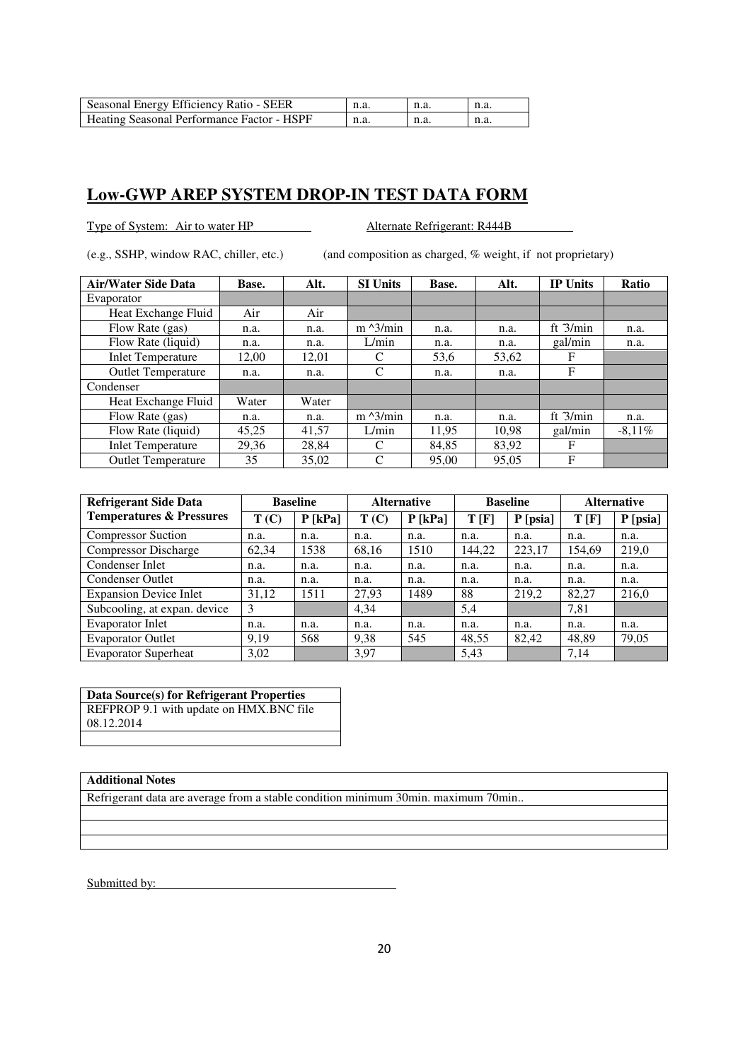| Seasonal Energy Efficiency Ratio - SEER | n.a. | n.a. | n.a. |
|---|---|---|---|
| Heating Seasonal Performance Factor - HSPF | n.a. | n.a. | n.a. |

## Low-GWP AREP SYSTEM DROP-IN TEST DATA FORM

Type of System: Air to water HP Alternate Refrigerant: R444B

(e.g., SSHP, window RAC, chiller, etc.) (and composition as charged, % weight, if not proprietary)

| Air/Water Side Data | Base. | Alt. | SI Units | Base. | Alt. | IP Units | Ratio |
|---|---|---|---|---|---|---|---|
| Evaporator | | | | | | | |
| Heat Exchange Fluid | Air | Air | | | | | |
| Flow Rate (gas) | n.a. | n.a. | m ^3/min | n.a. | n.a. | ft ^3/min | n.a. |
| Flow Rate (liquid) | n.a. | n.a. | L/min | n.a. | n.a. | gal/min | n.a. |
| Inlet Temperature | 12,00 | 12,01 | C | 53,6 | 53,62 | F | |
| Outlet Temperature | n.a. | n.a. | C | n.a. | n.a. | F | |
| Condenser | | | | | | | |
| Heat Exchange Fluid | Water | Water | | | | | |
| Flow Rate (gas) | n.a. | n.a. | m ^3/min | n.a. | n.a. | ft ^3/min | n.a. |
| Flow Rate (liquid) | 45,25 | 41,57 | L/min | 11,95 | 10,98 | gal/min | -8,11% |
| Inlet Temperature | 29,36 | 28,84 | C | 84,85 | 83,92 | F | |
| Outlet Temperature | 35 | 35,02 | C | 95,00 | 95,05 | F | |

| Refrigerant Side Data Temperatures & Pressures | Baseline | | Alternative | | Baseline | | Alternative | |
|---|---|---|---|---|---|---|---|---|
| | T (C) | P [kPa] | T (C) | P [kPa] | T [F] | P [psia] | T [F] | P [psia] |
| Compressor Suction | n.a. | n.a. | n.a. | n.a. | n.a. | n.a. | n.a. | n.a. |
| Compressor Discharge | 62,34 | 1538 | 68,16 | 1510 | 144,22 | 223,17 | 154,69 | 219,0 |
| Condenser Inlet | n.a. | n.a. | n.a. | n.a. | n.a. | n.a. | n.a. | n.a. |
| Condenser Outlet | n.a. | n.a. | n.a. | n.a. | n.a. | n.a. | n.a. | n.a. |
| Expansion Device Inlet | 31,12 | 1511 | 27,93 | 1489 | 88 | 219,2 | 82,27 | 216,0 |
| Subcooling, at expan. device | 3 | | 4,34 | | 5,4 | | 7,81 | |
| Evaporator Inlet | n.a. | n.a. | n.a. | n.a. | n.a. | n.a. | n.a. | n.a. |
| Evaporator Outlet | 9,19 | 568 | 9,38 | 545 | 48,55 | 82,42 | 48,89 | 79,05 |
| Evaporator Superheat | 3,02 | | 3,97 | | 5,43 | | 7,14 | |

| Data Source(s) for Refrigerant Properties |
|---|
| REFPROP 9.1 with update on HMX.BNC file 08.12.2014 |
| |

| Additional Notes |
|---|
| Refrigerant data are average from a stable condition minimum 30min. maximum 70min.. |
| |
| |
| |

Submitted by: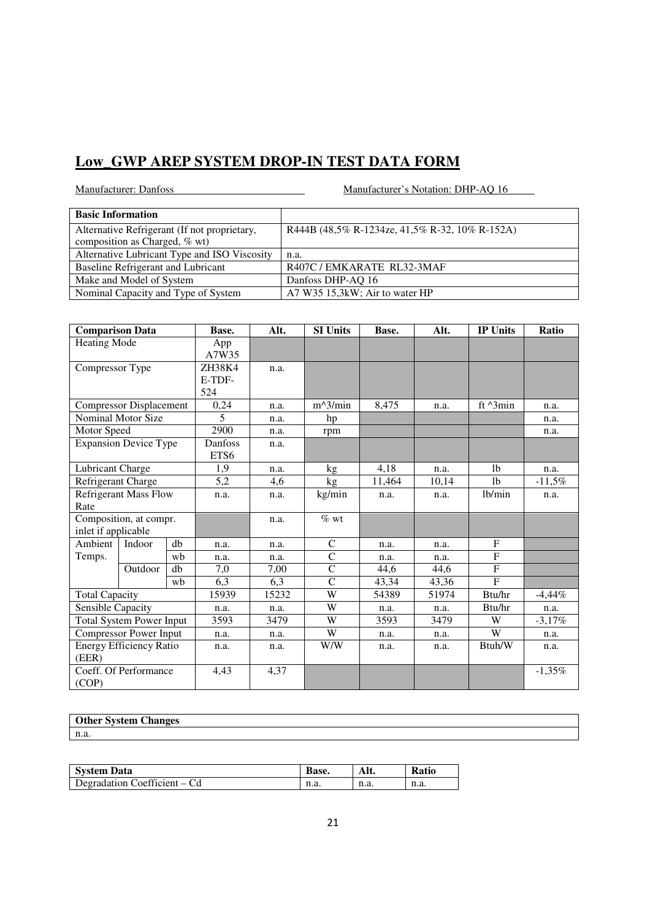# Low_GWP AREP SYSTEM DROP-IN TEST DATA FORM

Manufacturer: Danfoss Manufacturer's Notation: DHP-AQ 16

| Basic Information | |
|---|---|
| Alternative Refrigerant (If not proprietary, composition as Charged, % wt) | R444B (48,5% R-1234ze, 41,5% R-32, 10% R-152A) |
| Alternative Lubricant Type and ISO Viscosity | n.a. |
| Baseline Refrigerant and Lubricant | R407C / EMKARATE RL32-3MAF |
| Make and Model of System | Danfoss DHP-AQ 16 |
| Nominal Capacity and Type of System | A7 W35 15,3kW; Air to water HP |

| Comparison Data | | | Base. | Alt. | SI Units | Base. | Alt. | IP Units | Ratio |
|---|---|---|---|---|---|---|---|---|---|
| Heating Mode | | | App A7W35 | | | | | | |
| Compressor Type | | | ZH38K4 E-TDF-524 | n.a. | | | | | |
| Compressor Displacement | | | 0,24 | n.a. | m^3/min | 8,475 | n.a. | ft ^3min | n.a. |
| Nominal Motor Size | | | 5 | n.a. | hp | | | | n.a. |
| Motor Speed | | | 2900 | n.a. | rpm | | | | n.a. |
| Expansion Device Type | | | Danfoss ETS6 | n.a. | | | | | |
| Lubricant Charge | | | 1,9 | n.a. | kg | 4,18 | n.a. | lb | n.a. |
| Refrigerant Charge | | | 5,2 | 4,6 | kg | 11,464 | 10,14 | lb | -11,5% |
| Refrigerant Mass Flow Rate | | | n.a. | n.a. | kg/min | n.a. | n.a. | lb/min | n.a. |
| Composition, at compr. inlet if applicable | | | | n.a. | % wt | | | | |
| Ambient Temps. | Indoor | db | n.a. | n.a. | C | n.a. | n.a. | F | |
| | | wb | n.a. | n.a. | C | n.a. | n.a. | F | |
| | Outdoor | db | 7,0 | 7,00 | C | 44,6 | 44,6 | F | |
| | | wb | 6,3 | 6,3 | C | 43,34 | 43,36 | F | |
| Total Capacity | | | 15939 | 15232 | W | 54389 | 51974 | Btu/hr | -4,44% |
| Sensible Capacity | | | n.a. | n.a. | W | n.a. | n.a. | Btu/hr | n.a. |
| Total System Power Input | | | 3593 | 3479 | W | 3593 | 3479 | W | -3,17% |
| Compressor Power Input | | | n.a. | n.a. | W | n.a. | n.a. | W | n.a. |
| Energy Efficiency Ratio (EER) | | | n.a. | n.a. | W/W | n.a. | n.a. | Btuh/W | n.a. |
| Coeff. Of Performance (COP) | | | 4,43 | 4,37 | | | | | -1,35% |

| Other System Changes |
|---|
| n.a. |

| System Data | Base. | Alt. | Ratio |
|---|---|---|---|
| Degradation Coefficient – Cd | n.a. | n.a. | n.a. |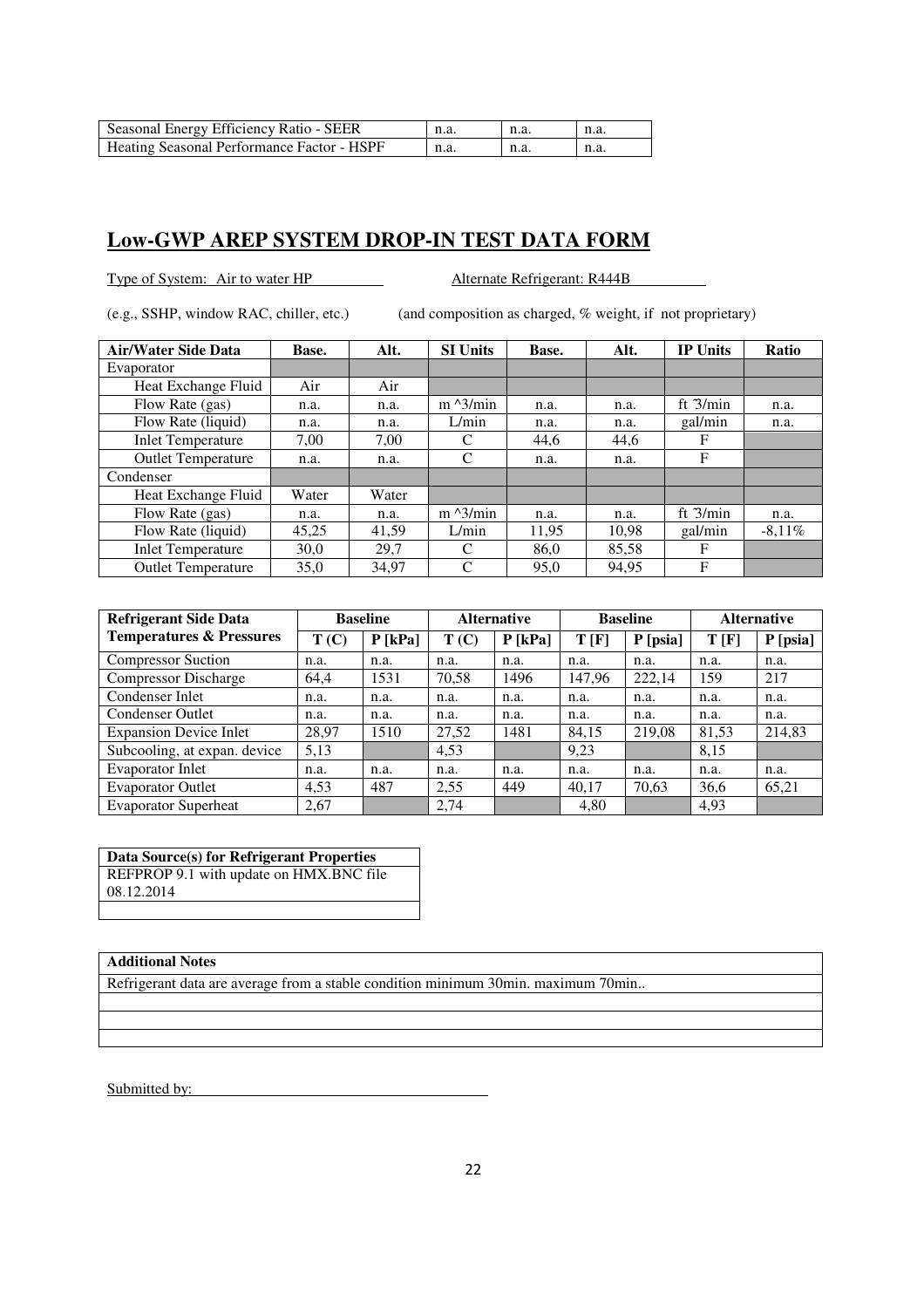| Seasonal Energy Efficiency Ratio - SEER | n.a. | n.a. | n.a. |
| --- | --- | --- | --- |
| Heating Seasonal Performance Factor - HSPF | n.a. | n.a. | n.a. |

## Low-GWP AREP SYSTEM DROP-IN TEST DATA FORM

Type of System: Air to water HP          Alternate Refrigerant: R444B

(e.g., SSHP, window RAC, chiller, etc.)          (and composition as charged, % weight, if not proprietary)

| Air/Water Side Data | Base. | Alt. | SI Units | Base. | Alt. | IP Units | Ratio |
| --- | --- | --- | --- | --- | --- | --- | --- |
| Evaporator | | | | | | | |
| Heat Exchange Fluid | Air | Air | | | | | |
| Flow Rate (gas) | n.a. | n.a. | m ^3/min | n.a. | n.a. | ft ^3/min | n.a. |
| Flow Rate (liquid) | n.a. | n.a. | L/min | n.a. | n.a. | gal/min | n.a. |
| Inlet Temperature | 7,00 | 7,00 | C | 44,6 | 44,6 | F | |
| Outlet Temperature | n.a. | n.a. | C | n.a. | n.a. | F | |
| Condenser | | | | | | | |
| Heat Exchange Fluid | Water | Water | | | | | |
| Flow Rate (gas) | n.a. | n.a. | m ^3/min | n.a. | n.a. | ft ^3/min | n.a. |
| Flow Rate (liquid) | 45,25 | 41,59 | L/min | 11,95 | 10,98 | gal/min | -8,11% |
| Inlet Temperature | 30,0 | 29,7 | C | 86,0 | 85,58 | F | |
| Outlet Temperature | 35,0 | 34,97 | C | 95,0 | 94,95 | F | |

| Refrigerant Side Data Temperatures & Pressures | Baseline | | Alternative | | Baseline | | Alternative | |
| --- | --- | --- | --- | --- | --- | --- | --- | --- |
| | T (C) | P [kPa] | T (C) | P [kPa] | T [F] | P [psia] | T [F] | P [psia] |
| Compressor Suction | n.a. | n.a. | n.a. | n.a. | n.a. | n.a. | n.a. | n.a. |
| Compressor Discharge | 64,4 | 1531 | 70,58 | 1496 | 147,96 | 222,14 | 159 | 217 |
| Condenser Inlet | n.a. | n.a. | n.a. | n.a. | n.a. | n.a. | n.a. | n.a. |
| Condenser Outlet | n.a. | n.a. | n.a. | n.a. | n.a. | n.a. | n.a. | n.a. |
| Expansion Device Inlet | 28,97 | 1510 | 27,52 | 1481 | 84,15 | 219,08 | 81,53 | 214,83 |
| Subcooling, at expan. device | 5,13 | | 4,53 | | 9,23 | | 8,15 | |
| Evaporator Inlet | n.a. | n.a. | n.a. | n.a. | n.a. | n.a. | n.a. | n.a. |
| Evaporator Outlet | 4,53 | 487 | 2,55 | 449 | 40,17 | 70,63 | 36,6 | 65,21 |
| Evaporator Superheat | 2,67 | | 2,74 | | 4,80 | | 4,93 | |

| Data Source(s) for Refrigerant Properties |
| --- |
| REFPROP 9.1 with update on HMX.BNC file 08.12.2014 |

| Additional Notes |
| --- |
| Refrigerant data are average from a stable condition minimum 30min. maximum 70min.. |

Submitted by: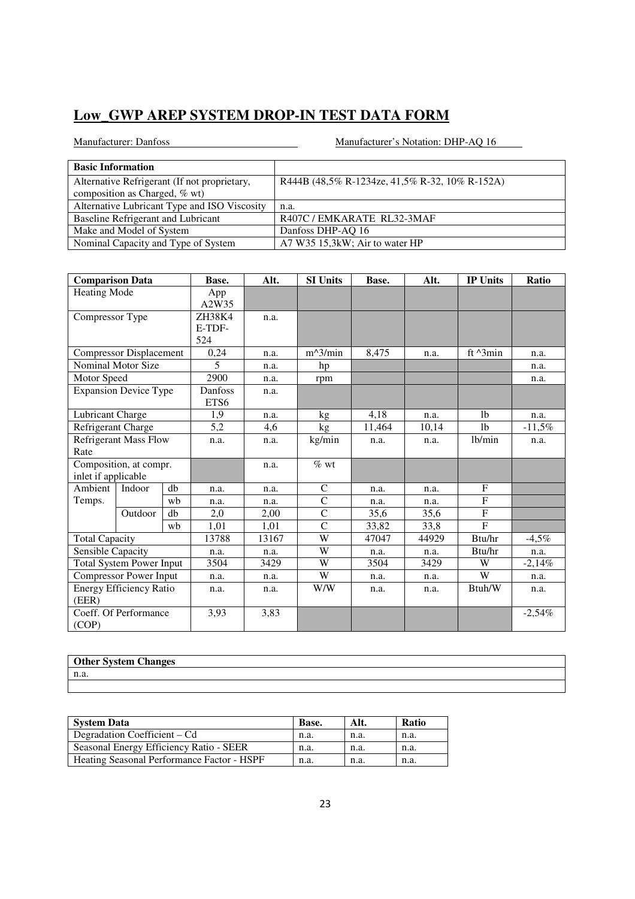# Low_GWP AREP SYSTEM DROP-IN TEST DATA FORM

Manufacturer: Danfoss　　　　　　　　　　　Manufacturer's Notation: DHP-AQ 16

| Basic Information | |
|---|---|
| Alternative Refrigerant (If not proprietary, composition as Charged, % wt) | R444B (48,5% R-1234ze, 41,5% R-32, 10% R-152A) |
| Alternative Lubricant Type and ISO Viscosity | n.a. |
| Baseline Refrigerant and Lubricant | R407C / EMKARATE RL32-3MAF |
| Make and Model of System | Danfoss DHP-AQ 16 |
| Nominal Capacity and Type of System | A7 W35 15,3kW; Air to water HP |

| Comparison Data | | | Base. | Alt. | SI Units | Base. | Alt. | IP Units | Ratio |
|---|---|---|---|---|---|---|---|---|---|
| Heating Mode | | | App A2W35 | | | | | | |
| Compressor Type | | | ZH38K4 E-TDF-524 | n.a. | | | | | |
| Compressor Displacement | | | 0,24 | n.a. | m^3/min | 8,475 | n.a. | ft ^3min | n.a. |
| Nominal Motor Size | | | 5 | n.a. | hp | | | | n.a. |
| Motor Speed | | | 2900 | n.a. | rpm | | | | n.a. |
| Expansion Device Type | | | Danfoss ETS6 | n.a. | | | | | |
| Lubricant Charge | | | 1,9 | n.a. | kg | 4,18 | n.a. | lb | n.a. |
| Refrigerant Charge | | | 5,2 | 4,6 | kg | 11,464 | 10,14 | lb | -11,5% |
| Refrigerant Mass Flow Rate | | | n.a. | n.a. | kg/min | n.a. | n.a. | lb/min | n.a. |
| Composition, at compr. inlet if applicable | | | | n.a. | % wt | | | | |
| Ambient Temps. | Indoor | db | n.a. | n.a. | C | n.a. | n.a. | F | |
| | | wb | n.a. | n.a. | C | n.a. | n.a. | F | |
| | Outdoor | db | 2,0 | 2,00 | C | 35,6 | 35,6 | F | |
| | | wb | 1,01 | 1,01 | C | 33,82 | 33,8 | F | |
| Total Capacity | | | 13788 | 13167 | W | 47047 | 44929 | Btu/hr | -4,5% |
| Sensible Capacity | | | n.a. | n.a. | W | n.a. | n.a. | Btu/hr | n.a. |
| Total System Power Input | | | 3504 | 3429 | W | 3504 | 3429 | W | -2,14% |
| Compressor Power Input | | | n.a. | n.a. | W | n.a. | n.a. | W | n.a. |
| Energy Efficiency Ratio (EER) | | | n.a. | n.a. | W/W | n.a. | n.a. | Btuh/W | n.a. |
| Coeff. Of Performance (COP) | | | 3,93 | 3,83 | | | | | -2,54% |

| Other System Changes |
|---|
| n.a. |
| |

| System Data | Base. | Alt. | Ratio |
|---|---|---|---|
| Degradation Coefficient – Cd | n.a. | n.a. | n.a. |
| Seasonal Energy Efficiency Ratio - SEER | n.a. | n.a. | n.a. |
| Heating Seasonal Performance Factor - HSPF | n.a. | n.a. | n.a. |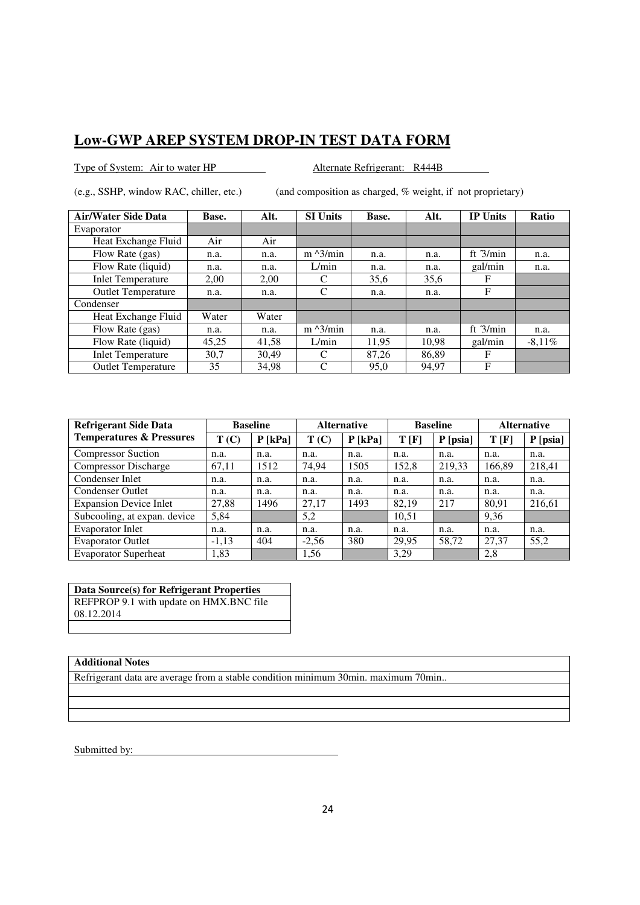## Low-GWP AREP SYSTEM DROP-IN TEST DATA FORM

Type of System: Air to water HP Alternate Refrigerant: R444B

(e.g., SSHP, window RAC, chiller, etc.) (and composition as charged, % weight, if not proprietary)

| Air/Water Side Data | Base. | Alt. | SI Units | Base. | Alt. | IP Units | Ratio |
|---|---|---|---|---|---|---|---|
| Evaporator | | | | | | | |
| Heat Exchange Fluid | Air | Air | | | | | |
| Flow Rate (gas) | n.a. | n.a. | m ^3/min | n.a. | n.a. | ft ̂3/min | n.a. |
| Flow Rate (liquid) | n.a. | n.a. | L/min | n.a. | n.a. | gal/min | n.a. |
| Inlet Temperature | 2,00 | 2,00 | C | 35,6 | 35,6 | F | |
| Outlet Temperature | n.a. | n.a. | C | n.a. | n.a. | F | |
| Condenser | | | | | | | |
| Heat Exchange Fluid | Water | Water | | | | | |
| Flow Rate (gas) | n.a. | n.a. | m ^3/min | n.a. | n.a. | ft ̂3/min | n.a. |
| Flow Rate (liquid) | 45,25 | 41,58 | L/min | 11,95 | 10,98 | gal/min | -8,11% |
| Inlet Temperature | 30,7 | 30,49 | C | 87,26 | 86,89 | F | |
| Outlet Temperature | 35 | 34,98 | C | 95,0 | 94,97 | F | |

| Refrigerant Side Data | Baseline | | Alternative | | Baseline | | Alternative | |
|---|---|---|---|---|---|---|---|---|
| Temperatures & Pressures | T (C) | P [kPa] | T (C) | P [kPa] | T [F] | P [psia] | T [F] | P [psia] |
| Compressor Suction | n.a. | n.a. | n.a. | n.a. | n.a. | n.a. | n.a. | n.a. |
| Compressor Discharge | 67,11 | 1512 | 74,94 | 1505 | 152,8 | 219,33 | 166,89 | 218,41 |
| Condenser Inlet | n.a. | n.a. | n.a. | n.a. | n.a. | n.a. | n.a. | n.a. |
| Condenser Outlet | n.a. | n.a. | n.a. | n.a. | n.a. | n.a. | n.a. | n.a. |
| Expansion Device Inlet | 27,88 | 1496 | 27,17 | 1493 | 82,19 | 217 | 80,91 | 216,61 |
| Subcooling, at expan. device | 5,84 | | 5,2 | | 10,51 | | 9,36 | |
| Evaporator Inlet | n.a. | n.a. | n.a. | n.a. | n.a. | n.a. | n.a. | n.a. |
| Evaporator Outlet | -1,13 | 404 | -2,56 | 380 | 29,95 | 58,72 | 27,37 | 55,2 |
| Evaporator Superheat | 1,83 | | 1,56 | | 3,29 | | 2,8 | |

| Data Source(s) for Refrigerant Properties |
|---|
| REFPROP 9.1 with update on HMX.BNC file 08.12.2014 |
| |

| Additional Notes |
|---|
| Refrigerant data are average from a stable condition minimum 30min. maximum 70min.. |
| |
| |
| |

Submitted by: ______________________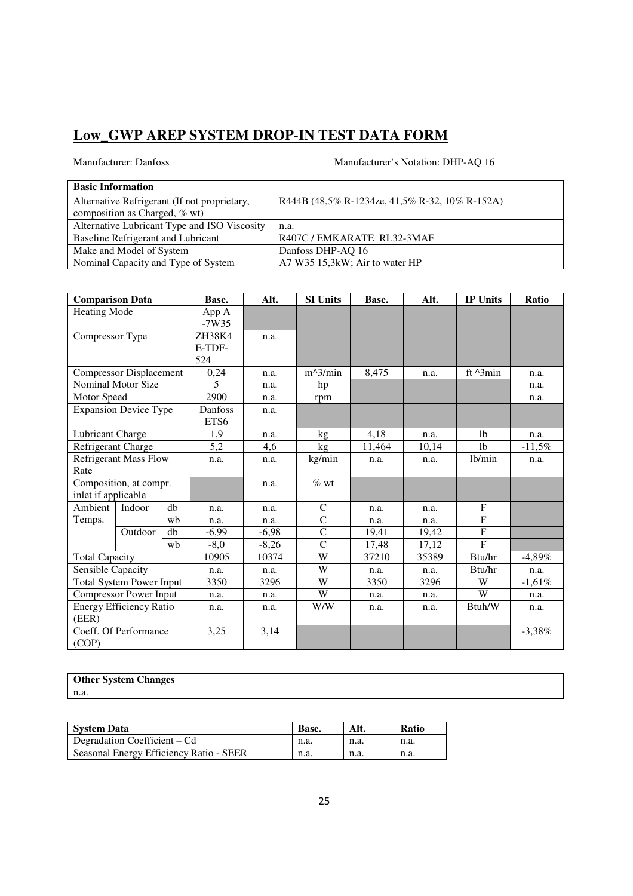# Low_GWP AREP SYSTEM DROP-IN TEST DATA FORM

Manufacturer: Danfoss

Manufacturer's Notation: DHP-AQ 16

| Basic Information | |
|---|---|
| Alternative Refrigerant (If not proprietary, composition as Charged, % wt) | R444B (48,5% R-1234ze, 41,5% R-32, 10% R-152A) |
| Alternative Lubricant Type and ISO Viscosity | n.a. |
| Baseline Refrigerant and Lubricant | R407C / EMKARATE RL32-3MAF |
| Make and Model of System | Danfoss DHP-AQ 16 |
| Nominal Capacity and Type of System | A7 W35 15,3kW; Air to water HP |

| Comparison Data | | | Base. | Alt. | SI Units | Base. | Alt. | IP Units | Ratio |
|---|---|---|---|---|---|---|---|---|---|
| Heating Mode | | | App A -7W35 | | | | | | |
| Compressor Type | | | ZH38K4 E-TDF-524 | n.a. | | | | | |
| Compressor Displacement | | | 0,24 | n.a. | m^3/min | 8,475 | n.a. | ft ^3min | n.a. |
| Nominal Motor Size | | | 5 | n.a. | hp | | | | n.a. |
| Motor Speed | | | 2900 | n.a. | rpm | | | | n.a. |
| Expansion Device Type | | | Danfoss ETS6 | n.a. | | | | | |
| Lubricant Charge | | | 1,9 | n.a. | kg | 4,18 | n.a. | lb | n.a. |
| Refrigerant Charge | | | 5,2 | 4,6 | kg | 11,464 | 10,14 | lb | -11,5% |
| Refrigerant Mass Flow Rate | | | n.a. | n.a. | kg/min | n.a. | n.a. | lb/min | n.a. |
| Composition, at compr. inlet if applicable | | | | n.a. | % wt | | | | |
| Ambient Temps. | Indoor | db | n.a. | n.a. | C | n.a. | n.a. | F | |
| | | wb | n.a. | n.a. | C | n.a. | n.a. | F | |
| | Outdoor | db | -6,99 | -6,98 | C | 19,41 | 19,42 | F | |
| | | wb | -8,0 | -8,26 | C | 17,48 | 17,12 | F | |
| Total Capacity | | | 10905 | 10374 | W | 37210 | 35389 | Btu/hr | -4,89% |
| Sensible Capacity | | | n.a. | n.a. | W | n.a. | n.a. | Btu/hr | n.a. |
| Total System Power Input | | | 3350 | 3296 | W | 3350 | 3296 | W | -1,61% |
| Compressor Power Input | | | n.a. | n.a. | W | n.a. | n.a. | W | n.a. |
| Energy Efficiency Ratio (EER) | | | n.a. | n.a. | W/W | n.a. | n.a. | Btuh/W | n.a. |
| Coeff. Of Performance (COP) | | | 3,25 | 3,14 | | | | | -3,38% |

| Other System Changes |
|---|
| n.a. |

| System Data | Base. | Alt. | Ratio |
|---|---|---|---|
| Degradation Coefficient – Cd | n.a. | n.a. | n.a. |
| Seasonal Energy Efficiency Ratio - SEER | n.a. | n.a. | n.a. |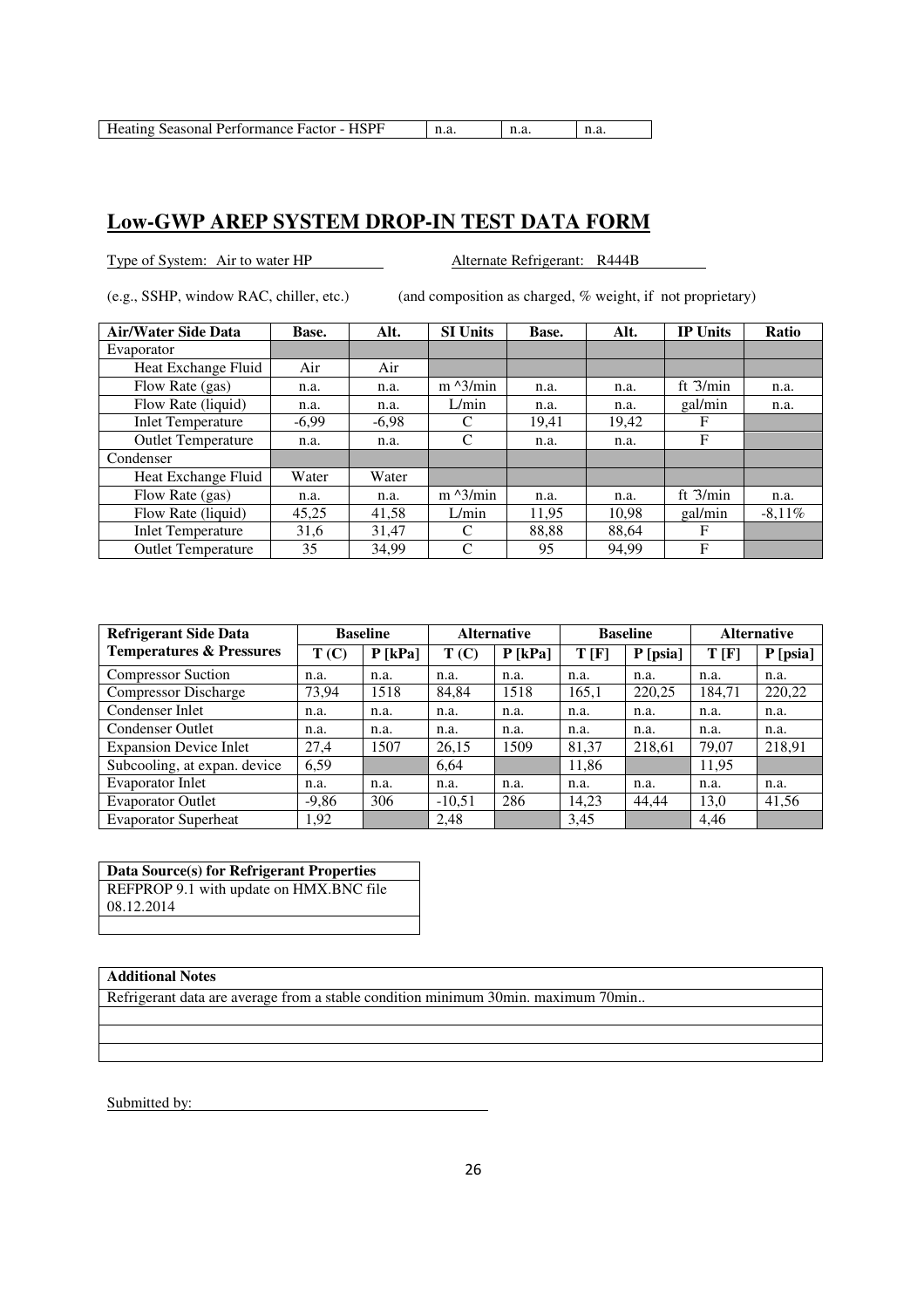| Heating Seasonal Performance Factor - HSPF | n.a. | n.a. | n.a. |
|---|---|---|---|

## Low-GWP AREP SYSTEM DROP-IN TEST DATA FORM

Type of System: Air to water HP Alternate Refrigerant: R444B

(e.g., SSHP, window RAC, chiller, etc.) (and composition as charged, % weight, if not proprietary)

| Air/Water Side Data | Base. | Alt. | SI Units | Base. | Alt. | IP Units | Ratio |
|---|---|---|---|---|---|---|---|
| Evaporator | | | | | | | |
| Heat Exchange Fluid | Air | Air | | | | | |
| Flow Rate (gas) | n.a. | n.a. | m ^3/min | n.a. | n.a. | ft ^3/min | n.a. |
| Flow Rate (liquid) | n.a. | n.a. | L/min | n.a. | n.a. | gal/min | n.a. |
| Inlet Temperature | -6,99 | -6,98 | C | 19,41 | 19,42 | F | |
| Outlet Temperature | n.a. | n.a. | C | n.a. | n.a. | F | |
| Condenser | | | | | | | |
| Heat Exchange Fluid | Water | Water | | | | | |
| Flow Rate (gas) | n.a. | n.a. | m ^3/min | n.a. | n.a. | ft ^3/min | n.a. |
| Flow Rate (liquid) | 45,25 | 41,58 | L/min | 11,95 | 10,98 | gal/min | -8,11% |
| Inlet Temperature | 31,6 | 31,47 | C | 88,88 | 88,64 | F | |
| Outlet Temperature | 35 | 34,99 | C | 95 | 94,99 | F | |

| Refrigerant Side Data | Baseline | | Alternative | | Baseline | | Alternative | |
|---|---|---|---|---|---|---|---|---|
| Temperatures & Pressures | T (C) | P [kPa] | T (C) | P [kPa] | T [F] | P [psia] | T [F] | P [psia] |
| Compressor Suction | n.a. | n.a. | n.a. | n.a. | n.a. | n.a. | n.a. | n.a. |
| Compressor Discharge | 73,94 | 1518 | 84,84 | 1518 | 165,1 | 220,25 | 184,71 | 220,22 |
| Condenser Inlet | n.a. | n.a. | n.a. | n.a. | n.a. | n.a. | n.a. | n.a. |
| Condenser Outlet | n.a. | n.a. | n.a. | n.a. | n.a. | n.a. | n.a. | n.a. |
| Expansion Device Inlet | 27,4 | 1507 | 26,15 | 1509 | 81,37 | 218,61 | 79,07 | 218,91 |
| Subcooling, at expan. device | 6,59 | | 6,64 | | 11,86 | | 11,95 | |
| Evaporator Inlet | n.a. | n.a. | n.a. | n.a. | n.a. | n.a. | n.a. | n.a. |
| Evaporator Outlet | -9,86 | 306 | -10,51 | 286 | 14,23 | 44,44 | 13,0 | 41,56 |
| Evaporator Superheat | 1,92 | | 2,48 | | 3,45 | | 4,46 | |

| Data Source(s) for Refrigerant Properties |
|---|
| REFPROP 9.1 with update on HMX.BNC file 08.12.2014 |
| |

| Additional Notes |
|---|
| Refrigerant data are average from a stable condition minimum 30min. maximum 70min.. |
| |
| |
| |

Submitted by: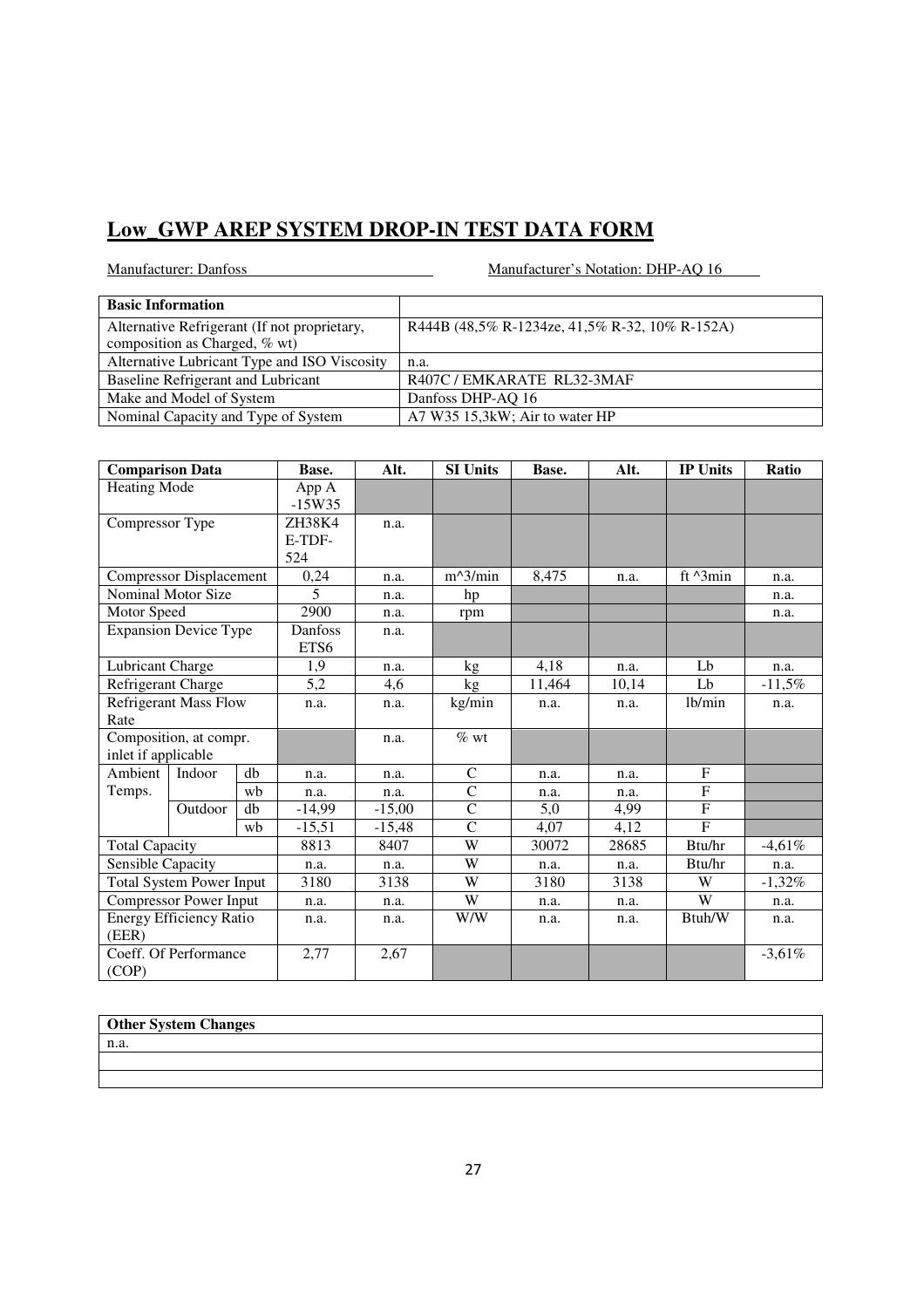## Low_GWP AREP SYSTEM DROP-IN TEST DATA FORM

Manufacturer: Danfoss                                   Manufacturer's Notation: DHP-AQ 16

| Basic Information | |
|---|---|
| Alternative Refrigerant (If not proprietary, composition as Charged, % wt) | R444B (48,5% R-1234ze, 41,5% R-32, 10% R-152A) |
| Alternative Lubricant Type and ISO Viscosity | n.a. |
| Baseline Refrigerant and Lubricant | R407C / EMKARATE RL32-3MAF |
| Make and Model of System | Danfoss DHP-AQ 16 |
| Nominal Capacity and Type of System | A7 W35 15,3kW; Air to water HP |

| Comparison Data | | | Base. | Alt. | SI Units | Base. | Alt. | IP Units | Ratio |
|---|---|---|---|---|---|---|---|---|---|
| Heating Mode | | | App A -15W35 | | | | | | |
| Compressor Type | | | ZH38K4 E-TDF-524 | n.a. | | | | | |
| Compressor Displacement | | | 0,24 | n.a. | m^3/min | 8,475 | n.a. | ft ^3min | n.a. |
| Nominal Motor Size | | | 5 | n.a. | hp | | | | n.a. |
| Motor Speed | | | 2900 | n.a. | rpm | | | | n.a. |
| Expansion Device Type | | | Danfoss ETS6 | n.a. | | | | | |
| Lubricant Charge | | | 1,9 | n.a. | kg | 4,18 | n.a. | Lb | n.a. |
| Refrigerant Charge | | | 5,2 | 4,6 | kg | 11,464 | 10,14 | Lb | -11,5% |
| Refrigerant Mass Flow Rate | | | n.a. | n.a. | kg/min | n.a. | n.a. | lb/min | n.a. |
| Composition, at compr. inlet if applicable | | | | n.a. | % wt | | | | |
| Ambient Temps. | Indoor | db | n.a. | n.a. | C | n.a. | n.a. | F | |
| | | wb | n.a. | n.a. | C | n.a. | n.a. | F | |
| | Outdoor | db | -14,99 | -15,00 | C | 5,0 | 4,99 | F | |
| | | wb | -15,51 | -15,48 | C | 4,07 | 4,12 | F | |
| Total Capacity | | | 8813 | 8407 | W | 30072 | 28685 | Btu/hr | -4,61% |
| Sensible Capacity | | | n.a. | n.a. | W | n.a. | n.a. | Btu/hr | n.a. |
| Total System Power Input | | | 3180 | 3138 | W | 3180 | 3138 | W | -1,32% |
| Compressor Power Input | | | n.a. | n.a. | W | n.a. | n.a. | W | n.a. |
| Energy Efficiency Ratio (EER) | | | n.a. | n.a. | W/W | n.a. | n.a. | Btuh/W | n.a. |
| Coeff. Of Performance (COP) | | | 2,77 | 2,67 | | | | | -3,61% |

| Other System Changes |
|---|
| n.a. |
| |
| |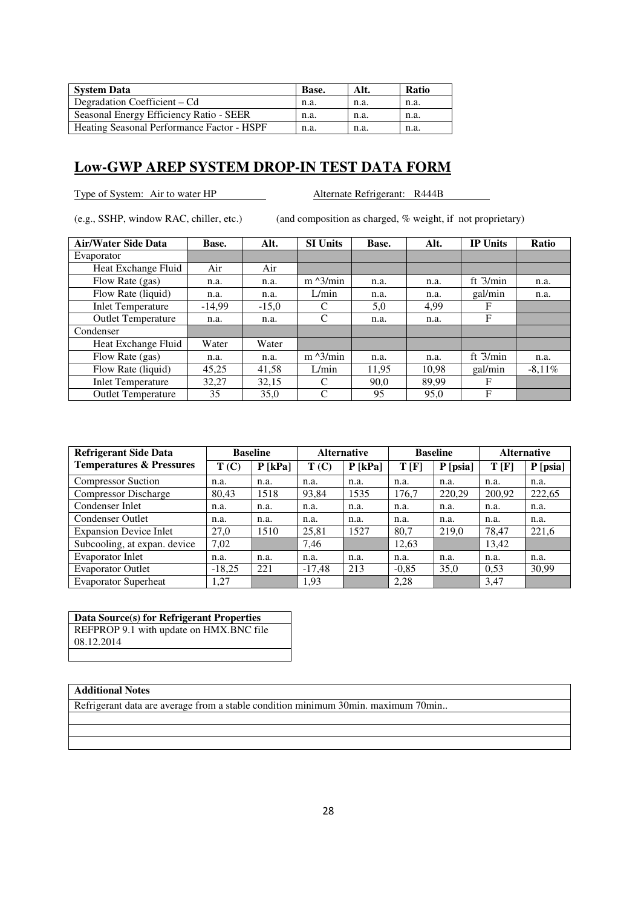| System Data | Base. | Alt. | Ratio |
| --- | --- | --- | --- |
| Degradation Coefficient – Cd | n.a. | n.a. | n.a. |
| Seasonal Energy Efficiency Ratio - SEER | n.a. | n.a. | n.a. |
| Heating Seasonal Performance Factor - HSPF | n.a. | n.a. | n.a. |

## Low-GWP AREP SYSTEM DROP-IN TEST DATA FORM

Type of System: Air to water HP                    Alternate Refrigerant: R444B

(e.g., SSHP, window RAC, chiller, etc.)          (and composition as charged, % weight, if not proprietary)

| Air/Water Side Data | Base. | Alt. | SI Units | Base. | Alt. | IP Units | Ratio |
| --- | --- | --- | --- | --- | --- | --- | --- |
| Evaporator | | | | | | | |
| Heat Exchange Fluid | Air | Air | | | | | |
| Flow Rate (gas) | n.a. | n.a. | m ^3/min | n.a. | n.a. | ft ^3/min | n.a. |
| Flow Rate (liquid) | n.a. | n.a. | L/min | n.a. | n.a. | gal/min | n.a. |
| Inlet Temperature | -14,99 | -15,0 | C | 5,0 | 4,99 | F | |
| Outlet Temperature | n.a. | n.a. | C | n.a. | n.a. | F | |
| Condenser | | | | | | | |
| Heat Exchange Fluid | Water | Water | | | | | |
| Flow Rate (gas) | n.a. | n.a. | m ^3/min | n.a. | n.a. | ft ^3/min | n.a. |
| Flow Rate (liquid) | 45,25 | 41,58 | L/min | 11,95 | 10,98 | gal/min | -8,11% |
| Inlet Temperature | 32,27 | 32,15 | C | 90,0 | 89,99 | F | |
| Outlet Temperature | 35 | 35,0 | C | 95 | 95,0 | F | |

| Refrigerant Side Data | Baseline | | Alternative | | Baseline | | Alternative | |
| --- | --- | --- | --- | --- | --- | --- | --- | --- |
| Temperatures & Pressures | T (C) | P [kPa] | T (C) | P [kPa] | T [F] | P [psia] | T [F] | P [psia] |
| Compressor Suction | n.a. | n.a. | n.a. | n.a. | n.a. | n.a. | n.a. | n.a. |
| Compressor Discharge | 80,43 | 1518 | 93,84 | 1535 | 176,7 | 220,29 | 200,92 | 222,65 |
| Condenser Inlet | n.a. | n.a. | n.a. | n.a. | n.a. | n.a. | n.a. | n.a. |
| Condenser Outlet | n.a. | n.a. | n.a. | n.a. | n.a. | n.a. | n.a. | n.a. |
| Expansion Device Inlet | 27,0 | 1510 | 25,81 | 1527 | 80,7 | 219,0 | 78,47 | 221,6 |
| Subcooling, at expan. device | 7,02 | | 7,46 | | 12,63 | | 13,42 | |
| Evaporator Inlet | n.a. | n.a. | n.a. | n.a. | n.a. | n.a. | n.a. | n.a. |
| Evaporator Outlet | -18,25 | 221 | -17,48 | 213 | -0,85 | 35,0 | 0,53 | 30,99 |
| Evaporator Superheat | 1,27 | | 1,93 | | 2,28 | | 3,47 | |

| Data Source(s) for Refrigerant Properties |
| --- |
| REFPROP 9.1 with update on HMX.BNC file 08.12.2014 |
| |

| Additional Notes |
| --- |
| Refrigerant data are average from a stable condition minimum 30min. maximum 70min.. |
| |
| |
| |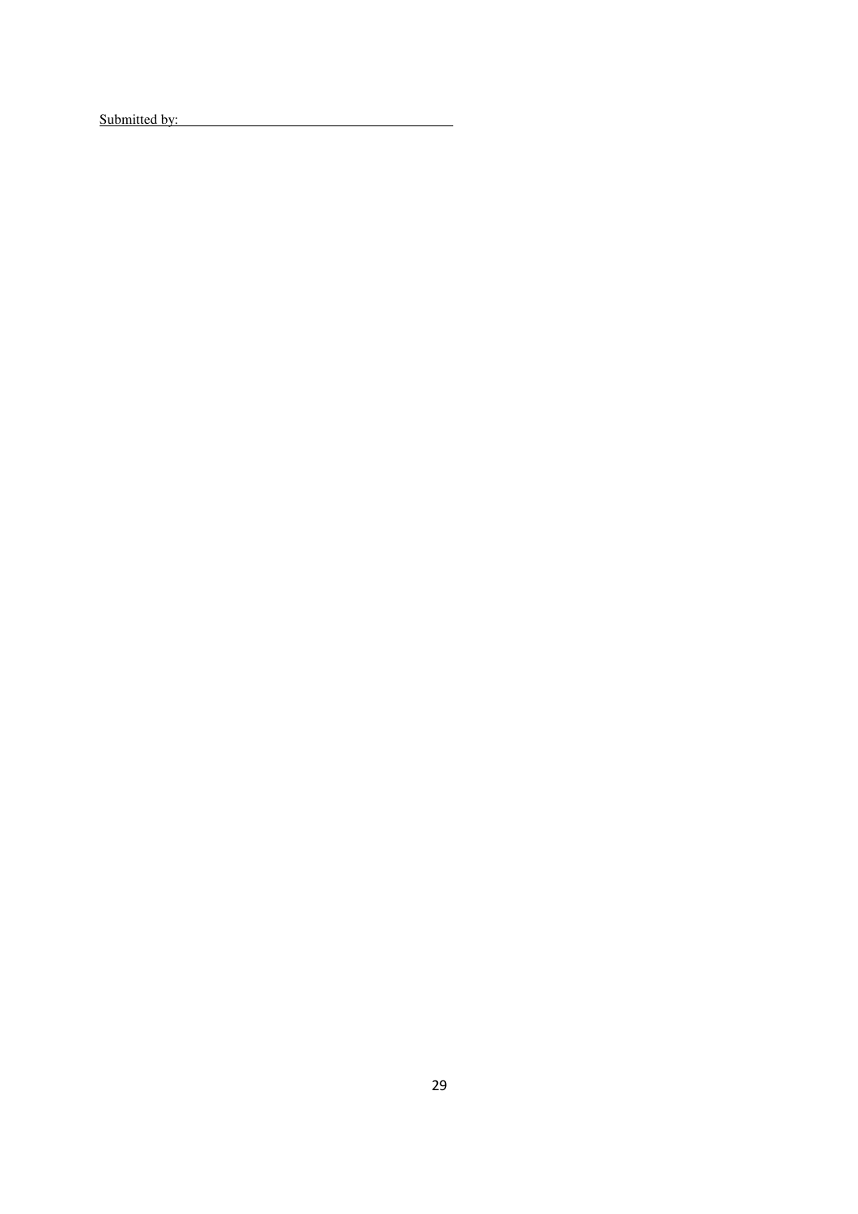Submitted by: \_\_\_\_\_\_\_\_\_\_\_\_\_\_\_\_\_\_\_\_\_\_\_\_\_\_\_\_\_\_\_\_\_\_\_\_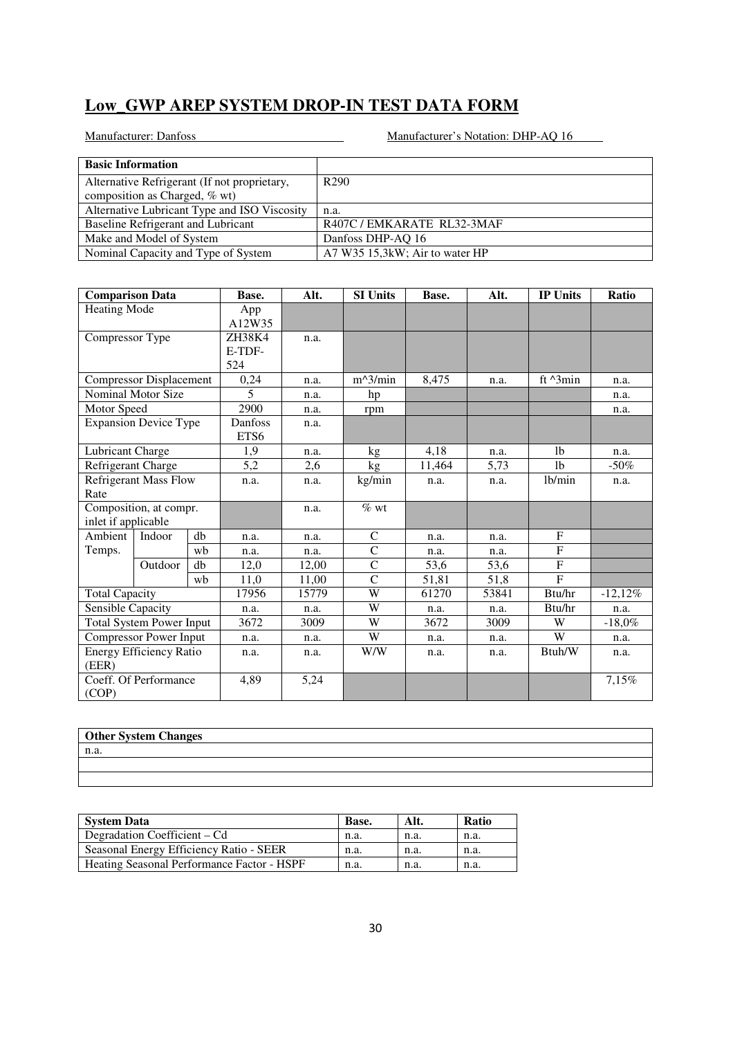## Low_GWP AREP SYSTEM DROP-IN TEST DATA FORM

Manufacturer: Danfoss | Manufacturer's Notation: DHP-AQ 16

| Basic Information | |
|---|---|
| Alternative Refrigerant (If not proprietary, composition as Charged, % wt) | R290 |
| Alternative Lubricant Type and ISO Viscosity | n.a. |
| Baseline Refrigerant and Lubricant | R407C / EMKARATE RL32-3MAF |
| Make and Model of System | Danfoss DHP-AQ 16 |
| Nominal Capacity and Type of System | A7 W35 15,3kW; Air to water HP |

| Comparison Data | | | Base. | Alt. | SI Units | Base. | Alt. | IP Units | Ratio |
|---|---|---|---|---|---|---|---|---|---|
| Heating Mode | | | App A12W35 | | | | | | |
| Compressor Type | | | ZH38K4 E-TDF-524 | n.a. | | | | | |
| Compressor Displacement | | | 0,24 | n.a. | m^3/min | 8,475 | n.a. | ft ^3min | n.a. |
| Nominal Motor Size | | | 5 | n.a. | hp | | | | n.a. |
| Motor Speed | | | 2900 | n.a. | rpm | | | | n.a. |
| Expansion Device Type | | | Danfoss ETS6 | n.a. | | | | | |
| Lubricant Charge | | | 1,9 | n.a. | kg | 4,18 | n.a. | lb | n.a. |
| Refrigerant Charge | | | 5,2 | 2,6 | kg | 11,464 | 5,73 | lb | -50% |
| Refrigerant Mass Flow Rate | | | n.a. | n.a. | kg/min | n.a. | n.a. | lb/min | n.a. |
| Composition, at compr. inlet if applicable | | | | n.a. | % wt | | | | |
| Ambient Temps. | Indoor | db | n.a. | n.a. | C | n.a. | n.a. | F | |
| | | wb | n.a. | n.a. | C | n.a. | n.a. | F | |
| | Outdoor | db | 12,0 | 12,00 | C | 53,6 | 53,6 | F | |
| | | wb | 11,0 | 11,00 | C | 51,81 | 51,8 | F | |
| Total Capacity | | | 17956 | 15779 | W | 61270 | 53841 | Btu/hr | -12,12% |
| Sensible Capacity | | | n.a. | n.a. | W | n.a. | n.a. | Btu/hr | n.a. |
| Total System Power Input | | | 3672 | 3009 | W | 3672 | 3009 | W | -18,0% |
| Compressor Power Input | | | n.a. | n.a. | W | n.a. | n.a. | W | n.a. |
| Energy Efficiency Ratio (EER) | | | n.a. | n.a. | W/W | n.a. | n.a. | Btuh/W | n.a. |
| Coeff. Of Performance (COP) | | | 4,89 | 5,24 | | | | | 7,15% |

| Other System Changes |
|---|
| n.a. |
| |
| |

| System Data | Base. | Alt. | Ratio |
|---|---|---|---|
| Degradation Coefficient – Cd | n.a. | n.a. | n.a. |
| Seasonal Energy Efficiency Ratio - SEER | n.a. | n.a. | n.a. |
| Heating Seasonal Performance Factor - HSPF | n.a. | n.a. | n.a. |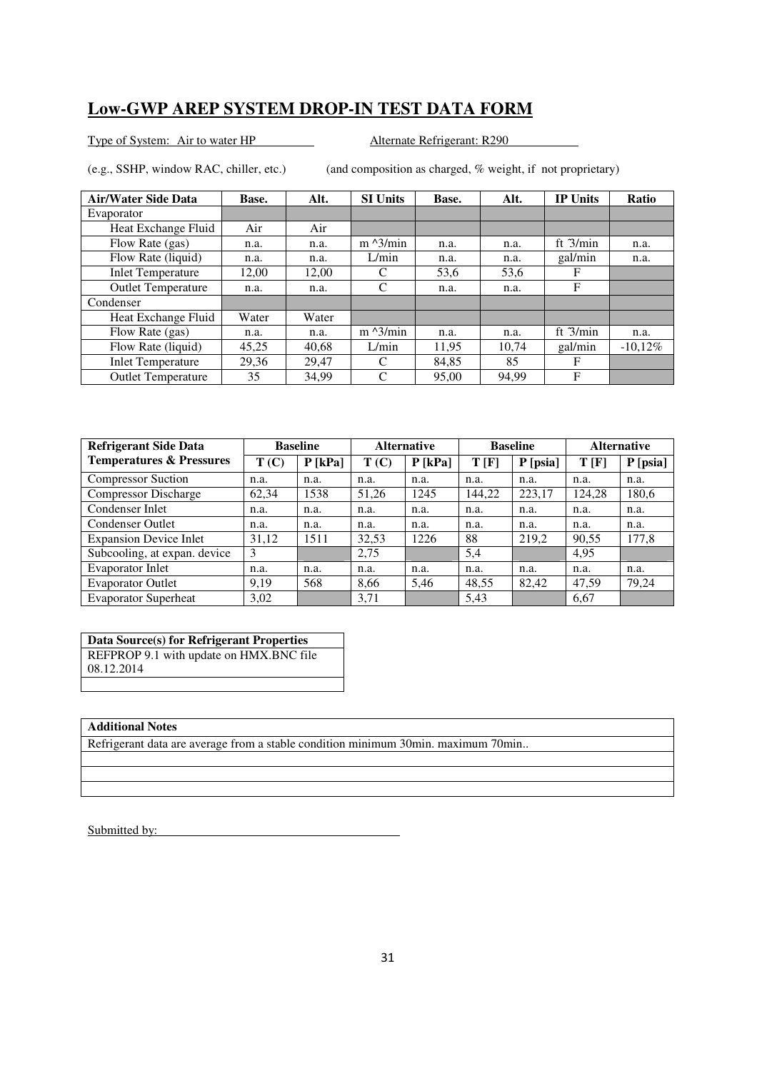## Low-GWP AREP SYSTEM DROP-IN TEST DATA FORM

Type of System: Air to water HP Alternate Refrigerant: R290

(e.g., SSHP, window RAC, chiller, etc.) (and composition as charged, % weight, if not proprietary)

| Air/Water Side Data | Base. | Alt. | SI Units | Base. | Alt. | IP Units | Ratio |
|---|---|---|---|---|---|---|---|
| Evaporator | | | | | | | |
| Heat Exchange Fluid | Air | Air | | | | | |
| Flow Rate (gas) | n.a. | n.a. | m ^3/min | n.a. | n.a. | ft ^3/min | n.a. |
| Flow Rate (liquid) | n.a. | n.a. | L/min | n.a. | n.a. | gal/min | n.a. |
| Inlet Temperature | 12,00 | 12,00 | C | 53,6 | 53,6 | F | |
| Outlet Temperature | n.a. | n.a. | C | n.a. | n.a. | F | |
| Condenser | | | | | | | |
| Heat Exchange Fluid | Water | Water | | | | | |
| Flow Rate (gas) | n.a. | n.a. | m ^3/min | n.a. | n.a. | ft ^3/min | n.a. |
| Flow Rate (liquid) | 45,25 | 40,68 | L/min | 11,95 | 10,74 | gal/min | -10,12% |
| Inlet Temperature | 29,36 | 29,47 | C | 84,85 | 85 | F | |
| Outlet Temperature | 35 | 34,99 | C | 95,00 | 94,99 | F | |

| Refrigerant Side Data | Baseline | | Alternative | | Baseline | | Alternative | |
|---|---|---|---|---|---|---|---|---|
| Temperatures & Pressures | T (C) | P [kPa] | T (C) | P [kPa] | T [F] | P [psia] | T [F] | P [psia] |
| Compressor Suction | n.a. | n.a. | n.a. | n.a. | n.a. | n.a. | n.a. | n.a. |
| Compressor Discharge | 62,34 | 1538 | 51,26 | 1245 | 144,22 | 223,17 | 124,28 | 180,6 |
| Condenser Inlet | n.a. | n.a. | n.a. | n.a. | n.a. | n.a. | n.a. | n.a. |
| Condenser Outlet | n.a. | n.a. | n.a. | n.a. | n.a. | n.a. | n.a. | n.a. |
| Expansion Device Inlet | 31,12 | 1511 | 32,53 | 1226 | 88 | 219,2 | 90,55 | 177,8 |
| Subcooling, at expan. device | 3 | | 2,75 | | 5,4 | | 4,95 | |
| Evaporator Inlet | n.a. | n.a. | n.a. | n.a. | n.a. | n.a. | n.a. | n.a. |
| Evaporator Outlet | 9,19 | 568 | 8,66 | 5,46 | 48,55 | 82,42 | 47,59 | 79,24 |
| Evaporator Superheat | 3,02 | | 3,71 | | 5,43 | | 6,67 | |

| Data Source(s) for Refrigerant Properties |
|---|
| REFPROP 9.1 with update on HMX.BNC file 08.12.2014 |
| |

| Additional Notes |
|---|
| Refrigerant data are average from a stable condition minimum 30min. maximum 70min.. |
| |
| |
| |

Submitted by: \_\_\_\_\_\_\_\_\_\_\_\_\_\_\_\_\_\_\_\_\_\_\_\_\_\_\_\_\_\_\_\_\_\_\_\_\_\_\_\_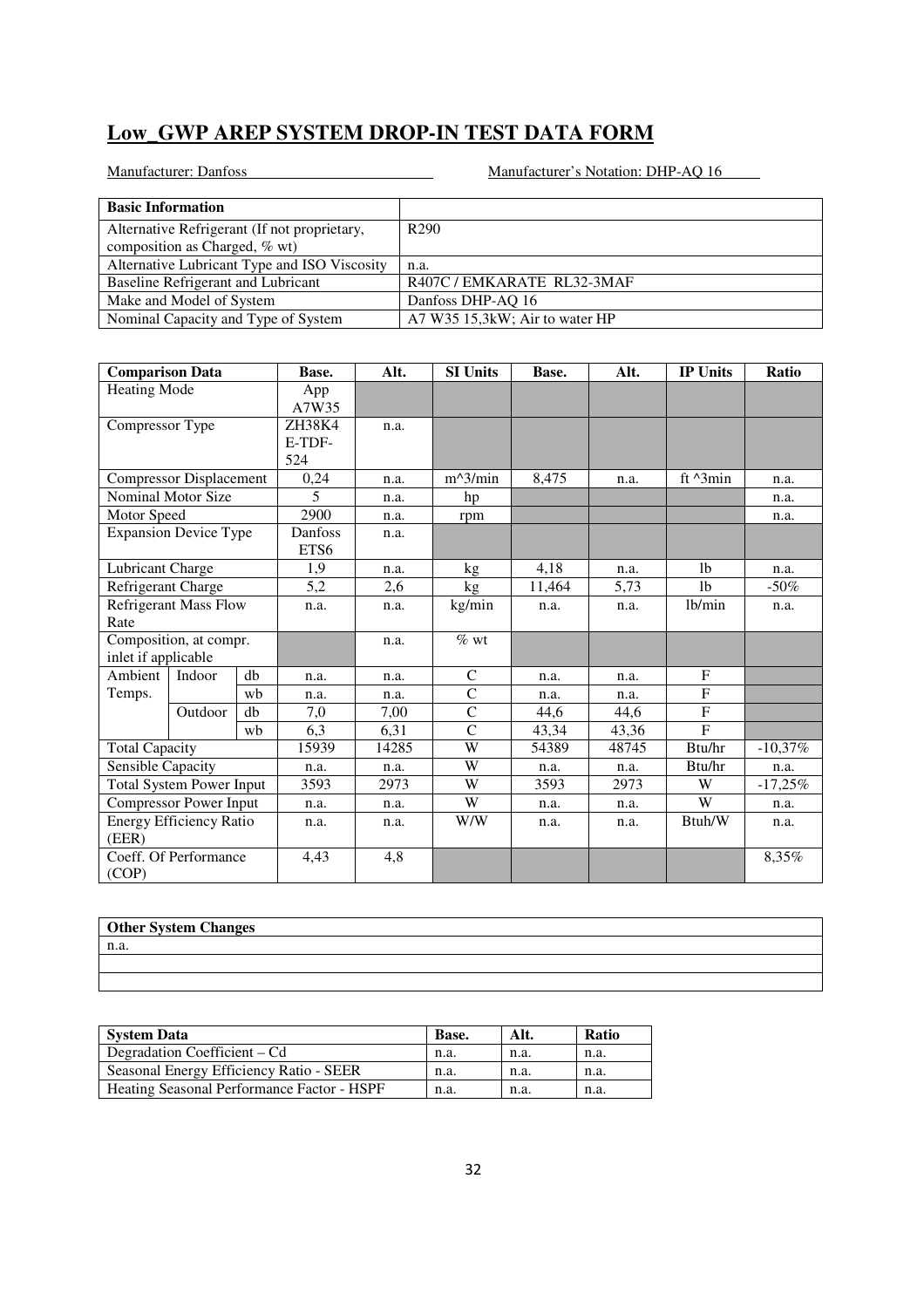# Low_GWP AREP SYSTEM DROP-IN TEST DATA FORM

Manufacturer: Danfoss

Manufacturer's Notation: DHP-AQ 16

| Basic Information | |
|---|---|
| Alternative Refrigerant (If not proprietary, composition as Charged, % wt) | R290 |
| Alternative Lubricant Type and ISO Viscosity | n.a. |
| Baseline Refrigerant and Lubricant | R407C / EMKARATE RL32-3MAF |
| Make and Model of System | Danfoss DHP-AQ 16 |
| Nominal Capacity and Type of System | A7 W35 15,3kW; Air to water HP |

| Comparison Data | | | Base. | Alt. | SI Units | Base. | Alt. | IP Units | Ratio |
|---|---|---|---|---|---|---|---|---|---|
| Heating Mode | | | App A7W35 | | | | | | |
| Compressor Type | | | ZH38K4 E-TDF-524 | n.a. | | | | | |
| Compressor Displacement | | | 0,24 | n.a. | m^3/min | 8,475 | n.a. | ft ^3min | n.a. |
| Nominal Motor Size | | | 5 | n.a. | hp | | | | n.a. |
| Motor Speed | | | 2900 | n.a. | rpm | | | | n.a. |
| Expansion Device Type | | | Danfoss ETS6 | n.a. | | | | | |
| Lubricant Charge | | | 1,9 | n.a. | kg | 4,18 | n.a. | lb | n.a. |
| Refrigerant Charge | | | 5,2 | 2,6 | kg | 11,464 | 5,73 | lb | -50% |
| Refrigerant Mass Flow Rate | | | n.a. | n.a. | kg/min | n.a. | n.a. | lb/min | n.a. |
| Composition, at compr. inlet if applicable | | | | n.a. | % wt | | | | |
| Ambient Temps. | Indoor | db | n.a. | n.a. | C | n.a. | n.a. | F | |
| | | wb | n.a. | n.a. | C | n.a. | n.a. | F | |
| | Outdoor | db | 7,0 | 7,00 | C | 44,6 | 44,6 | F | |
| | | wb | 6,3 | 6,31 | C | 43,34 | 43,36 | F | |
| Total Capacity | | | 15939 | 14285 | W | 54389 | 48745 | Btu/hr | -10,37% |
| Sensible Capacity | | | n.a. | n.a. | W | n.a. | n.a. | Btu/hr | n.a. |
| Total System Power Input | | | 3593 | 2973 | W | 3593 | 2973 | W | -17,25% |
| Compressor Power Input | | | n.a. | n.a. | W | n.a. | n.a. | W | n.a. |
| Energy Efficiency Ratio (EER) | | | n.a. | n.a. | W/W | n.a. | n.a. | Btuh/W | n.a. |
| Coeff. Of Performance (COP) | | | 4,43 | 4,8 | | | | | 8,35% |

| Other System Changes |
|---|
| n.a. |
| |
| |

| System Data | Base. | Alt. | Ratio |
|---|---|---|---|
| Degradation Coefficient – Cd | n.a. | n.a. | n.a. |
| Seasonal Energy Efficiency Ratio - SEER | n.a. | n.a. | n.a. |
| Heating Seasonal Performance Factor - HSPF | n.a. | n.a. | n.a. |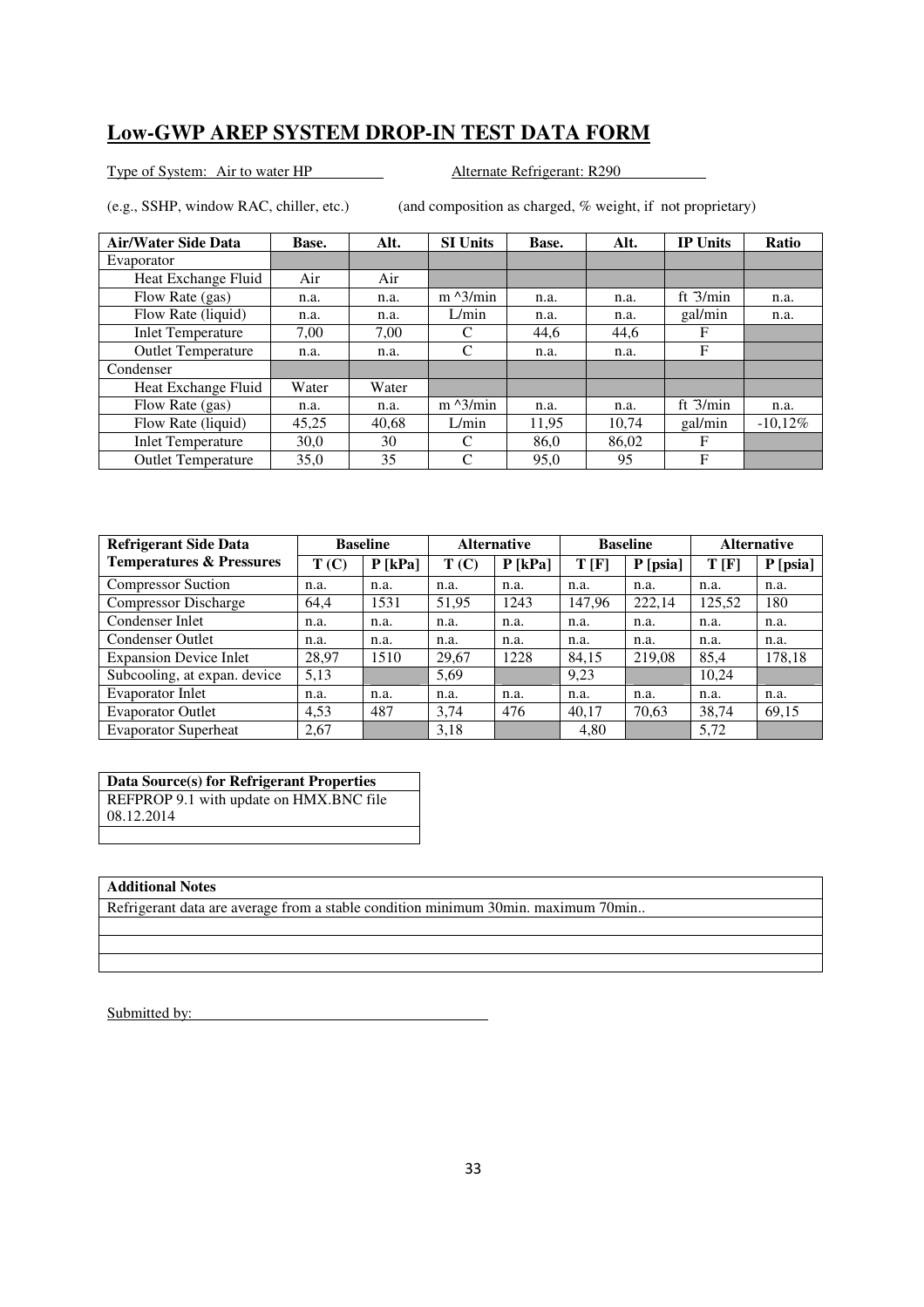# Low-GWP AREP SYSTEM DROP-IN TEST DATA FORM

Type of System: Air to water HP Alternate Refrigerant: R290

(e.g., SSHP, window RAC, chiller, etc.) (and composition as charged, % weight, if not proprietary)

| Air/Water Side Data | Base. | Alt. | SI Units | Base. | Alt. | IP Units | Ratio |
|---|---|---|---|---|---|---|---|
| Evaporator | | | | | | | |
| Heat Exchange Fluid | Air | Air | | | | | |
| Flow Rate (gas) | n.a. | n.a. | m ^3/min | n.a. | n.a. | ft ^3/min | n.a. |
| Flow Rate (liquid) | n.a. | n.a. | L/min | n.a. | n.a. | gal/min | n.a. |
| Inlet Temperature | 7,00 | 7,00 | C | 44,6 | 44,6 | F | |
| Outlet Temperature | n.a. | n.a. | C | n.a. | n.a. | F | |
| Condenser | | | | | | | |
| Heat Exchange Fluid | Water | Water | | | | | |
| Flow Rate (gas) | n.a. | n.a. | m ^3/min | n.a. | n.a. | ft ^3/min | n.a. |
| Flow Rate (liquid) | 45,25 | 40,68 | L/min | 11,95 | 10,74 | gal/min | -10,12% |
| Inlet Temperature | 30,0 | 30 | C | 86,0 | 86,02 | F | |
| Outlet Temperature | 35,0 | 35 | C | 95,0 | 95 | F | |

| Refrigerant Side Data | Baseline | | Alternative | | Baseline | | Alternative | |
|---|---|---|---|---|---|---|---|---|
| Temperatures & Pressures | T (C) | P [kPa] | T (C) | P [kPa] | T [F] | P [psia] | T [F] | P [psia] |
| Compressor Suction | n.a. | n.a. | n.a. | n.a. | n.a. | n.a. | n.a. | n.a. |
| Compressor Discharge | 64,4 | 1531 | 51,95 | 1243 | 147,96 | 222,14 | 125,52 | 180 |
| Condenser Inlet | n.a. | n.a. | n.a. | n.a. | n.a. | n.a. | n.a. | n.a. |
| Condenser Outlet | n.a. | n.a. | n.a. | n.a. | n.a. | n.a. | n.a. | n.a. |
| Expansion Device Inlet | 28,97 | 1510 | 29,67 | 1228 | 84,15 | 219,08 | 85,4 | 178,18 |
| Subcooling, at expan. device | 5,13 | | 5,69 | | 9,23 | | 10,24 | |
| Evaporator Inlet | n.a. | n.a. | n.a. | n.a. | n.a. | n.a. | n.a. | n.a. |
| Evaporator Outlet | 4,53 | 487 | 3,74 | 476 | 40,17 | 70,63 | 38,74 | 69,15 |
| Evaporator Superheat | 2,67 | | 3,18 | | 4,80 | | 5,72 | |

| Data Source(s) for Refrigerant Properties |
|---|
| REFPROP 9.1 with update on HMX.BNC file 08.12.2014 |
| |

| Additional Notes |
|---|
| Refrigerant data are average from a stable condition minimum 30min. maximum 70min.. |
| |
| |
| |

Submitted by: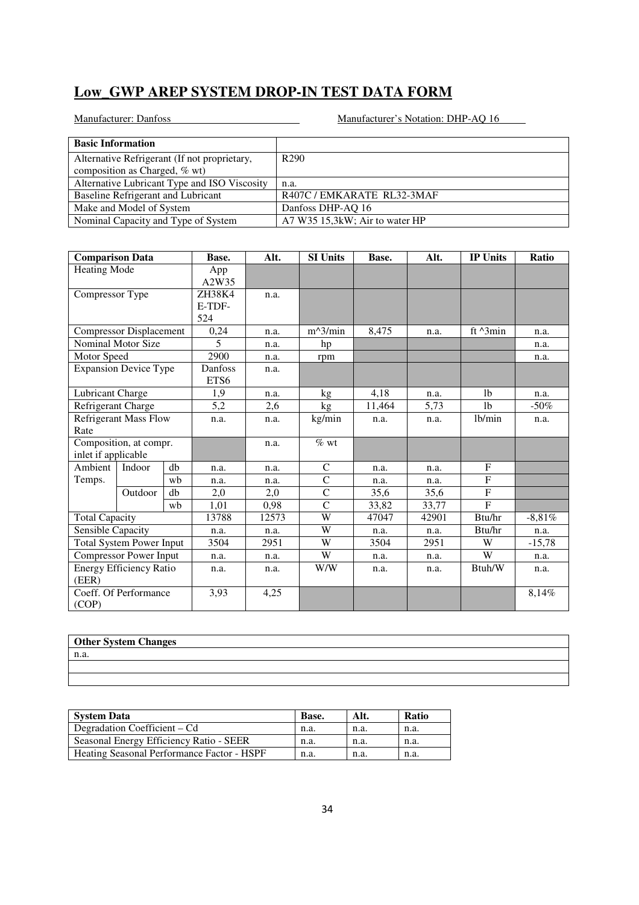## Low_GWP AREP SYSTEM DROP-IN TEST DATA FORM

Manufacturer: Danfoss Manufacturer's Notation: DHP-AQ 16

| Basic Information | |
|---|---|
| Alternative Refrigerant (If not proprietary, composition as Charged, % wt) | R290 |
| Alternative Lubricant Type and ISO Viscosity | n.a. |
| Baseline Refrigerant and Lubricant | R407C / EMKARATE RL32-3MAF |
| Make and Model of System | Danfoss DHP-AQ 16 |
| Nominal Capacity and Type of System | A7 W35 15,3kW; Air to water HP |

| Comparison Data | | | Base. | Alt. | SI Units | Base. | Alt. | IP Units | Ratio |
|---|---|---|---|---|---|---|---|---|---|
| Heating Mode | | | App A2W35 | | | | | | |
| Compressor Type | | | ZH38K4 E-TDF-524 | n.a. | | | | | |
| Compressor Displacement | | | 0,24 | n.a. | m^3/min | 8,475 | n.a. | ft ^3min | n.a. |
| Nominal Motor Size | | | 5 | n.a. | hp | | | | n.a. |
| Motor Speed | | | 2900 | n.a. | rpm | | | | n.a. |
| Expansion Device Type | | | Danfoss ETS6 | n.a. | | | | | |
| Lubricant Charge | | | 1,9 | n.a. | kg | 4,18 | n.a. | lb | n.a. |
| Refrigerant Charge | | | 5,2 | 2,6 | kg | 11,464 | 5,73 | lb | -50% |
| Refrigerant Mass Flow Rate | | | n.a. | n.a. | kg/min | n.a. | n.a. | lb/min | n.a. |
| Composition, at compr. inlet if applicable | | | | n.a. | % wt | | | | |
| Ambient Temps. | Indoor | db | n.a. | n.a. | C | n.a. | n.a. | F | |
| | | wb | n.a. | n.a. | C | n.a. | n.a. | F | |
| | Outdoor | db | 2,0 | 2,0 | C | 35,6 | 35,6 | F | |
| | | wb | 1,01 | 0,98 | C | 33,82 | 33,77 | F | |
| Total Capacity | | | 13788 | 12573 | W | 47047 | 42901 | Btu/hr | -8,81% |
| Sensible Capacity | | | n.a. | n.a. | W | n.a. | n.a. | Btu/hr | n.a. |
| Total System Power Input | | | 3504 | 2951 | W | 3504 | 2951 | W | -15,78 |
| Compressor Power Input | | | n.a. | n.a. | W | n.a. | n.a. | W | n.a. |
| Energy Efficiency Ratio (EER) | | | n.a. | n.a. | W/W | n.a. | n.a. | Btuh/W | n.a. |
| Coeff. Of Performance (COP) | | | 3,93 | 4,25 | | | | | 8,14% |

| Other System Changes |
|---|
| n.a. |
| |
| |

| System Data | Base. | Alt. | Ratio |
|---|---|---|---|
| Degradation Coefficient – Cd | n.a. | n.a. | n.a. |
| Seasonal Energy Efficiency Ratio - SEER | n.a. | n.a. | n.a. |
| Heating Seasonal Performance Factor - HSPF | n.a. | n.a. | n.a. |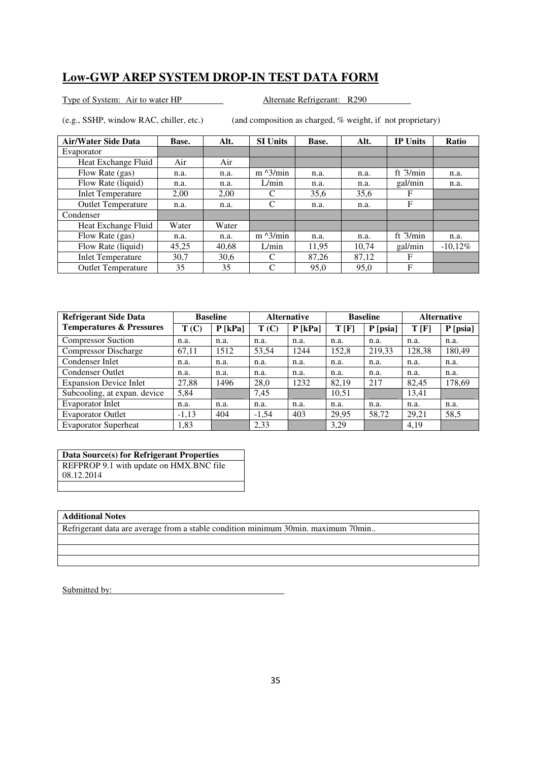## Low-GWP AREP SYSTEM DROP-IN TEST DATA FORM

Type of System: Air to water HP Alternate Refrigerant: R290

(e.g., SSHP, window RAC, chiller, etc.) (and composition as charged, % weight, if not proprietary)

| Air/Water Side Data | Base. | Alt. | SI Units | Base. | Alt. | IP Units | Ratio |
|---|---|---|---|---|---|---|---|
| Evaporator | | | | | | | |
| Heat Exchange Fluid | Air | Air | | | | | |
| Flow Rate (gas) | n.a. | n.a. | m ^3/min | n.a. | n.a. | ft ^3/min | n.a. |
| Flow Rate (liquid) | n.a. | n.a. | L/min | n.a. | n.a. | gal/min | n.a. |
| Inlet Temperature | 2,00 | 2,00 | C | 35,6 | 35,6 | F | |
| Outlet Temperature | n.a. | n.a. | C | n.a. | n.a. | F | |
| Condenser | | | | | | | |
| Heat Exchange Fluid | Water | Water | | | | | |
| Flow Rate (gas) | n.a. | n.a. | m ^3/min | n.a. | n.a. | ft ^3/min | n.a. |
| Flow Rate (liquid) | 45,25 | 40,68 | L/min | 11,95 | 10,74 | gal/min | -10,12% |
| Inlet Temperature | 30,7 | 30,6 | C | 87,26 | 87,12 | F | |
| Outlet Temperature | 35 | 35 | C | 95,0 | 95,0 | F | |

| Refrigerant Side Data | Baseline | | Alternative | | Baseline | | Alternative | |
|---|---|---|---|---|---|---|---|---|
| Temperatures & Pressures | T (C) | P [kPa] | T (C) | P [kPa] | T [F] | P [psia] | T [F] | P [psia] |
| Compressor Suction | n.a. | n.a. | n.a. | n.a. | n.a. | n.a. | n.a. | n.a. |
| Compressor Discharge | 67,11 | 1512 | 53,54 | 1244 | 152,8 | 219,33 | 128,38 | 180,49 |
| Condenser Inlet | n.a. | n.a. | n.a. | n.a. | n.a. | n.a. | n.a. | n.a. |
| Condenser Outlet | n.a. | n.a. | n.a. | n.a. | n.a. | n.a. | n.a. | n.a. |
| Expansion Device Inlet | 27,88 | 1496 | 28,0 | 1232 | 82,19 | 217 | 82,45 | 178,69 |
| Subcooling, at expan. device | 5,84 | | 7,45 | | 10,51 | | 13,41 | |
| Evaporator Inlet | n.a. | n.a. | n.a. | n.a. | n.a. | n.a. | n.a. | n.a. |
| Evaporator Outlet | -1,13 | 404 | -1,54 | 403 | 29,95 | 58,72 | 29,21 | 58,5 |
| Evaporator Superheat | 1,83 | | 2,33 | | 3,29 | | 4,19 | |

| Data Source(s) for Refrigerant Properties |
|---|
| REFPROP 9.1 with update on HMX.BNC file 08.12.2014 |

| Additional Notes |
|---|
| Refrigerant data are average from a stable condition minimum 30min. maximum 70min.. |

Submitted by: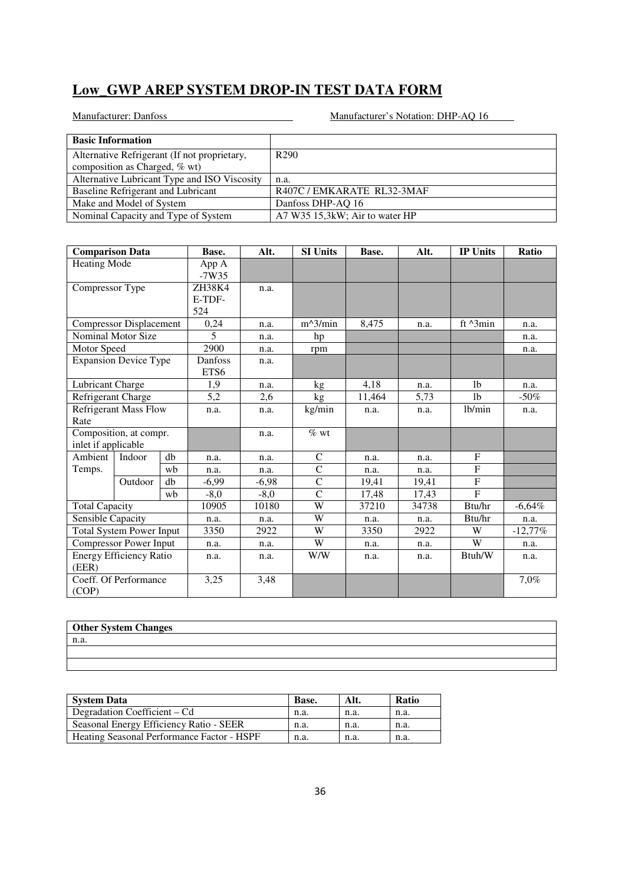## Low_GWP AREP SYSTEM DROP-IN TEST DATA FORM

Manufacturer: Danfoss Manufacturer's Notation: DHP-AQ 16

| Basic Information | |
|---|---|
| Alternative Refrigerant (If not proprietary, composition as Charged, % wt) | R290 |
| Alternative Lubricant Type and ISO Viscosity | n.a. |
| Baseline Refrigerant and Lubricant | R407C / EMKARATE RL32-3MAF |
| Make and Model of System | Danfoss DHP-AQ 16 |
| Nominal Capacity and Type of System | A7 W35 15,3kW; Air to water HP |

| Comparison Data | | | Base. | Alt. | SI Units | Base. | Alt. | IP Units | Ratio |
|---|---|---|---|---|---|---|---|---|---|
| Heating Mode | | | App A -7W35 | | | | | | |
| Compressor Type | | | ZH38K4 E-TDF-524 | n.a. | | | | | |
| Compressor Displacement | | | 0,24 | n.a. | m^3/min | 8,475 | n.a. | ft ^3min | n.a. |
| Nominal Motor Size | | | 5 | n.a. | hp | | | | n.a. |
| Motor Speed | | | 2900 | n.a. | rpm | | | | n.a. |
| Expansion Device Type | | | Danfoss ETS6 | n.a. | | | | | |
| Lubricant Charge | | | 1,9 | n.a. | kg | 4,18 | n.a. | lb | n.a. |
| Refrigerant Charge | | | 5,2 | 2,6 | kg | 11,464 | 5,73 | lb | -50% |
| Refrigerant Mass Flow Rate | | | n.a. | n.a. | kg/min | n.a. | n.a. | lb/min | n.a. |
| Composition, at compr. inlet if applicable | | | | n.a. | % wt | | | | |
| Ambient Temps. | Indoor | db | n.a. | n.a. | C | n.a. | n.a. | F | |
| | | wb | n.a. | n.a. | C | n.a. | n.a. | F | |
| | Outdoor | db | -6,99 | -6,98 | C | 19,41 | 19,41 | F | |
| | | wb | -8,0 | -8,0 | C | 17,48 | 17,43 | F | |
| Total Capacity | | | 10905 | 10180 | W | 37210 | 34738 | Btu/hr | -6,64% |
| Sensible Capacity | | | n.a. | n.a. | W | n.a. | n.a. | Btu/hr | n.a. |
| Total System Power Input | | | 3350 | 2922 | W | 3350 | 2922 | W | -12,77% |
| Compressor Power Input | | | n.a. | n.a. | W | n.a. | n.a. | W | n.a. |
| Energy Efficiency Ratio (EER) | | | n.a. | n.a. | W/W | n.a. | n.a. | Btuh/W | n.a. |
| Coeff. Of Performance (COP) | | | 3,25 | 3,48 | | | | | 7,0% |

| Other System Changes |
|---|
| n.a. |
| |
| |

| System Data | Base. | Alt. | Ratio |
|---|---|---|---|
| Degradation Coefficient – Cd | n.a. | n.a. | n.a. |
| Seasonal Energy Efficiency Ratio - SEER | n.a. | n.a. | n.a. |
| Heating Seasonal Performance Factor - HSPF | n.a. | n.a. | n.a. |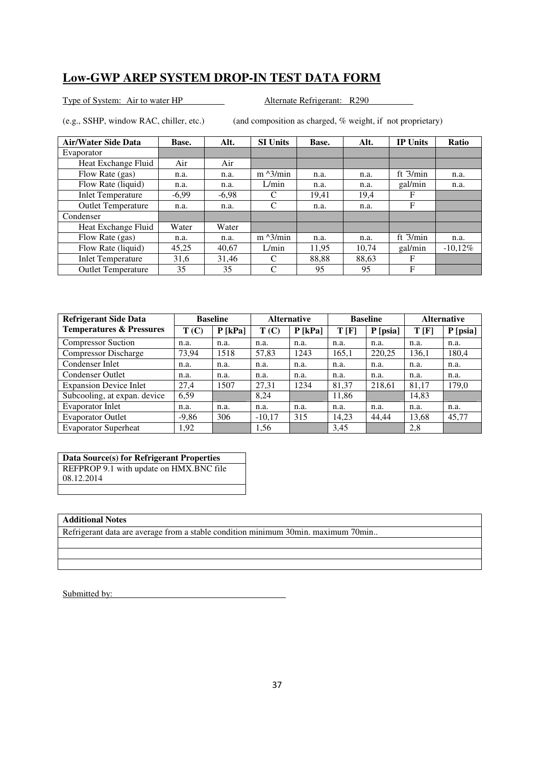## Low-GWP AREP SYSTEM DROP-IN TEST DATA FORM

Type of System: Air to water HP　　　　　Alternate Refrigerant: R290

(e.g., SSHP, window RAC, chiller, etc.)　　　(and composition as charged, % weight, if not proprietary)

| Air/Water Side Data | Base. | Alt. | SI Units | Base. | Alt. | IP Units | Ratio |
|---|---|---|---|---|---|---|---|
| Evaporator | | | | | | | |
| Heat Exchange Fluid | Air | Air | | | | | |
| Flow Rate (gas) | n.a. | n.a. | m ^3/min | n.a. | n.a. | ft ^3/min | n.a. |
| Flow Rate (liquid) | n.a. | n.a. | L/min | n.a. | n.a. | gal/min | n.a. |
| Inlet Temperature | -6,99 | -6,98 | C | 19,41 | 19,4 | F | |
| Outlet Temperature | n.a. | n.a. | C | n.a. | n.a. | F | |
| Condenser | | | | | | | |
| Heat Exchange Fluid | Water | Water | | | | | |
| Flow Rate (gas) | n.a. | n.a. | m ^3/min | n.a. | n.a. | ft ^3/min | n.a. |
| Flow Rate (liquid) | 45,25 | 40,67 | L/min | 11,95 | 10,74 | gal/min | -10,12% |
| Inlet Temperature | 31,6 | 31,46 | C | 88,88 | 88,63 | F | |
| Outlet Temperature | 35 | 35 | C | 95 | 95 | F | |

| Refrigerant Side Data | Baseline | | Alternative | | Baseline | | Alternative | |
|---|---|---|---|---|---|---|---|---|
| Temperatures & Pressures | T (C) | P [kPa] | T (C) | P [kPa] | T [F] | P [psia] | T [F] | P [psia] |
| Compressor Suction | n.a. | n.a. | n.a. | n.a. | n.a. | n.a. | n.a. | n.a. |
| Compressor Discharge | 73,94 | 1518 | 57,83 | 1243 | 165,1 | 220,25 | 136,1 | 180,4 |
| Condenser Inlet | n.a. | n.a. | n.a. | n.a. | n.a. | n.a. | n.a. | n.a. |
| Condenser Outlet | n.a. | n.a. | n.a. | n.a. | n.a. | n.a. | n.a. | n.a. |
| Expansion Device Inlet | 27,4 | 1507 | 27,31 | 1234 | 81,37 | 218,61 | 81,17 | 179,0 |
| Subcooling, at expan. device | 6,59 | | 8,24 | | 11,86 | | 14,83 | |
| Evaporator Inlet | n.a. | n.a. | n.a. | n.a. | n.a. | n.a. | n.a. | n.a. |
| Evaporator Outlet | -9,86 | 306 | -10,17 | 315 | 14,23 | 44,44 | 13,68 | 45,77 |
| Evaporator Superheat | 1,92 | | 1,56 | | 3,45 | | 2,8 | |

| Data Source(s) for Refrigerant Properties |
|---|
| REFPROP 9.1 with update on HMX.BNC file 08.12.2014 |
| |

| Additional Notes |
|---|
| Refrigerant data are average from a stable condition minimum 30min. maximum 70min.. |
| |
| |
| |

Submitted by: ____________________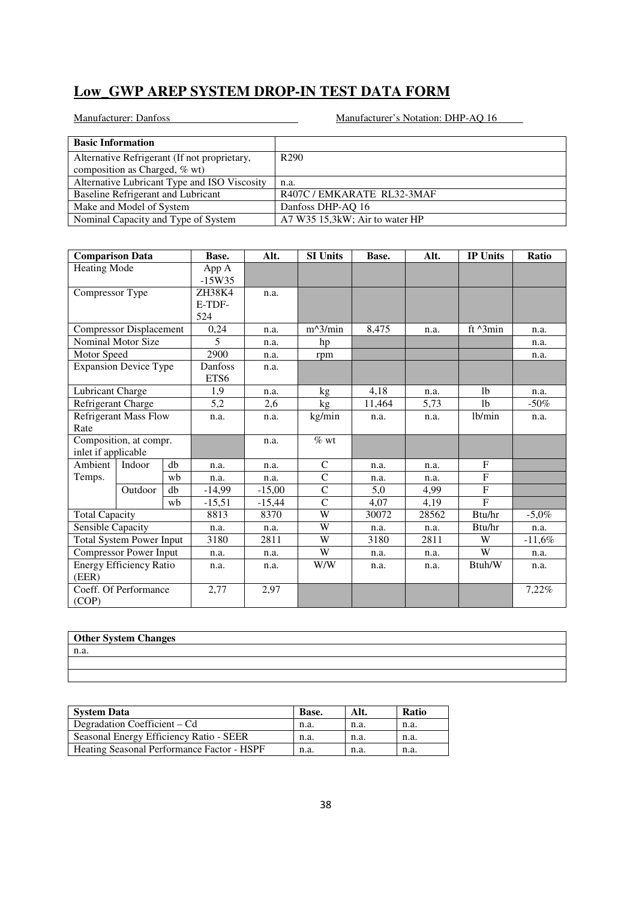# Low_GWP AREP SYSTEM DROP-IN TEST DATA FORM

Manufacturer: Danfoss

Manufacturer's Notation: DHP-AQ 16

| Basic Information | |
|---|---|
| Alternative Refrigerant (If not proprietary, composition as Charged, % wt) | R290 |
| Alternative Lubricant Type and ISO Viscosity | n.a. |
| Baseline Refrigerant and Lubricant | R407C / EMKARATE RL32-3MAF |
| Make and Model of System | Danfoss DHP-AQ 16 |
| Nominal Capacity and Type of System | A7 W35 15,3kW; Air to water HP |

| Comparison Data | | | Base. | Alt. | SI Units | Base. | Alt. | IP Units | Ratio |
|---|---|---|---|---|---|---|---|---|---|
| Heating Mode | | | App A -15W35 | | | | | | |
| Compressor Type | | | ZH38K4 E-TDF-524 | n.a. | | | | | |
| Compressor Displacement | | | 0,24 | n.a. | m^3/min | 8,475 | n.a. | ft ^3min | n.a. |
| Nominal Motor Size | | | 5 | n.a. | hp | | | | n.a. |
| Motor Speed | | | 2900 | n.a. | rpm | | | | n.a. |
| Expansion Device Type | | | Danfoss ETS6 | n.a. | | | | | |
| Lubricant Charge | | | 1,9 | n.a. | kg | 4,18 | n.a. | lb | n.a. |
| Refrigerant Charge | | | 5,2 | 2,6 | kg | 11,464 | 5,73 | lb | -50% |
| Refrigerant Mass Flow Rate | | | n.a. | n.a. | kg/min | n.a. | n.a. | lb/min | n.a. |
| Composition, at compr. inlet if applicable | | | | n.a. | % wt | | | | |
| Ambient Temps. | Indoor | db | n.a. | n.a. | C | n.a. | n.a. | F | |
| | | wb | n.a. | n.a. | C | n.a. | n.a. | F | |
| | Outdoor | db | -14,99 | -15,00 | C | 5,0 | 4,99 | F | |
| | | wb | -15,51 | -15,44 | C | 4,07 | 4,19 | F | |
| Total Capacity | | | 8813 | 8370 | W | 30072 | 28562 | Btu/hr | -5,0% |
| Sensible Capacity | | | n.a. | n.a. | W | n.a. | n.a. | Btu/hr | n.a. |
| Total System Power Input | | | 3180 | 2811 | W | 3180 | 2811 | W | -11,6% |
| Compressor Power Input | | | n.a. | n.a. | W | n.a. | n.a. | W | n.a. |
| Energy Efficiency Ratio (EER) | | | n.a. | n.a. | W/W | n.a. | n.a. | Btuh/W | n.a. |
| Coeff. Of Performance (COP) | | | 2,77 | 2,97 | | | | | 7,22% |

| Other System Changes |
|---|
| n.a. |
| |
| |

| System Data | Base. | Alt. | Ratio |
|---|---|---|---|
| Degradation Coefficient – Cd | n.a. | n.a. | n.a. |
| Seasonal Energy Efficiency Ratio - SEER | n.a. | n.a. | n.a. |
| Heating Seasonal Performance Factor - HSPF | n.a. | n.a. | n.a. |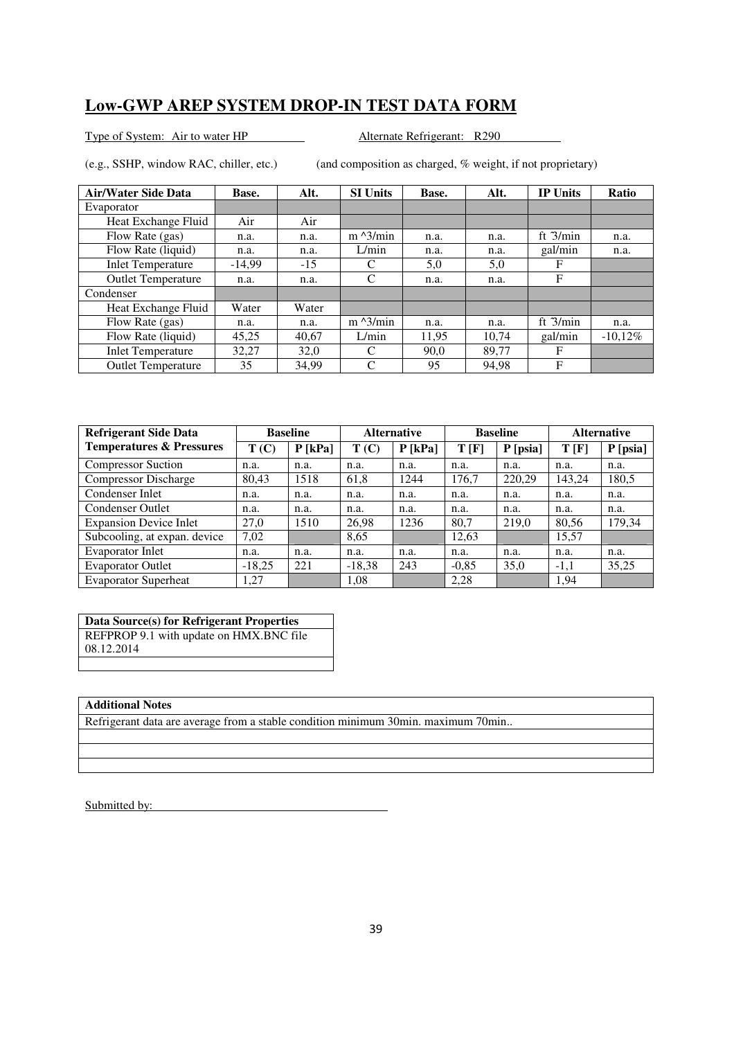## Low-GWP AREP SYSTEM DROP-IN TEST DATA FORM

Type of System: Air to water HP                Alternate Refrigerant: R290

(e.g., SSHP, window RAC, chiller, etc.)          (and composition as charged, % weight, if not proprietary)

| Air/Water Side Data | Base. | Alt. | SI Units | Base. | Alt. | IP Units | Ratio |
|---|---|---|---|---|---|---|---|
| Evaporator | | | | | | | |
| Heat Exchange Fluid | Air | Air | | | | | |
| Flow Rate (gas) | n.a. | n.a. | m ^3/min | n.a. | n.a. | ft ^3/min | n.a. |
| Flow Rate (liquid) | n.a. | n.a. | L/min | n.a. | n.a. | gal/min | n.a. |
| Inlet Temperature | -14,99 | -15 | C | 5,0 | 5,0 | F | |
| Outlet Temperature | n.a. | n.a. | C | n.a. | n.a. | F | |
| Condenser | | | | | | | |
| Heat Exchange Fluid | Water | Water | | | | | |
| Flow Rate (gas) | n.a. | n.a. | m ^3/min | n.a. | n.a. | ft ^3/min | n.a. |
| Flow Rate (liquid) | 45,25 | 40,67 | L/min | 11,95 | 10,74 | gal/min | -10,12% |
| Inlet Temperature | 32,27 | 32,0 | C | 90,0 | 89,77 | F | |
| Outlet Temperature | 35 | 34,99 | C | 95 | 94,98 | F | |

| Refrigerant Side Data | Baseline | | Alternative | | Baseline | | Alternative | |
|---|---|---|---|---|---|---|---|---|
| Temperatures & Pressures | T (C) | P [kPa] | T (C) | P [kPa] | T [F] | P [psia] | T [F] | P [psia] |
| Compressor Suction | n.a. | n.a. | n.a. | n.a. | n.a. | n.a. | n.a. | n.a. |
| Compressor Discharge | 80,43 | 1518 | 61,8 | 1244 | 176,7 | 220,29 | 143,24 | 180,5 |
| Condenser Inlet | n.a. | n.a. | n.a. | n.a. | n.a. | n.a. | n.a. | n.a. |
| Condenser Outlet | n.a. | n.a. | n.a. | n.a. | n.a. | n.a. | n.a. | n.a. |
| Expansion Device Inlet | 27,0 | 1510 | 26,98 | 1236 | 80,7 | 219,0 | 80,56 | 179,34 |
| Subcooling, at expan. device | 7,02 | | 8,65 | | 12,63 | | 15,57 | |
| Evaporator Inlet | n.a. | n.a. | n.a. | n.a. | n.a. | n.a. | n.a. | n.a. |
| Evaporator Outlet | -18,25 | 221 | -18,38 | 243 | -0,85 | 35,0 | -1,1 | 35,25 |
| Evaporator Superheat | 1,27 | | 1,08 | | 2,28 | | 1,94 | |

| Data Source(s) for Refrigerant Properties |
|---|
| REFPROP 9.1 with update on HMX.BNC file 08.12.2014 |
| |

| Additional Notes |
|---|
| Refrigerant data are average from a stable condition minimum 30min. maximum 70min.. |
| |
| |
| |

Submitted by: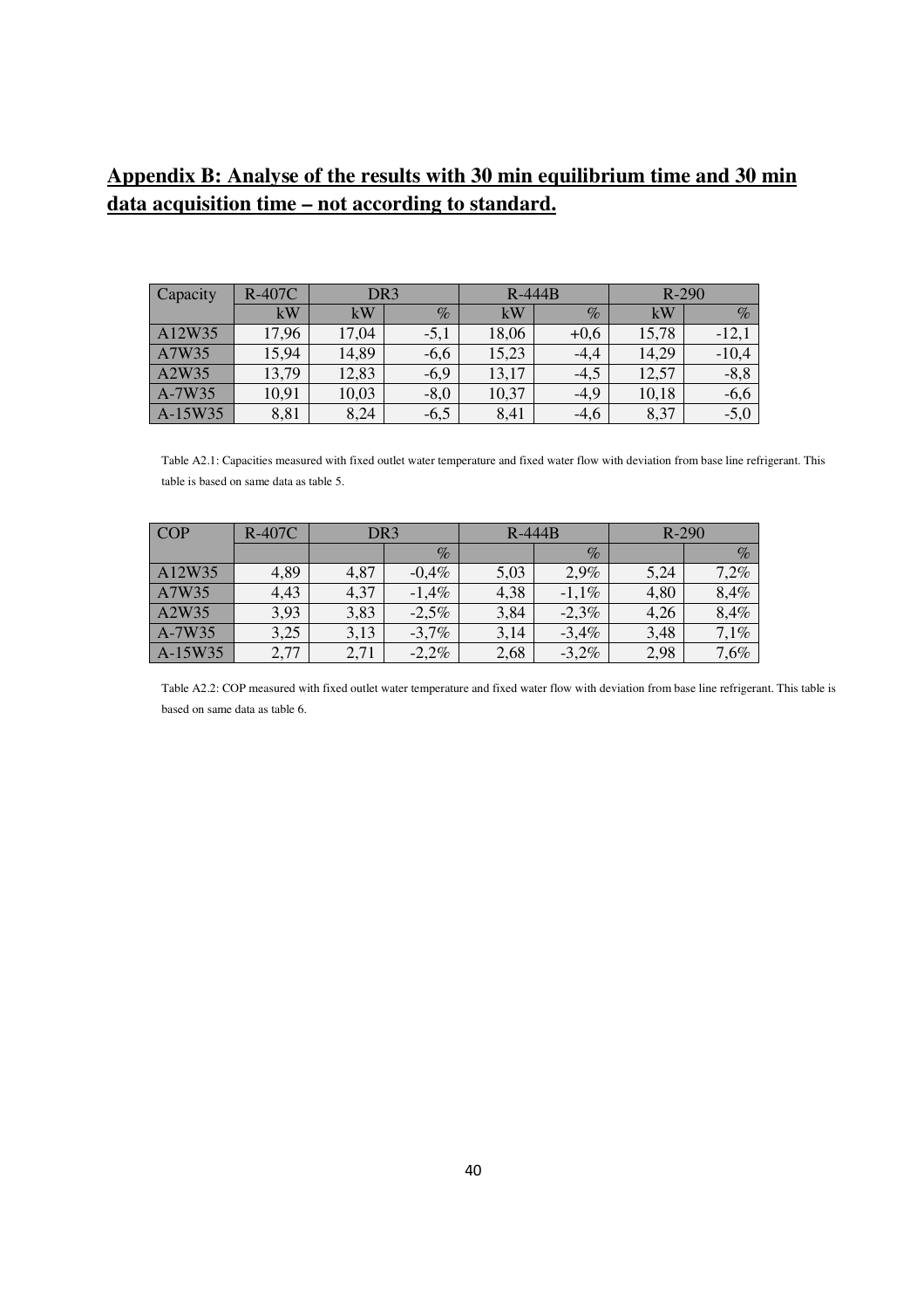## Appendix B: Analyse of the results with 30 min equilibrium time and 30 min data acquisition time – not according to standard.

| Capacity | R-407C | DR3 | | R-444B | | R-290 | |
|---|---|---|---|---|---|---|---|
| | kW | kW | % | kW | % | kW | % |
| A12W35 | 17,96 | 17,04 | -5,1 | 18,06 | +0,6 | 15,78 | -12,1 |
| A7W35 | 15,94 | 14,89 | -6,6 | 15,23 | -4,4 | 14,29 | -10,4 |
| A2W35 | 13,79 | 12,83 | -6,9 | 13,17 | -4,5 | 12,57 | -8,8 |
| A-7W35 | 10,91 | 10,03 | -8,0 | 10,37 | -4,9 | 10,18 | -6,6 |
| A-15W35 | 8,81 | 8,24 | -6,5 | 8,41 | -4,6 | 8,37 | -5,0 |

Table A2.1: Capacities measured with fixed outlet water temperature and fixed water flow with deviation from base line refrigerant. This table is based on same data as table 5.

| COP | R-407C | DR3 | | R-444B | | R-290 | |
|---|---|---|---|---|---|---|---|
| | | | % | | % | | % |
| A12W35 | 4,89 | 4,87 | -0,4% | 5,03 | 2,9% | 5,24 | 7,2% |
| A7W35 | 4,43 | 4,37 | -1,4% | 4,38 | -1,1% | 4,80 | 8,4% |
| A2W35 | 3,93 | 3,83 | -2,5% | 3,84 | -2,3% | 4,26 | 8,4% |
| A-7W35 | 3,25 | 3,13 | -3,7% | 3,14 | -3,4% | 3,48 | 7,1% |
| A-15W35 | 2,77 | 2,71 | -2,2% | 2,68 | -3,2% | 2,98 | 7,6% |

Table A2.2: COP measured with fixed outlet water temperature and fixed water flow with deviation from base line refrigerant. This table is based on same data as table 6.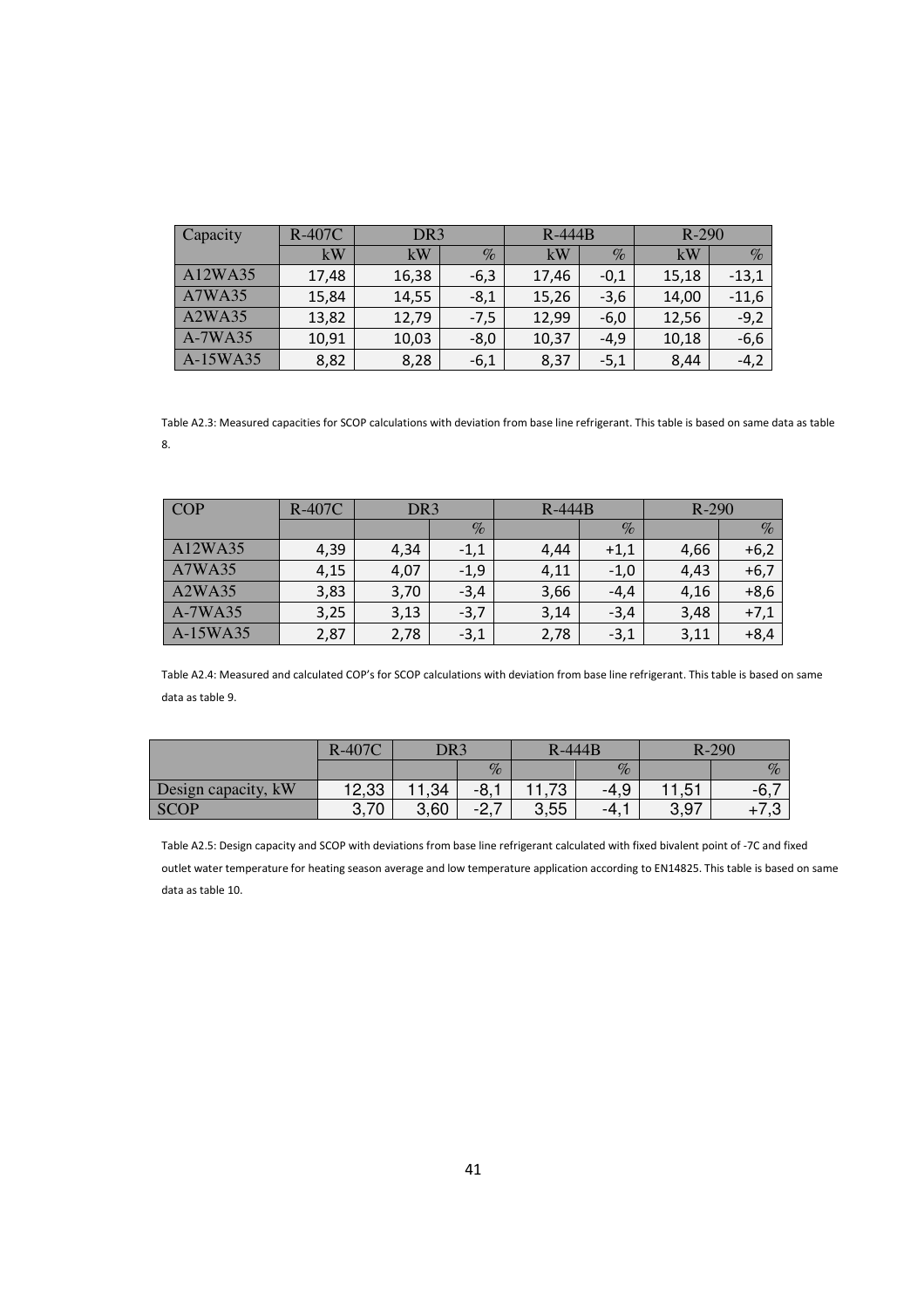| Capacity | R-407C | DR3 | | R-444B | | R-290 | |
|---|---|---|---|---|---|---|---|
| | kW | kW | % | kW | % | kW | % |
| A12WA35 | 17,48 | 16,38 | -6,3 | 17,46 | -0,1 | 15,18 | -13,1 |
| A7WA35 | 15,84 | 14,55 | -8,1 | 15,26 | -3,6 | 14,00 | -11,6 |
| A2WA35 | 13,82 | 12,79 | -7,5 | 12,99 | -6,0 | 12,56 | -9,2 |
| A-7WA35 | 10,91 | 10,03 | -8,0 | 10,37 | -4,9 | 10,18 | -6,6 |
| A-15WA35 | 8,82 | 8,28 | -6,1 | 8,37 | -5,1 | 8,44 | -4,2 |

Table A2.3: Measured capacities for SCOP calculations with deviation from base line refrigerant. This table is based on same data as table 8.

| COP | R-407C | DR3 | | R-444B | | R-290 | |
|---|---|---|---|---|---|---|---|
| | | | % | | % | | % |
| A12WA35 | 4,39 | 4,34 | -1,1 | 4,44 | +1,1 | 4,66 | +6,2 |
| A7WA35 | 4,15 | 4,07 | -1,9 | 4,11 | -1,0 | 4,43 | +6,7 |
| A2WA35 | 3,83 | 3,70 | -3,4 | 3,66 | -4,4 | 4,16 | +8,6 |
| A-7WA35 | 3,25 | 3,13 | -3,7 | 3,14 | -3,4 | 3,48 | +7,1 |
| A-15WA35 | 2,87 | 2,78 | -3,1 | 2,78 | -3,1 | 3,11 | +8,4 |

Table A2.4: Measured and calculated COP's for SCOP calculations with deviation from base line refrigerant. This table is based on same data as table 9.

| | R-407C | DR3 | | R-444B | | R-290 | |
|---|---|---|---|---|---|---|---|
| | | | % | | % | | % |
| Design capacity, kW | 12,33 | 11,34 | -8,1 | 11,73 | -4,9 | 11,51 | -6,7 |
| SCOP | 3,70 | 3,60 | -2,7 | 3,55 | -4,1 | 3,97 | +7,3 |

Table A2.5: Design capacity and SCOP with deviations from base line refrigerant calculated with fixed bivalent point of -7C and fixed outlet water temperature for heating season average and low temperature application according to EN14825. This table is based on same data as table 10.